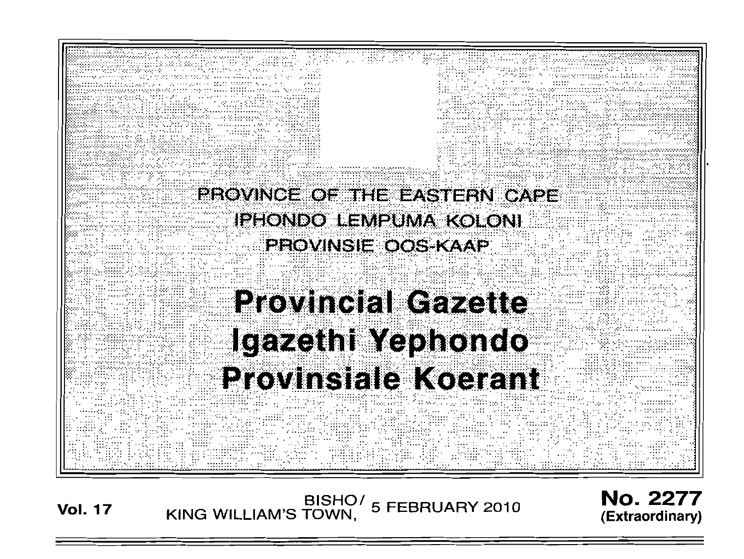PROVINCE OF THE EASTERN CAPE

IPHONDO LEMPUMA KOLONI

PROVINSIE OOS-KAAP

# Provincial Gazette

# Igazethi Yephondo

# Provinsiale Koerant

**Vol. 17** BISHO/ KING WILLIAM'S TOWN, 5 FEBRUARY 2010 **No. 2277** **(Extraordinary)**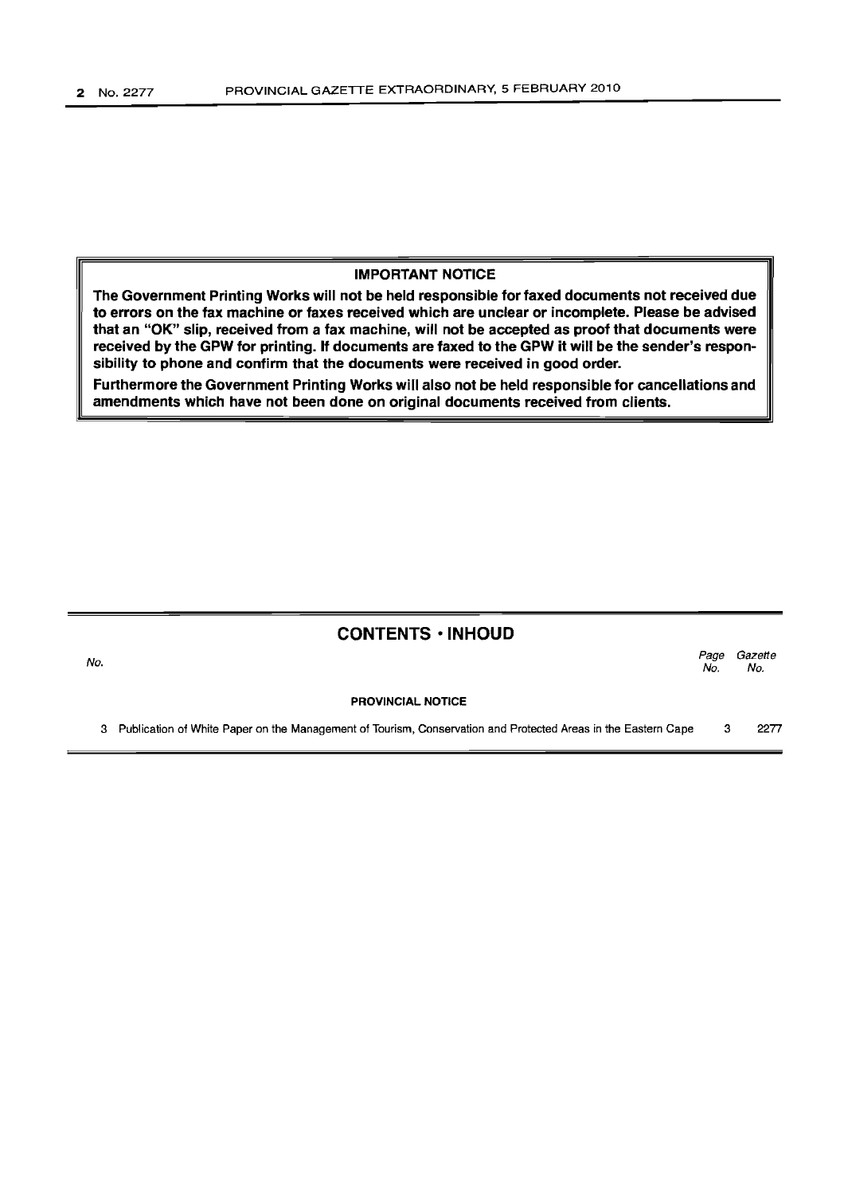**IMPORTANT NOTICE**

**The Government Printing Works will not be held responsible for faxed documents not received due to errors on the fax machine or faxes received which are unclear or incomplete. Please be advised that an "OK" slip, received from a fax machine, will not be accepted as proof that documents were received by the GPW for printing. If documents are faxed to the GPW it will be the sender's responsibility to phone and confirm that the documents were received in good order.**

**Furthermore the Government Printing Works will also not be held responsible for cancellations and amendments which have not been done on original documents received from clients.**

## CONTENTS • INHOUD

| *No.* | | *Page No.* | *Gazette No.* |
|---|---|---|---|
| | **PROVINCIAL NOTICE** | | |
| 3 | Publication of White Paper on the Management of Tourism, Conservation and Protected Areas in the Eastern Cape | 3 | 2277 |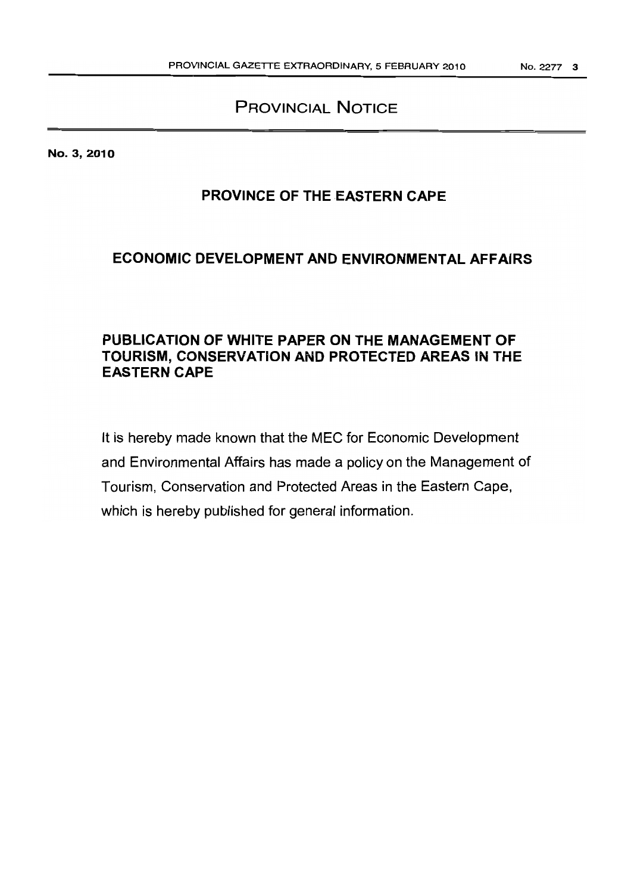# PROVINCIAL NOTICE

**No. 3, 2010**

## PROVINCE OF THE EASTERN CAPE

## ECONOMIC DEVELOPMENT AND ENVIRONMENTAL AFFAIRS

### PUBLICATION OF WHITE PAPER ON THE MANAGEMENT OF TOURISM, CONSERVATION AND PROTECTED AREAS IN THE EASTERN CAPE

It is hereby made known that the MEC for Economic Development and Environmental Affairs has made a policy on the Management of Tourism, Conservation and Protected Areas in the Eastern Cape, which is hereby published for general information.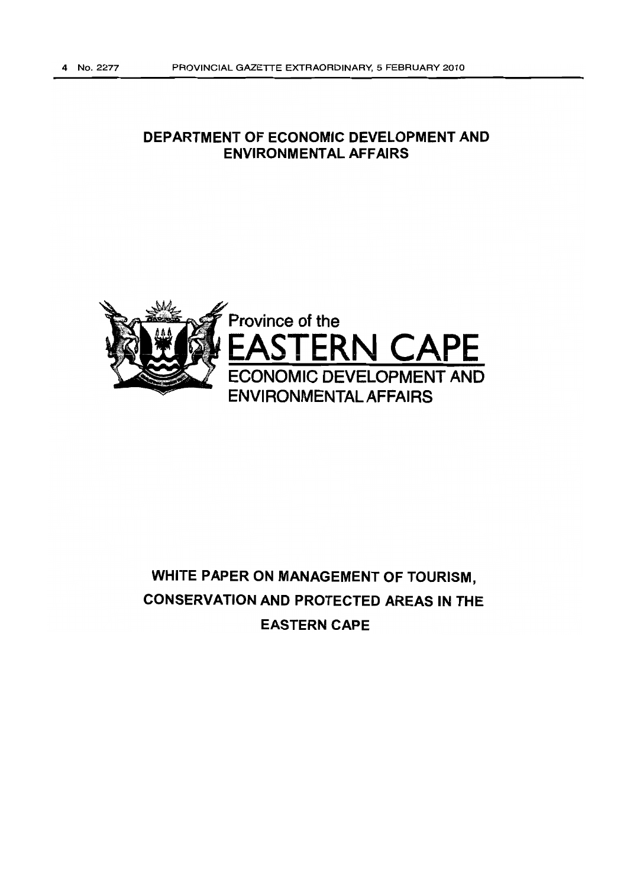# DEPARTMENT OF ECONOMIC DEVELOPMENT AND ENVIRONMENTAL AFFAIRS

Province of the

**EASTERN CAPE**

ECONOMIC DEVELOPMENT AND ENVIRONMENTAL AFFAIRS

## WHITE PAPER ON MANAGEMENT OF TOURISM, CONSERVATION AND PROTECTED AREAS IN THE EASTERN CAPE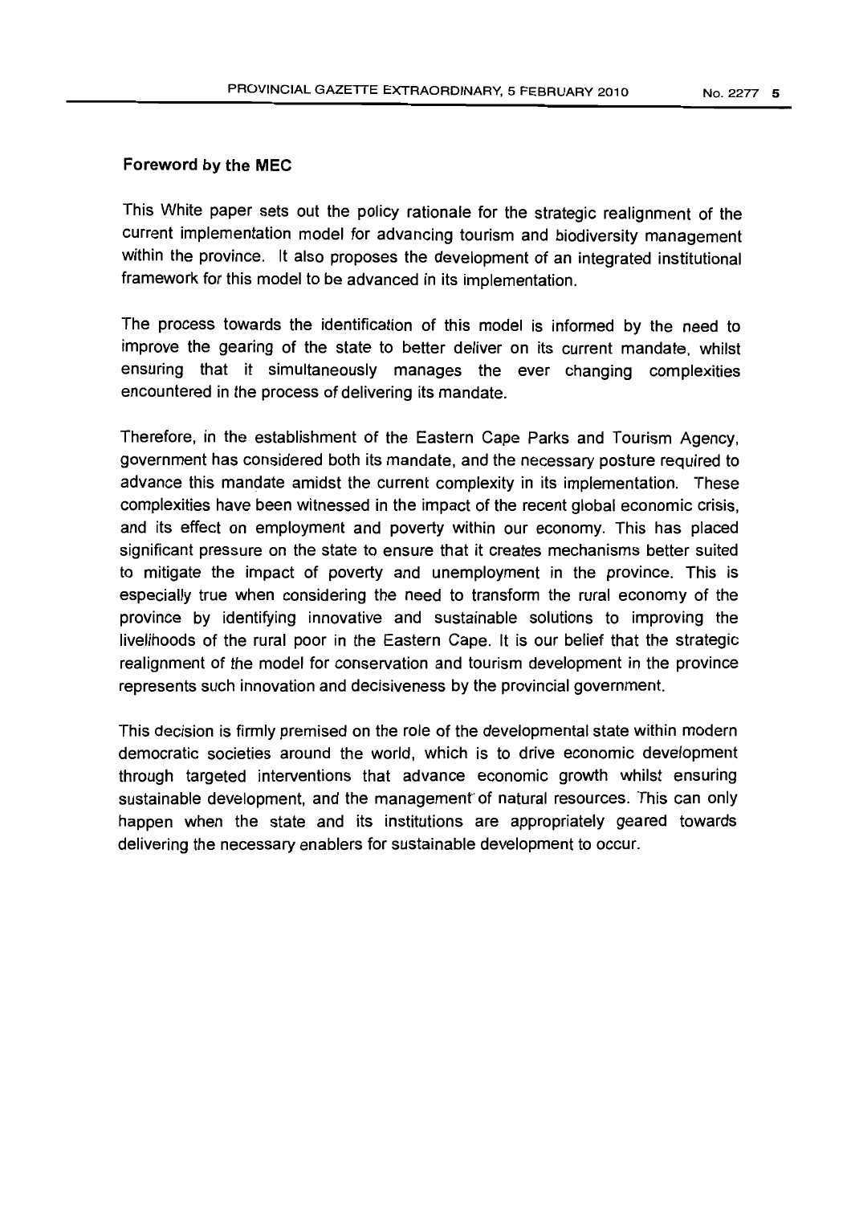## Foreword by the MEC

This White paper sets out the policy rationale for the strategic realignment of the current implementation model for advancing tourism and biodiversity management within the province. It also proposes the development of an integrated institutional framework for this model to be advanced in its implementation.

The process towards the identification of this model is informed by the need to improve the gearing of the state to better deliver on its current mandate, whilst ensuring that it simultaneously manages the ever changing complexities encountered in the process of delivering its mandate.

Therefore, in the establishment of the Eastern Cape Parks and Tourism Agency, government has considered both its mandate, and the necessary posture required to advance this mandate amidst the current complexity in its implementation. These complexities have been witnessed in the impact of the recent global economic crisis, and its effect on employment and poverty within our economy. This has placed significant pressure on the state to ensure that it creates mechanisms better suited to mitigate the impact of poverty and unemployment in the province. This is especially true when considering the need to transform the rural economy of the province by identifying innovative and sustainable solutions to improving the livelihoods of the rural poor in the Eastern Cape. It is our belief that the strategic realignment of the model for conservation and tourism development in the province represents such innovation and decisiveness by the provincial government.

This decision is firmly premised on the role of the developmental state within modern democratic societies around the world, which is to drive economic development through targeted interventions that advance economic growth whilst ensuring sustainable development, and the management of natural resources. This can only happen when the state and its institutions are appropriately geared towards delivering the necessary enablers for sustainable development to occur.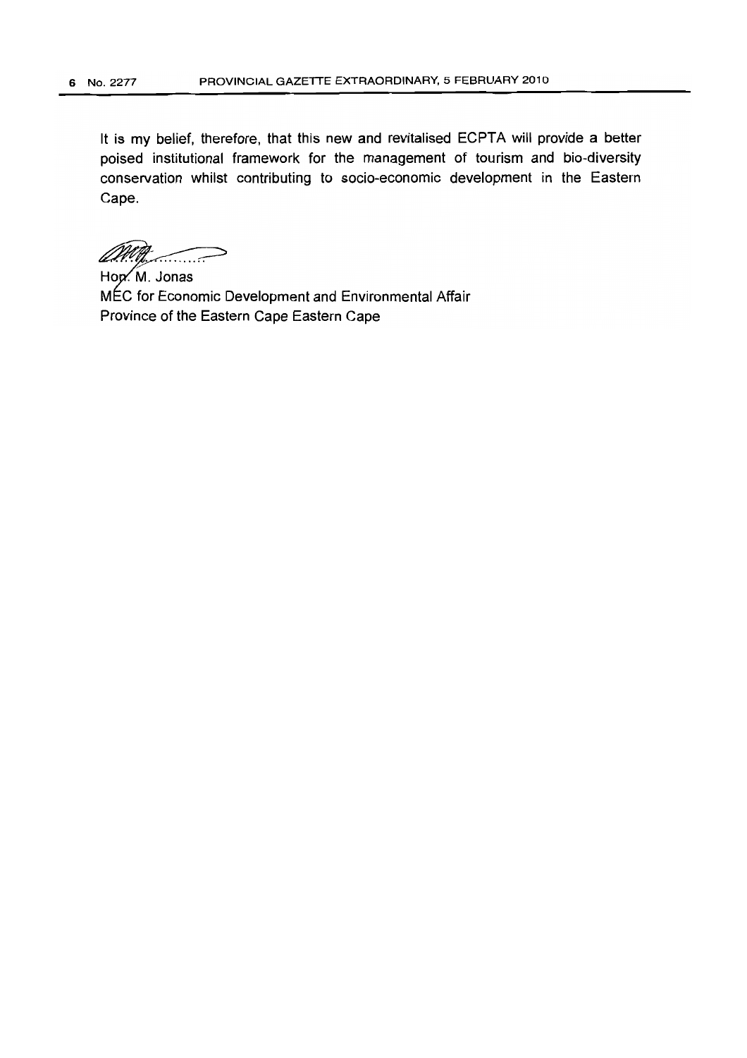It is my belief, therefore, that this new and revitalised ECPTA will provide a better poised institutional framework for the management of tourism and bio-diversity conservation whilst contributing to socio-economic development in the Eastern Cape.

Hon. M. Jonas
MEC for Economic Development and Environmental Affair
Province of the Eastern Cape Eastern Cape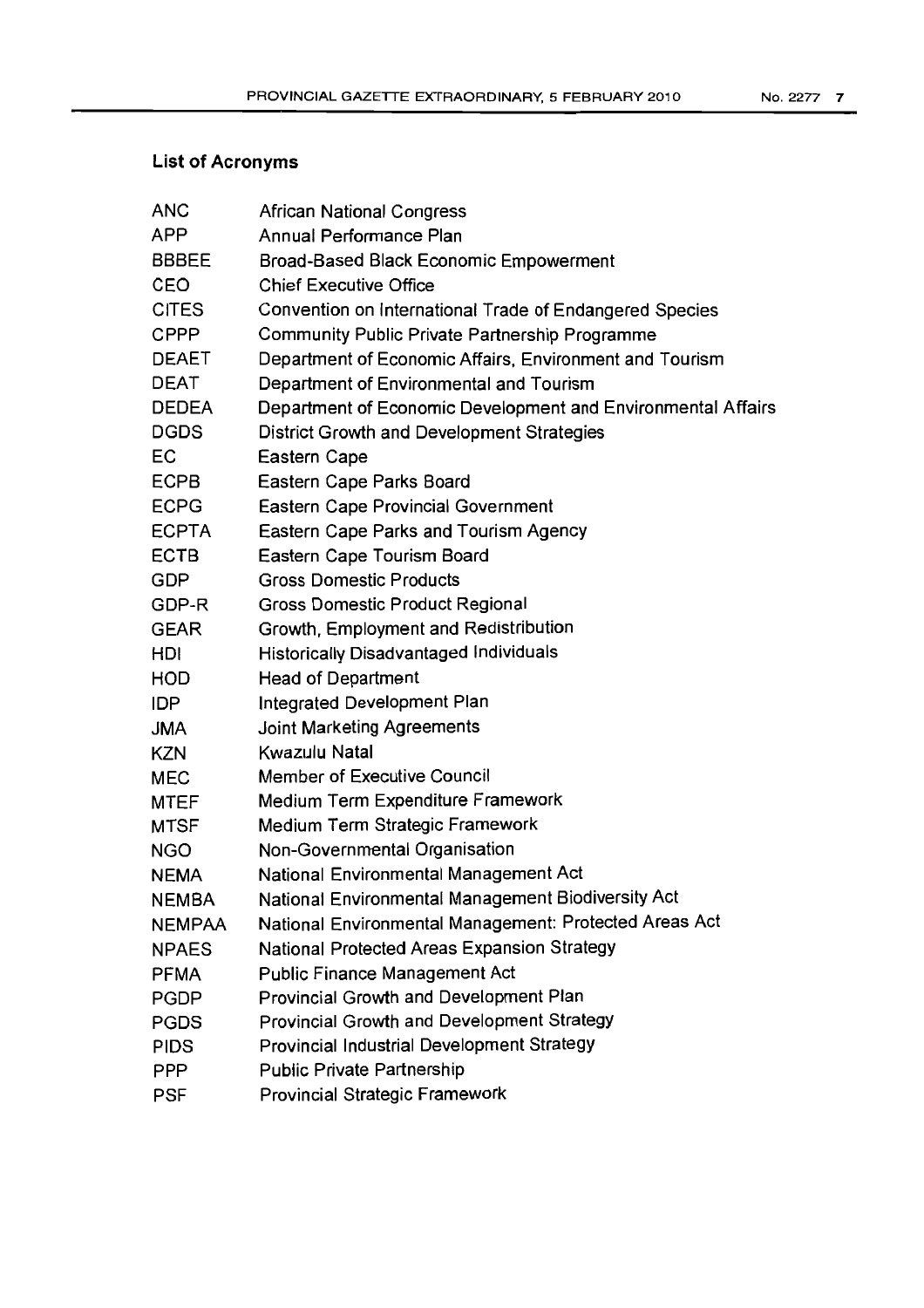## List of Acronyms

| | |
|---|---|
| ANC | African National Congress |
| APP | Annual Performance Plan |
| BBBEE | Broad-Based Black Economic Empowerment |
| CEO | Chief Executive Office |
| CITES | Convention on International Trade of Endangered Species |
| CPPP | Community Public Private Partnership Programme |
| DEAET | Department of Economic Affairs, Environment and Tourism |
| DEAT | Department of Environmental and Tourism |
| DEDEA | Department of Economic Development and Environmental Affairs |
| DGDS | District Growth and Development Strategies |
| EC | Eastern Cape |
| ECPB | Eastern Cape Parks Board |
| ECPG | Eastern Cape Provincial Government |
| ECPTA | Eastern Cape Parks and Tourism Agency |
| ECTB | Eastern Cape Tourism Board |
| GDP | Gross Domestic Products |
| GDP-R | Gross Domestic Product Regional |
| GEAR | Growth, Employment and Redistribution |
| HDI | Historically Disadvantaged Individuals |
| HOD | Head of Department |
| IDP | Integrated Development Plan |
| JMA | Joint Marketing Agreements |
| KZN | Kwazulu Natal |
| MEC | Member of Executive Council |
| MTEF | Medium Term Expenditure Framework |
| MTSF | Medium Term Strategic Framework |
| NGO | Non-Governmental Organisation |
| NEMA | National Environmental Management Act |
| NEMBA | National Environmental Management Biodiversity Act |
| NEMPAA | National Environmental Management: Protected Areas Act |
| NPAES | National Protected Areas Expansion Strategy |
| PFMA | Public Finance Management Act |
| PGDP | Provincial Growth and Development Plan |
| PGDS | Provincial Growth and Development Strategy |
| PIDS | Provincial Industrial Development Strategy |
| PPP | Public Private Partnership |
| PSF | Provincial Strategic Framework |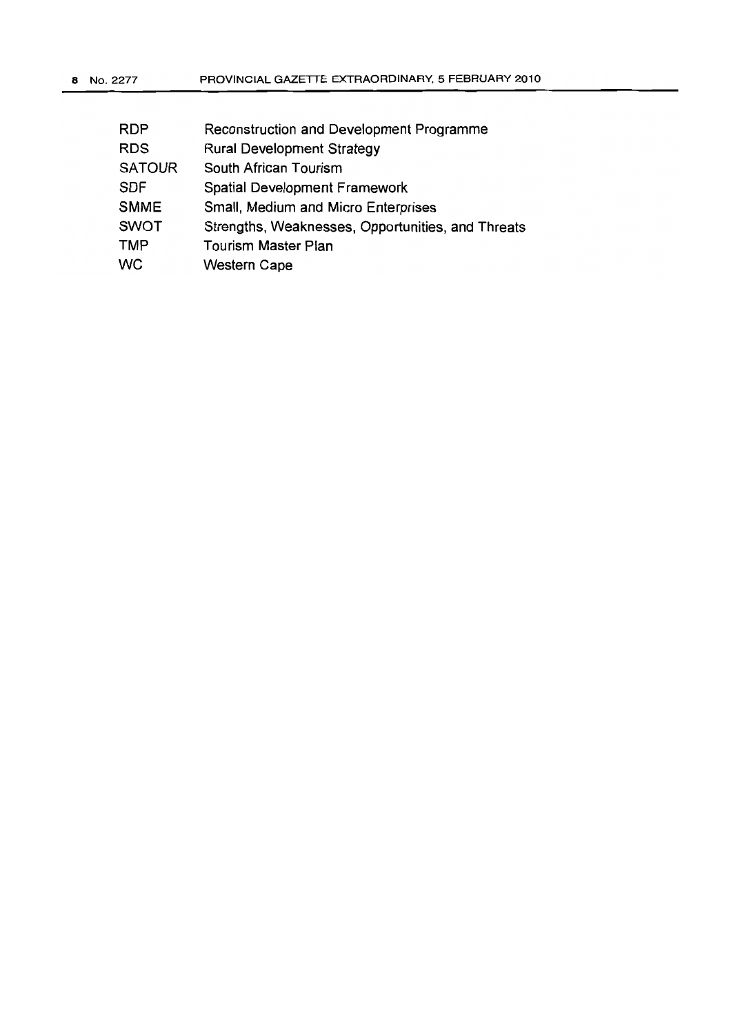| | |
|---|---|
| RDP | Reconstruction and Development Programme |
| RDS | Rural Development Strategy |
| SATOUR | South African Tourism |
| SDF | Spatial Development Framework |
| SMME | Small, Medium and Micro Enterprises |
| SWOT | Strengths, Weaknesses, Opportunities, and Threats |
| TMP | Tourism Master Plan |
| WC | Western Cape |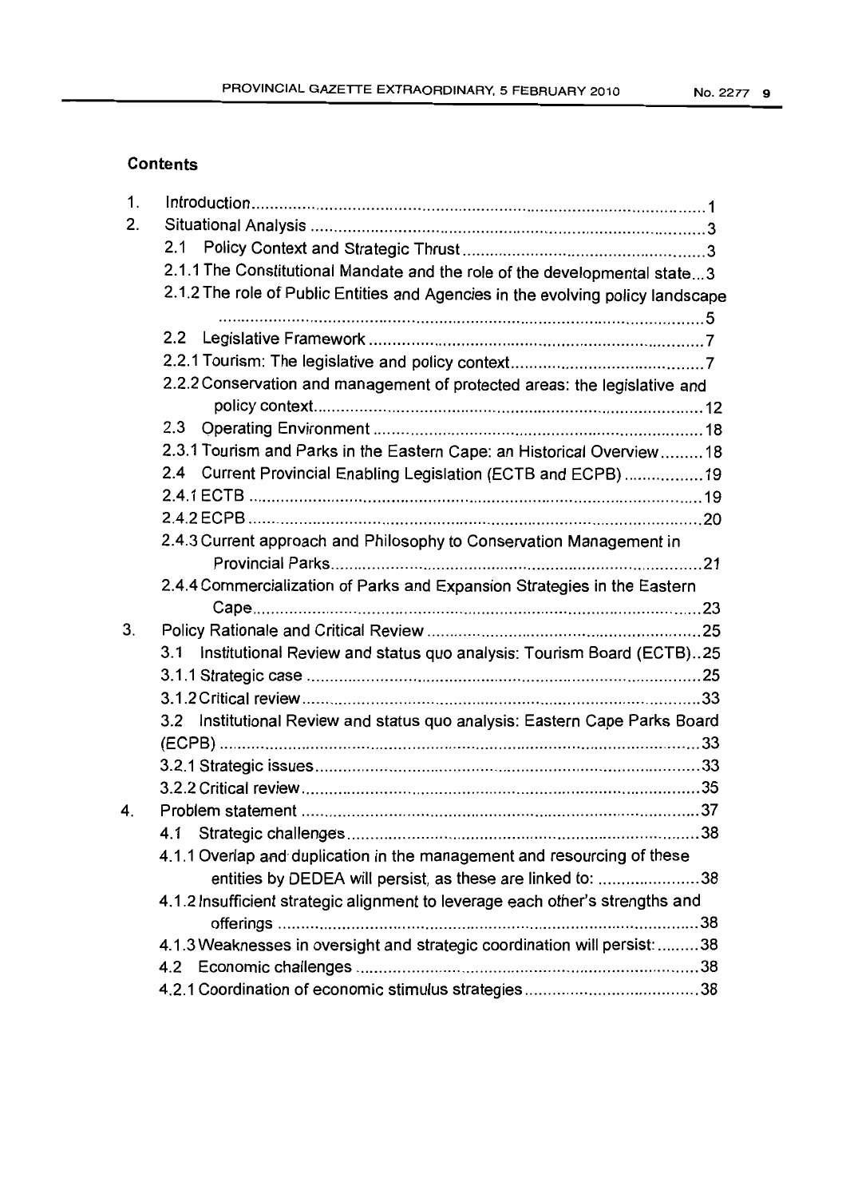## Contents

1. Introduction ..... 1
2. Situational Analysis ..... 3
    2.1 Policy Context and Strategic Thrust ..... 3
    2.1.1 The Constitutional Mandate and the role of the developmental state ... 3
    2.1.2 The role of Public Entities and Agencies in the evolving policy landscape ..... 5
    2.2 Legislative Framework ..... 7
    2.2.1 Tourism: The legislative and policy context ..... 7
    2.2.2 Conservation and management of protected areas: the legislative and policy context ..... 12
    2.3 Operating Environment ..... 18
    2.3.1 Tourism and Parks in the Eastern Cape: an Historical Overview ..... 18
    2.4 Current Provincial Enabling Legislation (ECTB and ECPB) ..... 19
    2.4.1 ECTB ..... 19
    2.4.2 ECPB ..... 20
    2.4.3 Current approach and Philosophy to Conservation Management in Provincial Parks ..... 21
    2.4.4 Commercialization of Parks and Expansion Strategies in the Eastern Cape ..... 23
3. Policy Rationale and Critical Review ..... 25
    3.1 Institutional Review and status quo analysis: Tourism Board (ECTB) .. 25
    3.1.1 Strategic case ..... 25
    3.1.2 Critical review ..... 33
    3.2 Institutional Review and status quo analysis: Eastern Cape Parks Board (ECPB) ..... 33
    3.2.1 Strategic issues ..... 33
    3.2.2 Critical review ..... 35
4. Problem statement ..... 37
    4.1 Strategic challenges ..... 38
    4.1.1 Overlap and duplication in the management and resourcing of these entities by DEDEA will persist, as these are linked to: ..... 38
    4.1.2 Insufficient strategic alignment to leverage each other's strengths and offerings ..... 38
    4.1.3 Weaknesses in oversight and strategic coordination will persist: ..... 38
    4.2 Economic challenges ..... 38
    4.2.1 Coordination of economic stimulus strategies ..... 38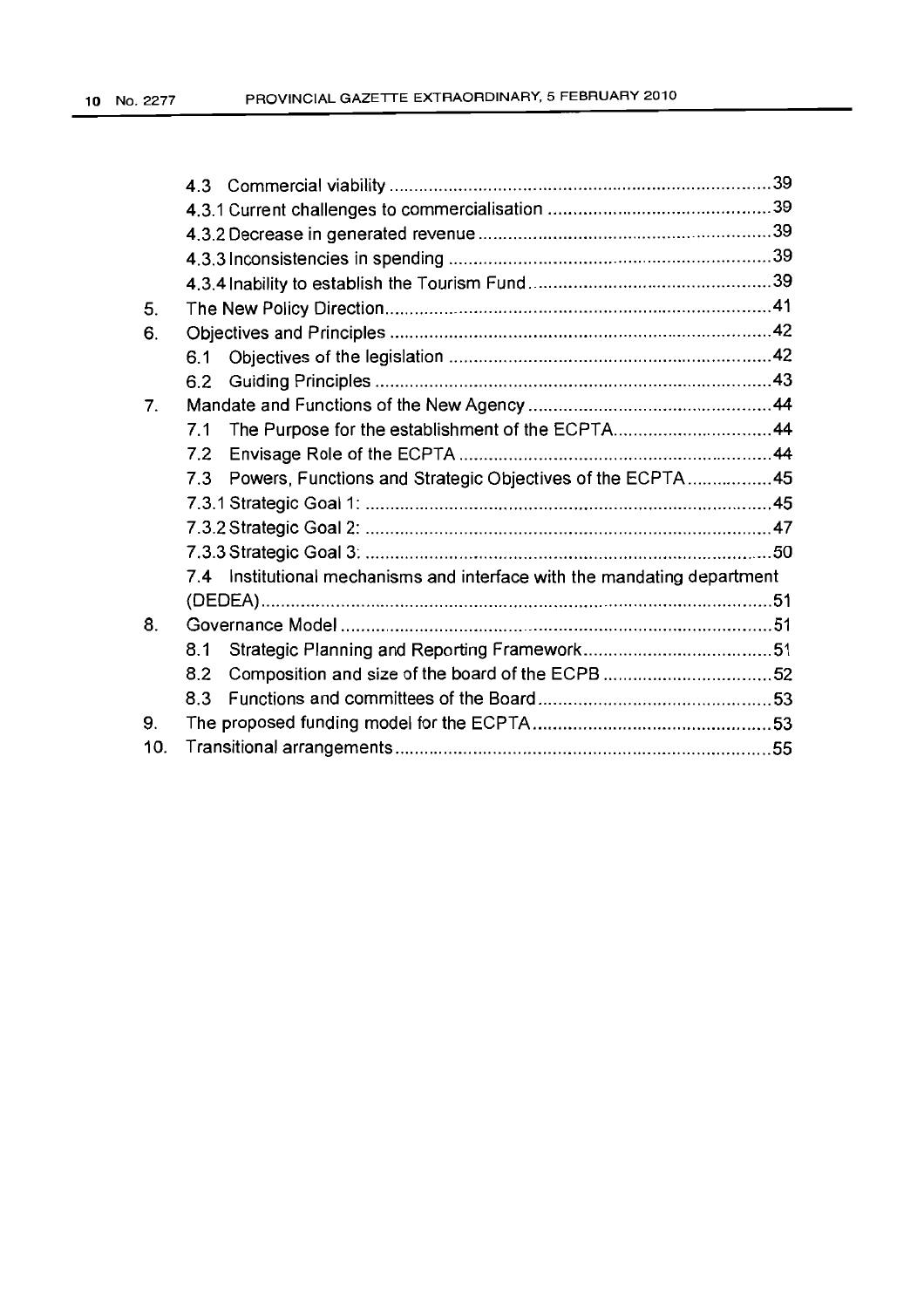| | | |
|---|---|---|
| | 4.3 Commercial viability | 39 |
| | 4.3.1 Current challenges to commercialisation | 39 |
| | 4.3.2 Decrease in generated revenue | 39 |
| | 4.3.3 Inconsistencies in spending | 39 |
| | 4.3.4 Inability to establish the Tourism Fund | 39 |
| 5. | The New Policy Direction | 41 |
| 6. | Objectives and Principles | 42 |
| | 6.1 Objectives of the legislation | 42 |
| | 6.2 Guiding Principles | 43 |
| 7. | Mandate and Functions of the New Agency | 44 |
| | 7.1 The Purpose for the establishment of the ECPTA | 44 |
| | 7.2 Envisage Role of the ECPTA | 44 |
| | 7.3 Powers, Functions and Strategic Objectives of the ECPTA | 45 |
| | 7.3.1 Strategic Goal 1: | 45 |
| | 7.3.2 Strategic Goal 2: | 47 |
| | 7.3.3 Strategic Goal 3: | 50 |
| | 7.4 Institutional mechanisms and interface with the mandating department (DEDEA) | 51 |
| 8. | Governance Model | 51 |
| | 8.1 Strategic Planning and Reporting Framework | 51 |
| | 8.2 Composition and size of the board of the ECPB | 52 |
| | 8.3 Functions and committees of the Board | 53 |
| 9. | The proposed funding model for the ECPTA | 53 |
| 10. | Transitional arrangements | 55 |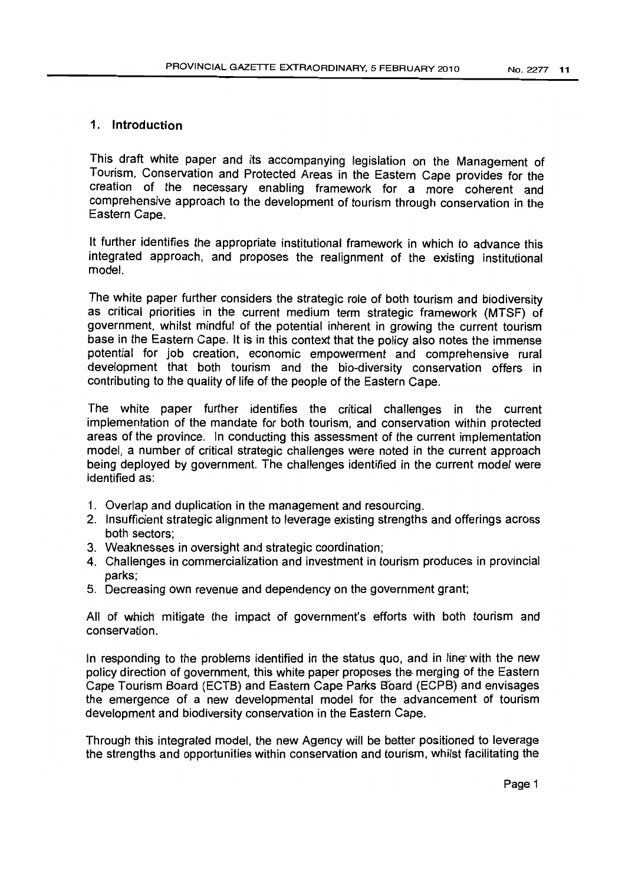## 1. Introduction

This draft white paper and its accompanying legislation on the Management of Tourism, Conservation and Protected Areas in the Eastern Cape provides for the creation of the necessary enabling framework for a more coherent and comprehensive approach to the development of tourism through conservation in the Eastern Cape.

It further identifies the appropriate institutional framework in which to advance this integrated approach, and proposes the realignment of the existing institutional model.

The white paper further considers the strategic role of both tourism and biodiversity as critical priorities in the current medium term strategic framework (MTSF) of government, whilst mindful of the potential inherent in growing the current tourism base in the Eastern Cape. It is in this context that the policy also notes the immense potential for job creation, economic empowerment and comprehensive rural development that both tourism and the bio-diversity conservation offers in contributing to the quality of life of the people of the Eastern Cape.

The white paper further identifies the critical challenges in the current implementation of the mandate for both tourism, and conservation within protected areas of the province. In conducting this assessment of the current implementation model, a number of critical strategic challenges were noted in the current approach being deployed by government. The challenges identified in the current model were identified as:

1. Overlap and duplication in the management and resourcing.
2. Insufficient strategic alignment to leverage existing strengths and offerings across both sectors;
3. Weaknesses in oversight and strategic coordination;
4. Challenges in commercialization and investment in tourism produces in provincial parks;
5. Decreasing own revenue and dependency on the government grant;

All of which mitigate the impact of government's efforts with both tourism and conservation.

In responding to the problems identified in the status quo, and in line with the new policy direction of government, this white paper proposes the merging of the Eastern Cape Tourism Board (ECTB) and Eastern Cape Parks Board (ECPB) and envisages the emergence of a new developmental model for the advancement of tourism development and biodiversity conservation in the Eastern Cape.

Through this integrated model, the new Agency will be better positioned to leverage the strengths and opportunities within conservation and tourism, whilst facilitating the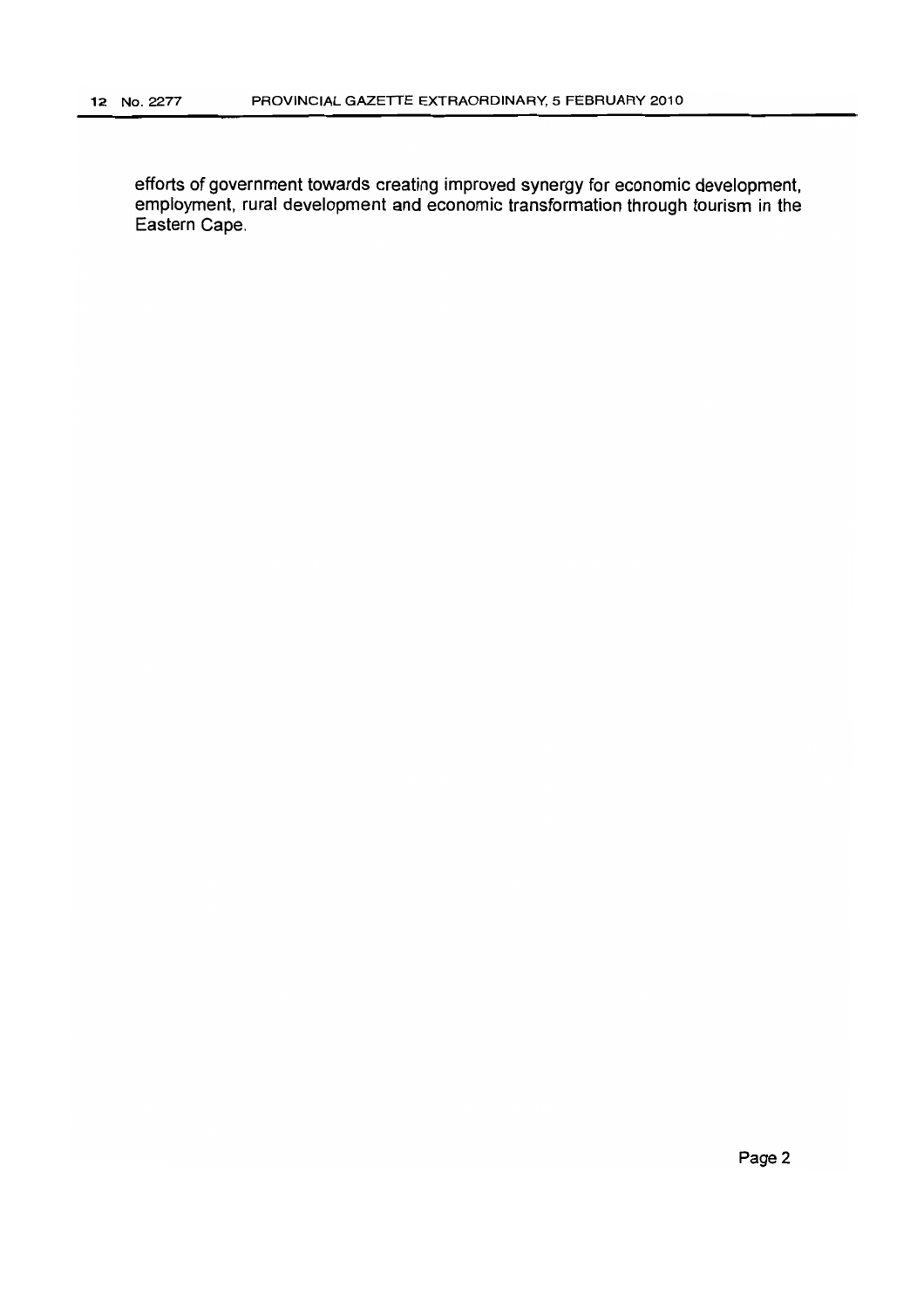efforts of government towards creating improved synergy for economic development, employment, rural development and economic transformation through tourism in the Eastern Cape.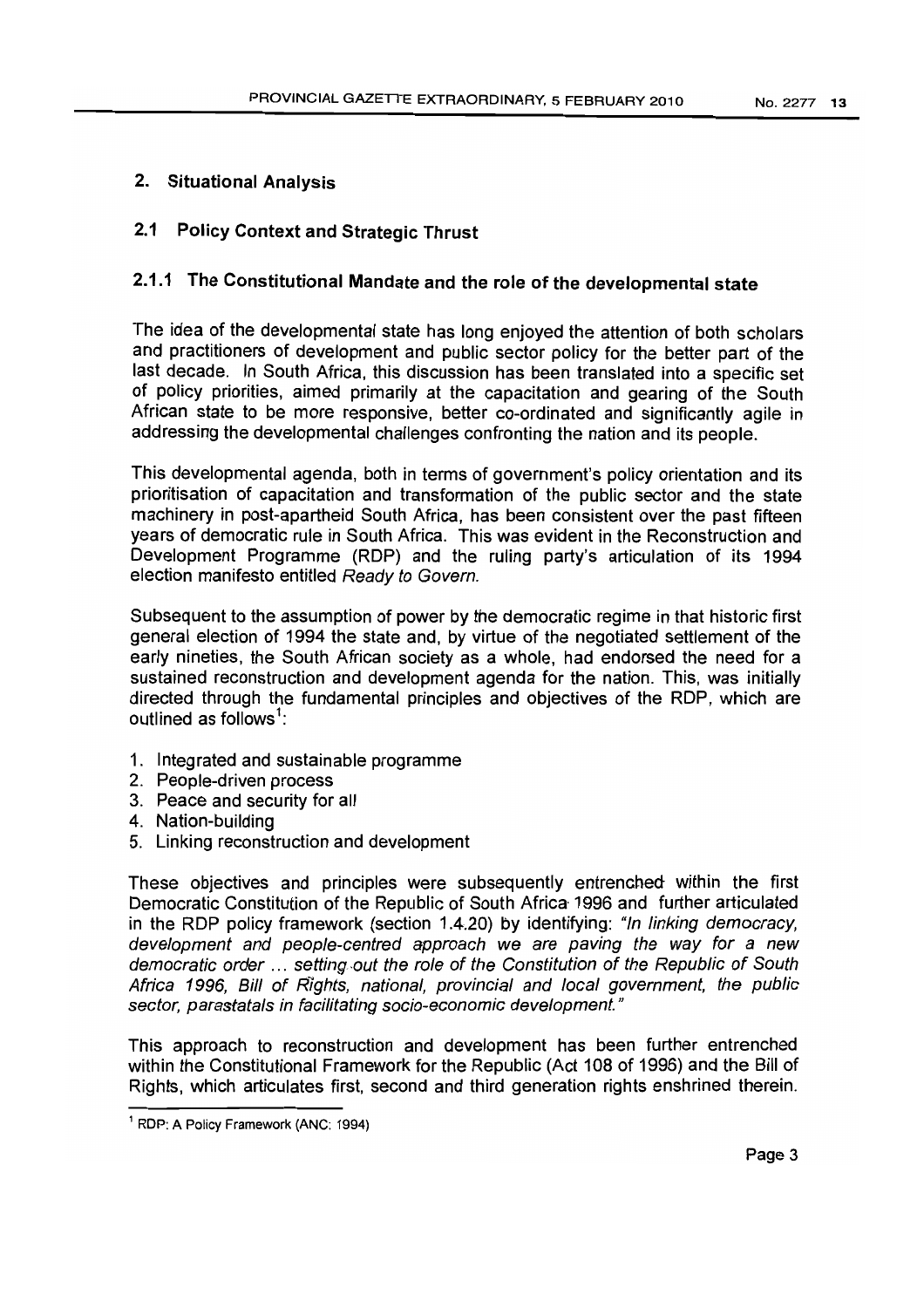## 2. Situational Analysis

### 2.1 Policy Context and Strategic Thrust

#### 2.1.1 The Constitutional Mandate and the role of the developmental state

The idea of the developmental state has long enjoyed the attention of both scholars and practitioners of development and public sector policy for the better part of the last decade. In South Africa, this discussion has been translated into a specific set of policy priorities, aimed primarily at the capacitation and gearing of the South African state to be more responsive, better co-ordinated and significantly agile in addressing the developmental challenges confronting the nation and its people.

This developmental agenda, both in terms of government's policy orientation and its prioritisation of capacitation and transformation of the public sector and the state machinery in post-apartheid South Africa, has been consistent over the past fifteen years of democratic rule in South Africa. This was evident in the Reconstruction and Development Programme (RDP) and the ruling party's articulation of its 1994 election manifesto entitled *Ready to Govern*.

Subsequent to the assumption of power by the democratic regime in that historic first general election of 1994 the state and, by virtue of the negotiated settlement of the early nineties, the South African society as a whole, had endorsed the need for a sustained reconstruction and development agenda for the nation. This, was initially directed through the fundamental principles and objectives of the RDP, which are outlined as follows[1]:

1. Integrated and sustainable programme
2. People-driven process
3. Peace and security for all
4. Nation-building
5. Linking reconstruction and development

These objectives and principles were subsequently entrenched within the first Democratic Constitution of the Republic of South Africa 1996 and further articulated in the RDP policy framework (section 1.4.20) by identifying: *"In linking democracy, development and people-centred approach we are paving the way for a new democratic order ... setting out the role of the Constitution of the Republic of South Africa 1996, Bill of Rights, national, provincial and local government, the public sector, parastatals in facilitating socio-economic development."*

This approach to reconstruction and development has been further entrenched within the Constitutional Framework for the Republic (Act 108 of 1996) and the Bill of Rights, which articulates first, second and third generation rights enshrined therein.

[1] RDP: A Policy Framework (ANC: 1994)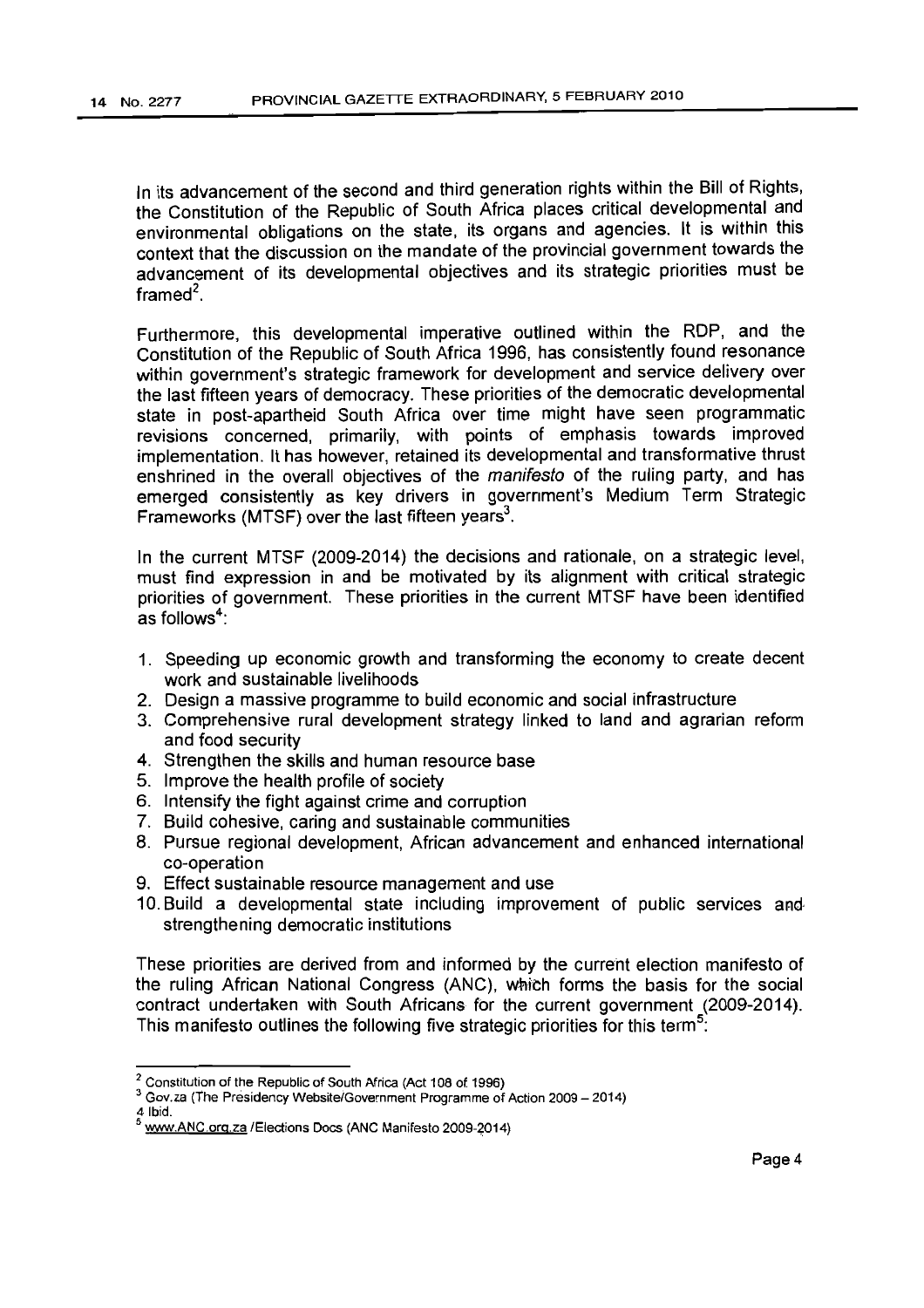In its advancement of the second and third generation rights within the Bill of Rights, the Constitution of the Republic of South Africa places critical developmental and environmental obligations on the state, its organs and agencies. It is within this context that the discussion on the mandate of the provincial government towards the advancement of its developmental objectives and its strategic priorities must be framed[2].

Furthermore, this developmental imperative outlined within the RDP, and the Constitution of the Republic of South Africa 1996, has consistently found resonance within government's strategic framework for development and service delivery over the last fifteen years of democracy. These priorities of the democratic developmental state in post-apartheid South Africa over time might have seen programmatic revisions concerned, primarily, with points of emphasis towards improved implementation. It has however, retained its developmental and transformative thrust enshrined in the overall objectives of the *manifesto* of the ruling party, and has emerged consistently as key drivers in government's Medium Term Strategic Frameworks (MTSF) over the last fifteen years[3].

In the current MTSF (2009-2014) the decisions and rationale, on a strategic level, must find expression in and be motivated by its alignment with critical strategic priorities of government. These priorities in the current MTSF have been identified as follows[4]:

1. Speeding up economic growth and transforming the economy to create decent work and sustainable livelihoods
2. Design a massive programme to build economic and social infrastructure
3. Comprehensive rural development strategy linked to land and agrarian reform and food security
4. Strengthen the skills and human resource base
5. Improve the health profile of society
6. Intensify the fight against crime and corruption
7. Build cohesive, caring and sustainable communities
8. Pursue regional development, African advancement and enhanced international co-operation
9. Effect sustainable resource management and use
10. Build a developmental state including improvement of public services and strengthening democratic institutions

These priorities are derived from and informed by the current election manifesto of the ruling African National Congress (ANC), which forms the basis for the social contract undertaken with South Africans for the current government (2009-2014). This manifesto outlines the following five strategic priorities for this term[5]:

---

[2] Constitution of the Republic of South Africa (Act 108 of 1996)

[3] Gov.za (The Presidency Website/Government Programme of Action 2009 – 2014)

[4] Ibid.

[5] www.ANC.org.za /Elections Docs (ANC Manifesto 2009-2014)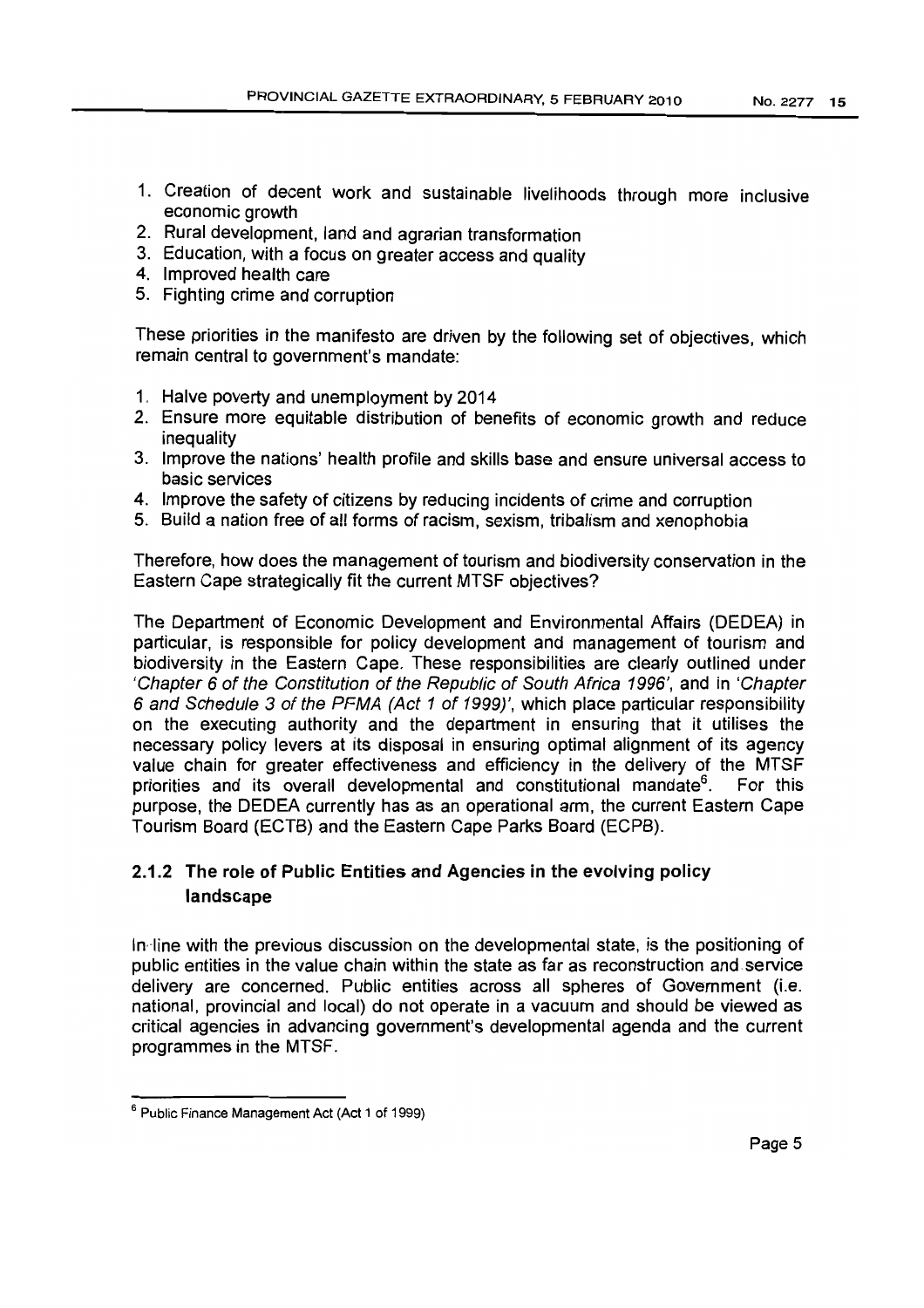1. Creation of decent work and sustainable livelihoods through more inclusive economic growth
2. Rural development, land and agrarian transformation
3. Education, with a focus on greater access and quality
4. Improved health care
5. Fighting crime and corruption

These priorities in the manifesto are driven by the following set of objectives, which remain central to government's mandate:

1. Halve poverty and unemployment by 2014
2. Ensure more equitable distribution of benefits of economic growth and reduce inequality
3. Improve the nations' health profile and skills base and ensure universal access to basic services
4. Improve the safety of citizens by reducing incidents of crime and corruption
5. Build a nation free of all forms of racism, sexism, tribalism and xenophobia

Therefore, how does the management of tourism and biodiversity conservation in the Eastern Cape strategically fit the current MTSF objectives?

The Department of Economic Development and Environmental Affairs (DEDEA) in particular, is responsible for policy development and management of tourism and biodiversity in the Eastern Cape. These responsibilities are clearly outlined under *'Chapter 6 of the Constitution of the Republic of South Africa 1996'*, and in *'Chapter 6 and Schedule 3 of the PFMA (Act 1 of 1999)'*, which place particular responsibility on the executing authority and the department in ensuring that it utilises the necessary policy levers at its disposal in ensuring optimal alignment of its agency value chain for greater effectiveness and efficiency in the delivery of the MTSF priorities and its overall developmental and constitutional mandate[6]. For this purpose, the DEDEA currently has as an operational arm, the current Eastern Cape Tourism Board (ECTB) and the Eastern Cape Parks Board (ECPB).

### 2.1.2 The role of Public Entities and Agencies in the evolving policy landscape

In-line with the previous discussion on the developmental state, is the positioning of public entities in the value chain within the state as far as reconstruction and service delivery are concerned. Public entities across all spheres of Government (i.e. national, provincial and local) do not operate in a vacuum and should be viewed as critical agencies in advancing government's developmental agenda and the current programmes in the MTSF.

[6] Public Finance Management Act (Act 1 of 1999)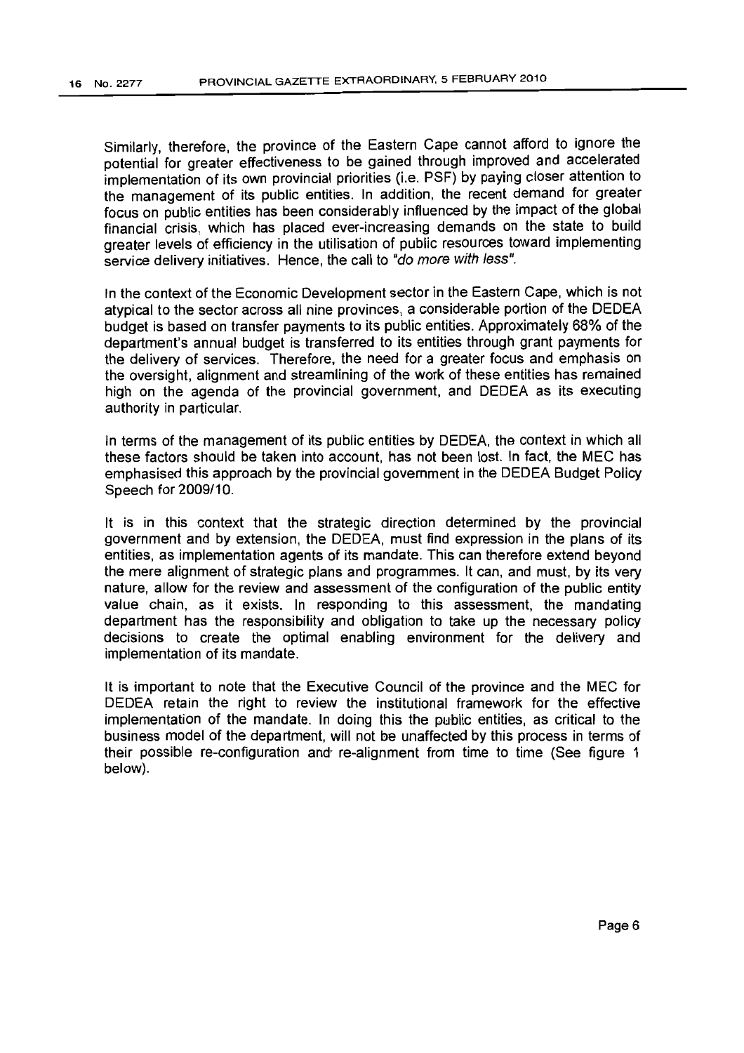Similarly, therefore, the province of the Eastern Cape cannot afford to ignore the potential for greater effectiveness to be gained through improved and accelerated implementation of its own provincial priorities (i.e. PSF) by paying closer attention to the management of its public entities. In addition, the recent demand for greater focus on public entities has been considerably influenced by the impact of the global financial crisis, which has placed ever-increasing demands on the state to build greater levels of efficiency in the utilisation of public resources toward implementing service delivery initiatives. Hence, the call to *"do more with less"*.

In the context of the Economic Development sector in the Eastern Cape, which is not atypical to the sector across all nine provinces, a considerable portion of the DEDEA budget is based on transfer payments to its public entities. Approximately 68% of the department's annual budget is transferred to its entities through grant payments for the delivery of services. Therefore, the need for a greater focus and emphasis on the oversight, alignment and streamlining of the work of these entities has remained high on the agenda of the provincial government, and DEDEA as its executing authority in particular.

In terms of the management of its public entities by DEDEA, the context in which all these factors should be taken into account, has not been lost. In fact, the MEC has emphasised this approach by the provincial government in the DEDEA Budget Policy Speech for 2009/10.

It is in this context that the strategic direction determined by the provincial government and by extension, the DEDEA, must find expression in the plans of its entities, as implementation agents of its mandate. This can therefore extend beyond the mere alignment of strategic plans and programmes. It can, and must, by its very nature, allow for the review and assessment of the configuration of the public entity value chain, as it exists. In responding to this assessment, the mandating department has the responsibility and obligation to take up the necessary policy decisions to create the optimal enabling environment for the delivery and implementation of its mandate.

It is important to note that the Executive Council of the province and the MEC for DEDEA retain the right to review the institutional framework for the effective implementation of the mandate. In doing this the public entities, as critical to the business model of the department, will not be unaffected by this process in terms of their possible re-configuration and re-alignment from time to time (See figure 1 below).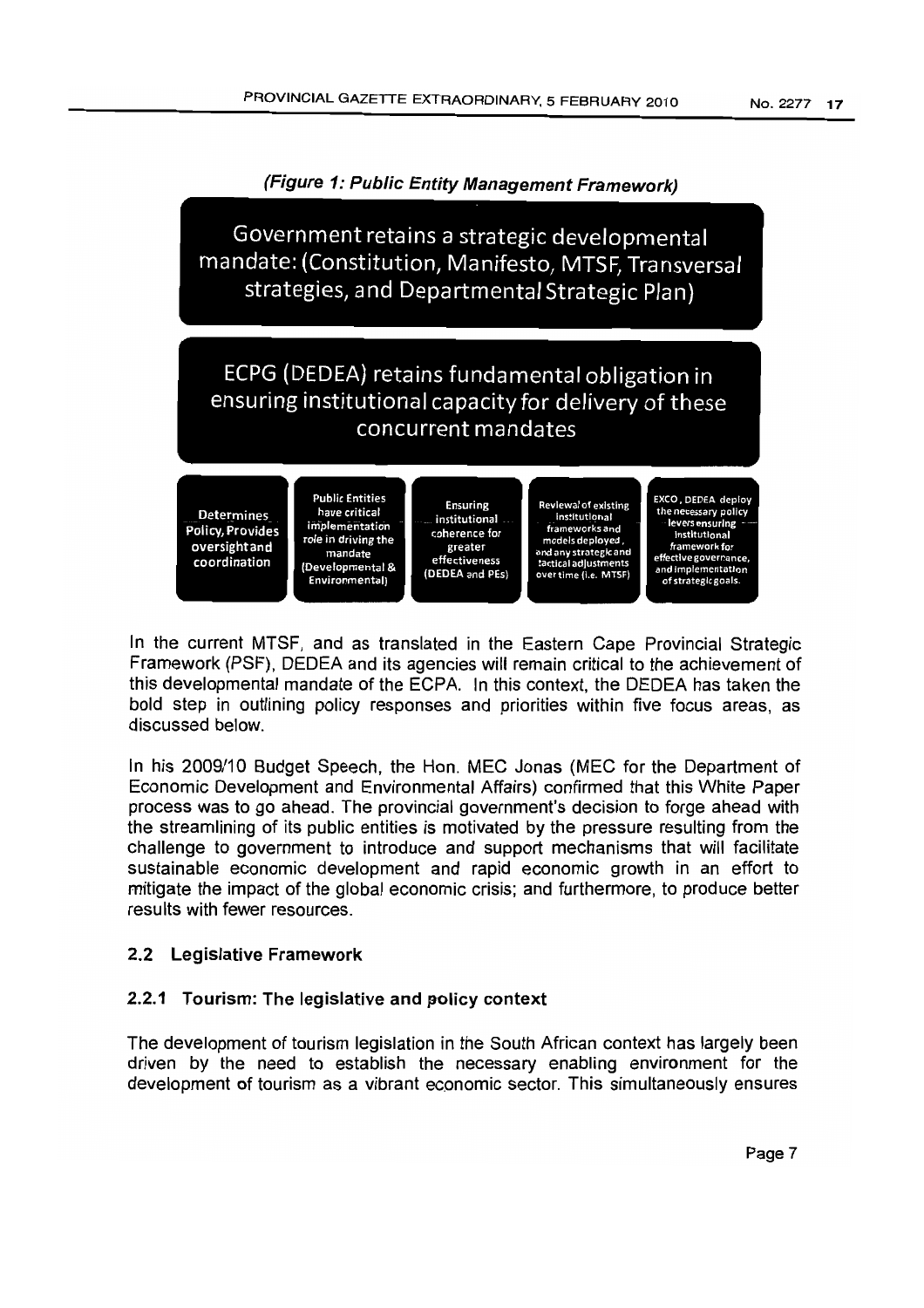*(Figure 1: Public Entity Management Framework)*

**Government retains a strategic developmental mandate: (Constitution, Manifesto, MTSF, Transversal strategies, and Departmental Strategic Plan)**

**ECPG (DEDEA) retains fundamental obligation in ensuring institutional capacity for delivery of these concurrent mandates**

- Determines Policy, Provides oversight and coordination
- Public Entities have critical implementation role in driving the mandate (Developmental & Environmental)
- Ensuring institutional coherence for greater effectiveness (DEDEA and PEs)
- Reviewal of existing institutional frameworks and models deployed, and any strategic and tactical adjustments over time (i.e. MTSF)
- EXCO, DEDEA deploy the necessary policy levers ensuring institutional framework for effective governance, and implementation of strategic goals.

In the current MTSF, and as translated in the Eastern Cape Provincial Strategic Framework (PSF), DEDEA and its agencies will remain critical to the achievement of this developmental mandate of the ECPA. In this context, the DEDEA has taken the bold step in outlining policy responses and priorities within five focus areas, as discussed below.

In his 2009/10 Budget Speech, the Hon. MEC Jonas (MEC for the Department of Economic Development and Environmental Affairs) confirmed that this White Paper process was to go ahead. The provincial government's decision to forge ahead with the streamlining of its public entities is motivated by the pressure resulting from the challenge to government to introduce and support mechanisms that will facilitate sustainable economic development and rapid economic growth in an effort to mitigate the impact of the global economic crisis; and furthermore, to produce better results with fewer resources.

### 2.2 Legislative Framework

#### 2.2.1 Tourism: The legislative and policy context

The development of tourism legislation in the South African context has largely been driven by the need to establish the necessary enabling environment for the development of tourism as a vibrant economic sector. This simultaneously ensures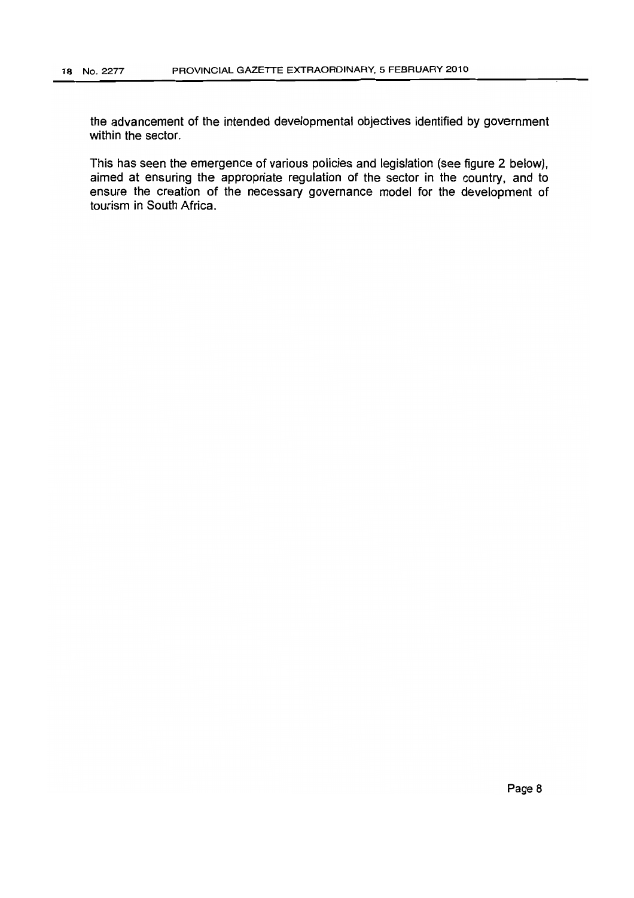the advancement of the intended developmental objectives identified by government within the sector.

This has seen the emergence of various policies and legislation (see figure 2 below), aimed at ensuring the appropriate regulation of the sector in the country, and to ensure the creation of the necessary governance model for the development of tourism in South Africa.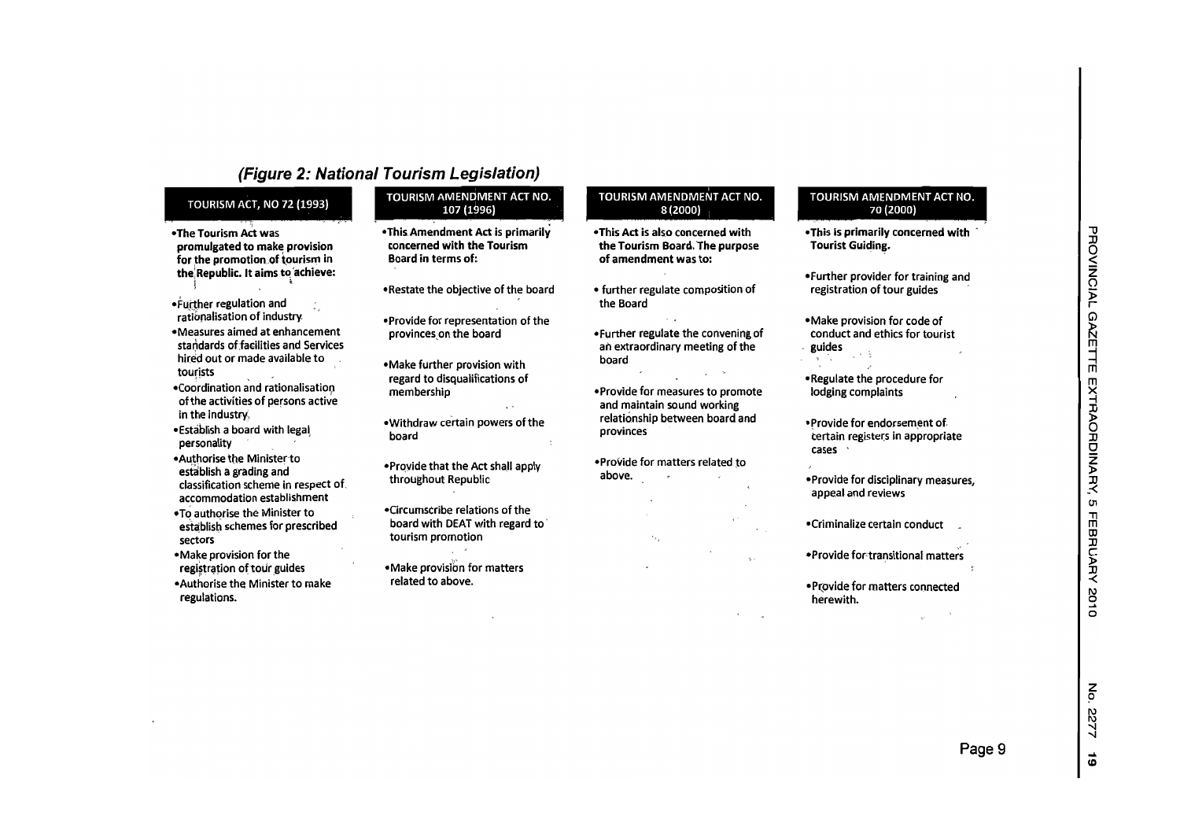### *(Figure 2: National Tourism Legislation)*

#### TOURISM ACT, NO 72 (1993)

**The Tourism Act was promulgated to make provision for the promotion of tourism in the Republic. It aims to achieve:**

- Further regulation and rationalisation of industry
- Measures aimed at enhancement standards of facilities and Services hired out or made available to tourists
- Coordination and rationalisation of the activities of persons active in the industry
- Establish a board with legal personality
- Authorise the Minister to establish a grading and classification scheme in respect of accommodation establishment
- To authorise the Minister to establish schemes for prescribed sectors
- Make provision for the registration of tour guides
- Authorise the Minister to make regulations.

#### TOURISM AMENDMENT ACT NO. 107 (1996)

**This Amendment Act is primarily concerned with the Tourism Board in terms of:**

- Restate the objective of the board
- Provide for representation of the provinces on the board
- Make further provision with regard to disqualifications of membership
- Withdraw certain powers of the board
- Provide that the Act shall apply throughout Republic
- Circumscribe relations of the board with DEAT with regard to tourism promotion
- Make provision for matters related to above.

#### TOURISM AMENDMENT ACT NO. 8 (2000)

**This Act is also concerned with the Tourism Board. The purpose of amendment was to:**

- further regulate composition of the Board
- Further regulate the convening of an extraordinary meeting of the board
- Provide for measures to promote and maintain sound working relationship between board and provinces
- Provide for matters related to above.

#### TOURISM AMENDMENT ACT NO. 70 (2000)

**This is primarily concerned with Tourist Guiding.**

- Further provider for training and registration of tour guides
- Make provision for code of conduct and ethics for tourist guides
- Regulate the procedure for lodging complaints
- Provide for endorsement of certain registers in appropriate cases
- Provide for disciplinary measures, appeal and reviews
- Criminalize certain conduct
- Provide for transitional matters
- Provide for matters connected herewith.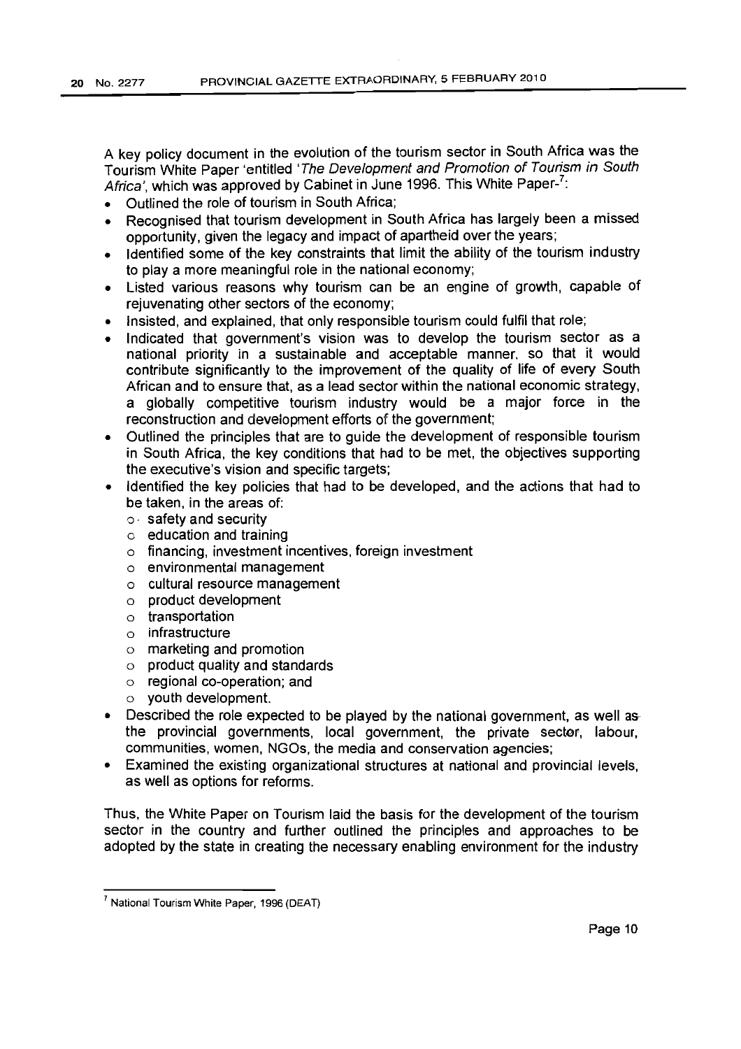A key policy document in the evolution of the tourism sector in South Africa was the Tourism White Paper 'entitled '*The Development and Promotion of Tourism in South Africa*', which was approved by Cabinet in June 1996. This White Paper-[7]:

- Outlined the role of tourism in South Africa;
- Recognised that tourism development in South Africa has largely been a missed opportunity, given the legacy and impact of apartheid over the years;
- Identified some of the key constraints that limit the ability of the tourism industry to play a more meaningful role in the national economy;
- Listed various reasons why tourism can be an engine of growth, capable of rejuvenating other sectors of the economy;
- Insisted, and explained, that only responsible tourism could fulfil that role;
- Indicated that government's vision was to develop the tourism sector as a national priority in a sustainable and acceptable manner, so that it would contribute significantly to the improvement of the quality of life of every South African and to ensure that, as a lead sector within the national economic strategy, a globally competitive tourism industry would be a major force in the reconstruction and development efforts of the government;
- Outlined the principles that are to guide the development of responsible tourism in South Africa, the key conditions that had to be met, the objectives supporting the executive's vision and specific targets;
- Identified the key policies that had to be developed, and the actions that had to be taken, in the areas of:
    - safety and security
    - education and training
    - financing, investment incentives, foreign investment
    - environmental management
    - cultural resource management
    - product development
    - transportation
    - infrastructure
    - marketing and promotion
    - product quality and standards
    - regional co-operation; and
    - youth development.
- Described the role expected to be played by the national government, as well as the provincial governments, local government, the private sector, labour, communities, women, NGOs, the media and conservation agencies;
- Examined the existing organizational structures at national and provincial levels, as well as options for reforms.

Thus, the White Paper on Tourism laid the basis for the development of the tourism sector in the country and further outlined the principles and approaches to be adopted by the state in creating the necessary enabling environment for the industry

[7] National Tourism White Paper, 1996 (DEAT)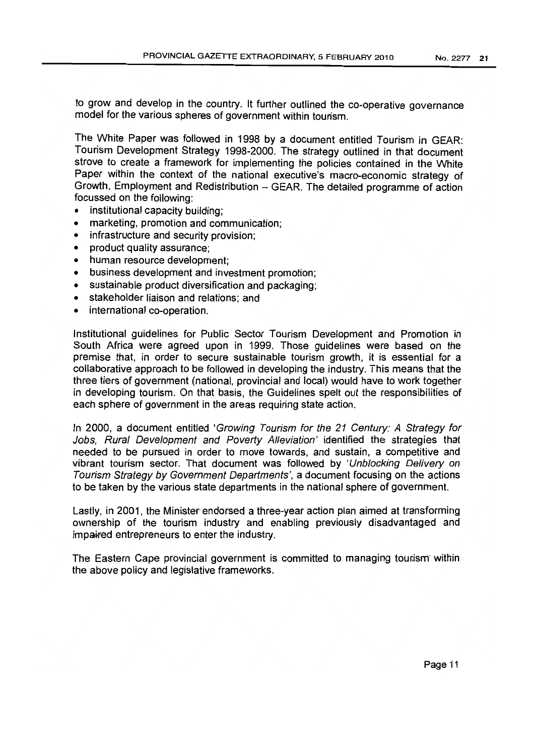to grow and develop in the country. It further outlined the co-operative governance model for the various spheres of government within tourism.

The White Paper was followed in 1998 by a document entitled Tourism in GEAR: Tourism Development Strategy 1998-2000. The strategy outlined in that document strove to create a framework for implementing the policies contained in the White Paper within the context of the national executive's macro-economic strategy of Growth, Employment and Redistribution – GEAR. The detailed programme of action focussed on the following:

- institutional capacity building;
- marketing, promotion and communication;
- infrastructure and security provision;
- product quality assurance;
- human resource development;
- business development and investment promotion;
- sustainable product diversification and packaging;
- stakeholder liaison and relations; and
- international co-operation.

Institutional guidelines for Public Sector Tourism Development and Promotion in South Africa were agreed upon in 1999. Those guidelines were based on the premise that, in order to secure sustainable tourism growth, it is essential for a collaborative approach to be followed in developing the industry. This means that the three tiers of government (national, provincial and local) would have to work together in developing tourism. On that basis, the Guidelines spelt out the responsibilities of each sphere of government in the areas requiring state action.

In 2000, a document entitled '*Growing Tourism for the 21 Century: A Strategy for Jobs, Rural Development and Poverty Alleviation*' identified the strategies that needed to be pursued in order to move towards, and sustain, a competitive and vibrant tourism sector. That document was followed by '*Unblocking Delivery on Tourism Strategy by Government Departments*', a document focusing on the actions to be taken by the various state departments in the national sphere of government.

Lastly, in 2001, the Minister endorsed a three-year action plan aimed at transforming ownership of the tourism industry and enabling previously disadvantaged and impaired entrepreneurs to enter the industry.

The Eastern Cape provincial government is committed to managing tourism within the above policy and legislative frameworks.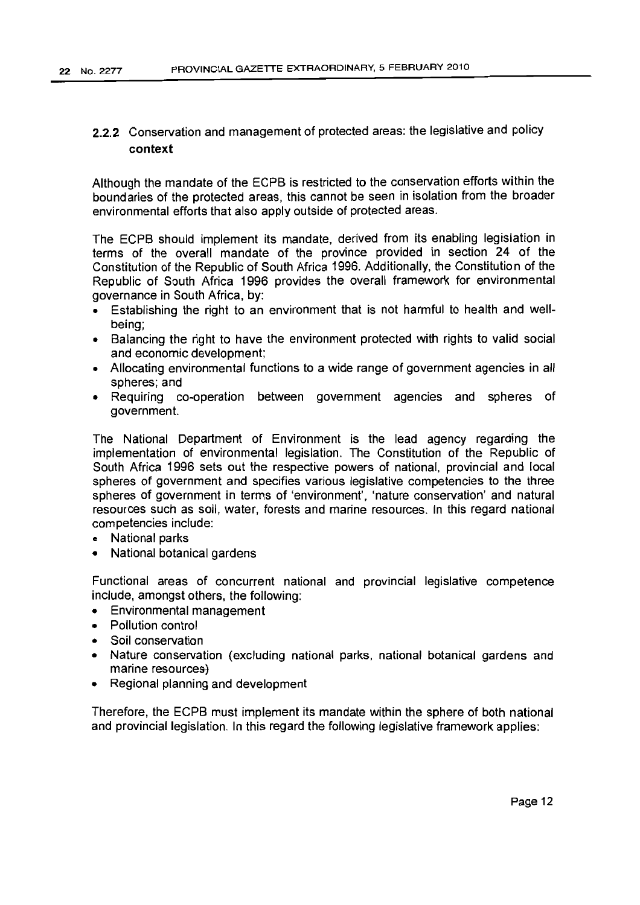### 2.2.2 Conservation and management of protected areas: the legislative and policy **context**

Although the mandate of the ECPB is restricted to the conservation efforts within the boundaries of the protected areas, this cannot be seen in isolation from the broader environmental efforts that also apply outside of protected areas.

The ECPB should implement its mandate, derived from its enabling legislation in terms of the overall mandate of the province provided in section 24 of the Constitution of the Republic of South Africa 1996. Additionally, the Constitution of the Republic of South Africa 1996 provides the overall framework for environmental governance in South Africa, by:

- Establishing the right to an environment that is not harmful to health and well-being;
- Balancing the right to have the environment protected with rights to valid social and economic development;
- Allocating environmental functions to a wide range of government agencies in all spheres; and
- Requiring co-operation between government agencies and spheres of government.

The National Department of Environment is the lead agency regarding the implementation of environmental legislation. The Constitution of the Republic of South Africa 1996 sets out the respective powers of national, provincial and local spheres of government and specifies various legislative competencies to the three spheres of government in terms of 'environment', 'nature conservation' and natural resources such as soil, water, forests and marine resources. In this regard national competencies include:

- National parks
- National botanical gardens

Functional areas of concurrent national and provincial legislative competence include, amongst others, the following:

- Environmental management
- Pollution control
- Soil conservation
- Nature conservation (excluding national parks, national botanical gardens and marine resources)
- Regional planning and development

Therefore, the ECPB must implement its mandate within the sphere of both national and provincial legislation. In this regard the following legislative framework applies: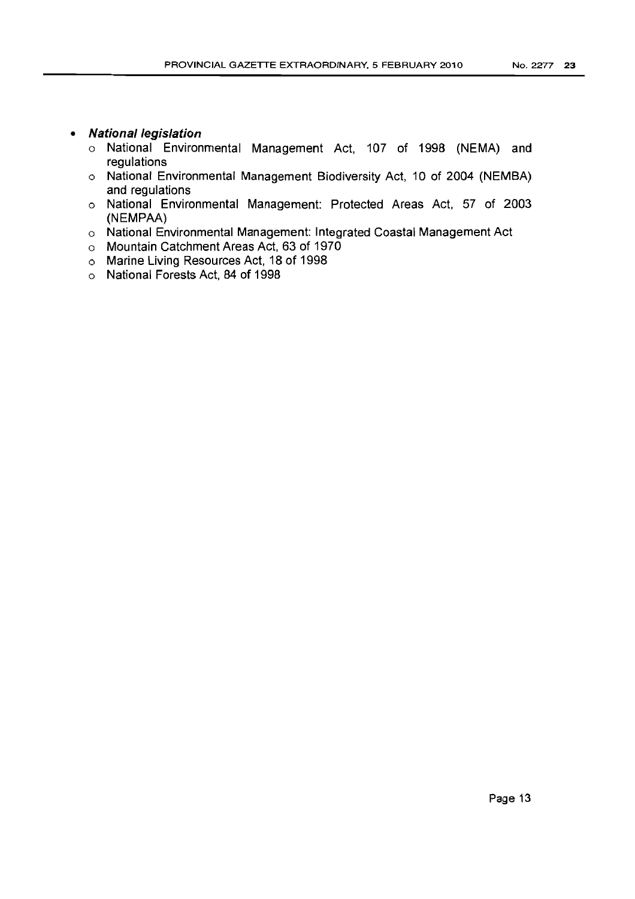- ***National legislation***
  - National Environmental Management Act, 107 of 1998 (NEMA) and regulations
  - National Environmental Management Biodiversity Act, 10 of 2004 (NEMBA) and regulations
  - National Environmental Management: Protected Areas Act, 57 of 2003 (NEMPAA)
  - National Environmental Management: Integrated Coastal Management Act
  - Mountain Catchment Areas Act, 63 of 1970
  - Marine Living Resources Act, 18 of 1998
  - National Forests Act, 84 of 1998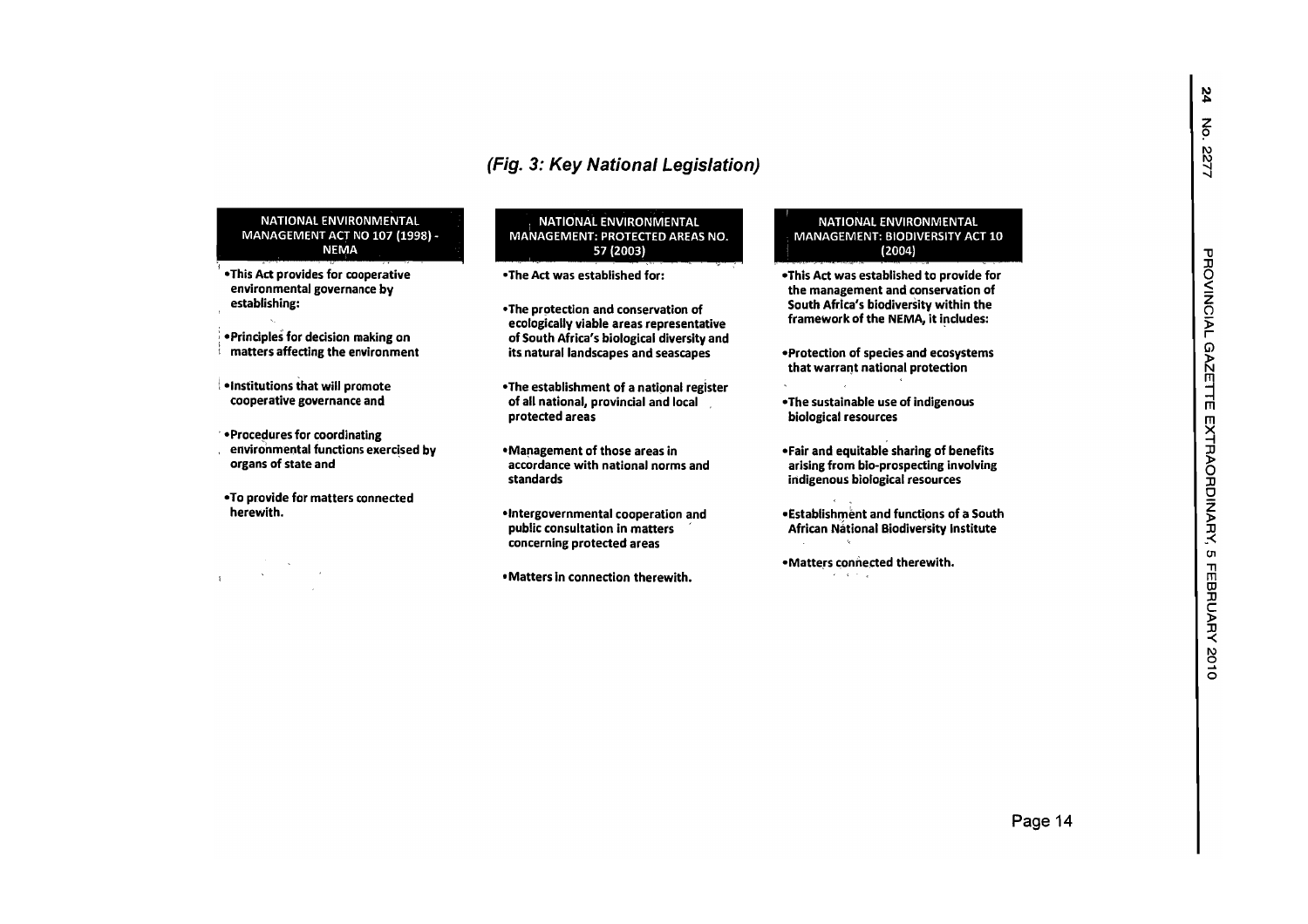*(Fig. 3: Key National Legislation)*

### NATIONAL ENVIRONMENTAL MANAGEMENT ACT NO 107 (1998) - NEMA

- This Act provides for cooperative environmental governance by establishing:
- Principles for decision making on matters affecting the environment
- Institutions that will promote cooperative governance and
- Procedures for coordinating environmental functions exercised by organs of state and
- To provide for matters connected herewith.

### NATIONAL ENVIRONMENTAL MANAGEMENT: PROTECTED AREAS NO. 57 (2003)

- The Act was established for:
- The protection and conservation of ecologically viable areas representative of South Africa's biological diversity and its natural landscapes and seascapes
- The establishment of a national register of all national, provincial and local protected areas
- Management of those areas in accordance with national norms and standards
- Intergovernmental cooperation and public consultation in matters concerning protected areas
- Matters in connection therewith.

### NATIONAL ENVIRONMENTAL MANAGEMENT: BIODIVERSITY ACT 10 (2004)

- This Act was established to provide for the management and conservation of South Africa's biodiversity within the framework of the NEMA, it includes:
- Protection of species and ecosystems that warrant national protection
- The sustainable use of indigenous biological resources
- Fair and equitable sharing of benefits arising from bio-prospecting involving indigenous biological resources
- Establishment and functions of a South African National Biodiversity Institute
- Matters connected therewith.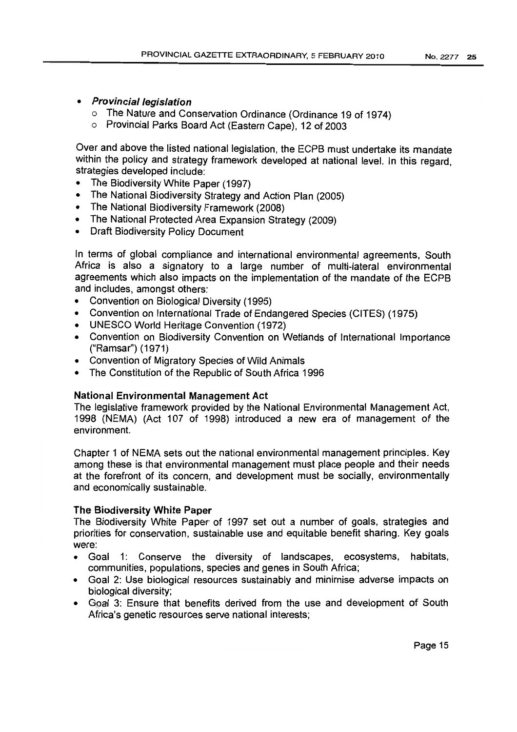- ***Provincial legislation***
  - The Nature and Conservation Ordinance (Ordinance 19 of 1974)
  - Provincial Parks Board Act (Eastern Cape), 12 of 2003

Over and above the listed national legislation, the ECPB must undertake its mandate within the policy and strategy framework developed at national level. In this regard, strategies developed include:

- The Biodiversity White Paper (1997)
- The National Biodiversity Strategy and Action Plan (2005)
- The National Biodiversity Framework (2008)
- The National Protected Area Expansion Strategy (2009)
- Draft Biodiversity Policy Document

In terms of global compliance and international environmental agreements, South Africa is also a signatory to a large number of multi-lateral environmental agreements which also impacts on the implementation of the mandate of the ECPB and includes, amongst others:

- Convention on Biological Diversity (1995)
- Convention on International Trade of Endangered Species (CITES) (1975)
- UNESCO World Heritage Convention (1972)
- Convention on Biodiversity Convention on Wetlands of International Importance ("Ramsar") (1971)
- Convention of Migratory Species of Wild Animals
- The Constitution of the Republic of South Africa 1996

**National Environmental Management Act**

The legislative framework provided by the National Environmental Management Act, 1998 (NEMA) (Act 107 of 1998) introduced a new era of management of the environment.

Chapter 1 of NEMA sets out the national environmental management principles. Key among these is that environmental management must place people and their needs at the forefront of its concern, and development must be socially, environmentally and economically sustainable.

**The Biodiversity White Paper**

The Biodiversity White Paper of 1997 set out a number of goals, strategies and priorities for conservation, sustainable use and equitable benefit sharing. Key goals were:

- Goal 1: Conserve the diversity of landscapes, ecosystems, habitats, communities, populations, species and genes in South Africa;
- Goal 2: Use biological resources sustainably and minimise adverse impacts on biological diversity;
- Goal 3: Ensure that benefits derived from the use and development of South Africa's genetic resources serve national interests;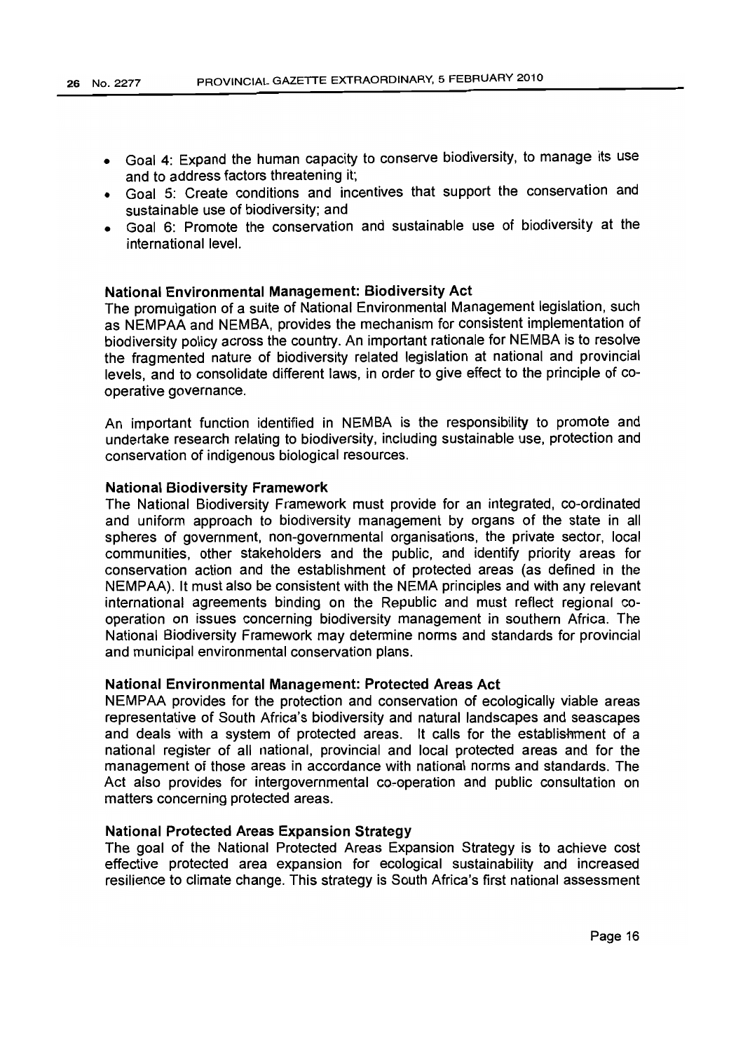- Goal 4: Expand the human capacity to conserve biodiversity, to manage its use and to address factors threatening it;
- Goal 5: Create conditions and incentives that support the conservation and sustainable use of biodiversity; and
- Goal 6: Promote the conservation and sustainable use of biodiversity at the international level.

**National Environmental Management: Biodiversity Act**

The promulgation of a suite of National Environmental Management legislation, such as NEMPAA and NEMBA, provides the mechanism for consistent implementation of biodiversity policy across the country. An important rationale for NEMBA is to resolve the fragmented nature of biodiversity related legislation at national and provincial levels, and to consolidate different laws, in order to give effect to the principle of co-operative governance.

An important function identified in NEMBA is the responsibility to promote and undertake research relating to biodiversity, including sustainable use, protection and conservation of indigenous biological resources.

**National Biodiversity Framework**

The National Biodiversity Framework must provide for an integrated, co-ordinated and uniform approach to biodiversity management by organs of the state in all spheres of government, non-governmental organisations, the private sector, local communities, other stakeholders and the public, and identify priority areas for conservation action and the establishment of protected areas (as defined in the NEMPAA). It must also be consistent with the NEMA principles and with any relevant international agreements binding on the Republic and must reflect regional co-operation on issues concerning biodiversity management in southern Africa. The National Biodiversity Framework may determine norms and standards for provincial and municipal environmental conservation plans.

**National Environmental Management: Protected Areas Act**

NEMPAA provides for the protection and conservation of ecologically viable areas representative of South Africa's biodiversity and natural landscapes and seascapes and deals with a system of protected areas. It calls for the establishment of a national register of all national, provincial and local protected areas and for the management of those areas in accordance with national norms and standards. The Act also provides for intergovernmental co-operation and public consultation on matters concerning protected areas.

**National Protected Areas Expansion Strategy**

The goal of the National Protected Areas Expansion Strategy is to achieve cost effective protected area expansion for ecological sustainability and increased resilience to climate change. This strategy is South Africa's first national assessment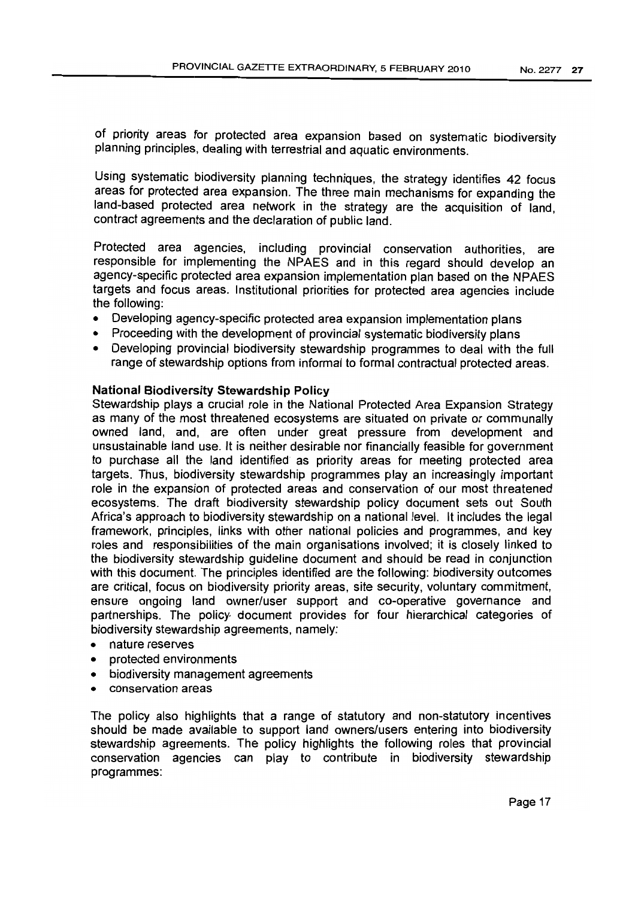of priority areas for protected area expansion based on systematic biodiversity planning principles, dealing with terrestrial and aquatic environments.

Using systematic biodiversity planning techniques, the strategy identifies 42 focus areas for protected area expansion. The three main mechanisms for expanding the land-based protected area network in the strategy are the acquisition of land, contract agreements and the declaration of public land.

Protected area agencies, including provincial conservation authorities, are responsible for implementing the NPAES and in this regard should develop an agency-specific protected area expansion implementation plan based on the NPAES targets and focus areas. Institutional priorities for protected area agencies include the following:

- Developing agency-specific protected area expansion implementation plans
- Proceeding with the development of provincial systematic biodiversity plans
- Developing provincial biodiversity stewardship programmes to deal with the full range of stewardship options from informal to formal contractual protected areas.

**National Biodiversity Stewardship Policy**

Stewardship plays a crucial role in the National Protected Area Expansion Strategy as many of the most threatened ecosystems are situated on private or communally owned land, and, are often under great pressure from development and unsustainable land use. It is neither desirable nor financially feasible for government to purchase all the land identified as priority areas for meeting protected area targets. Thus, biodiversity stewardship programmes play an increasingly important role in the expansion of protected areas and conservation of our most threatened ecosystems. The draft biodiversity stewardship policy document sets out South Africa's approach to biodiversity stewardship on a national level. It includes the legal framework, principles, links with other national policies and programmes, and key roles and responsibilities of the main organisations involved; it is closely linked to the biodiversity stewardship guideline document and should be read in conjunction with this document. The principles identified are the following: biodiversity outcomes are critical, focus on biodiversity priority areas, site security, voluntary commitment, ensure ongoing land owner/user support and co-operative governance and partnerships. The policy document provides for four hierarchical categories of biodiversity stewardship agreements, namely:

- nature reserves
- protected environments
- biodiversity management agreements
- conservation areas

The policy also highlights that a range of statutory and non-statutory incentives should be made available to support land owners/users entering into biodiversity stewardship agreements. The policy highlights the following roles that provincial conservation agencies can play to contribute in biodiversity stewardship programmes: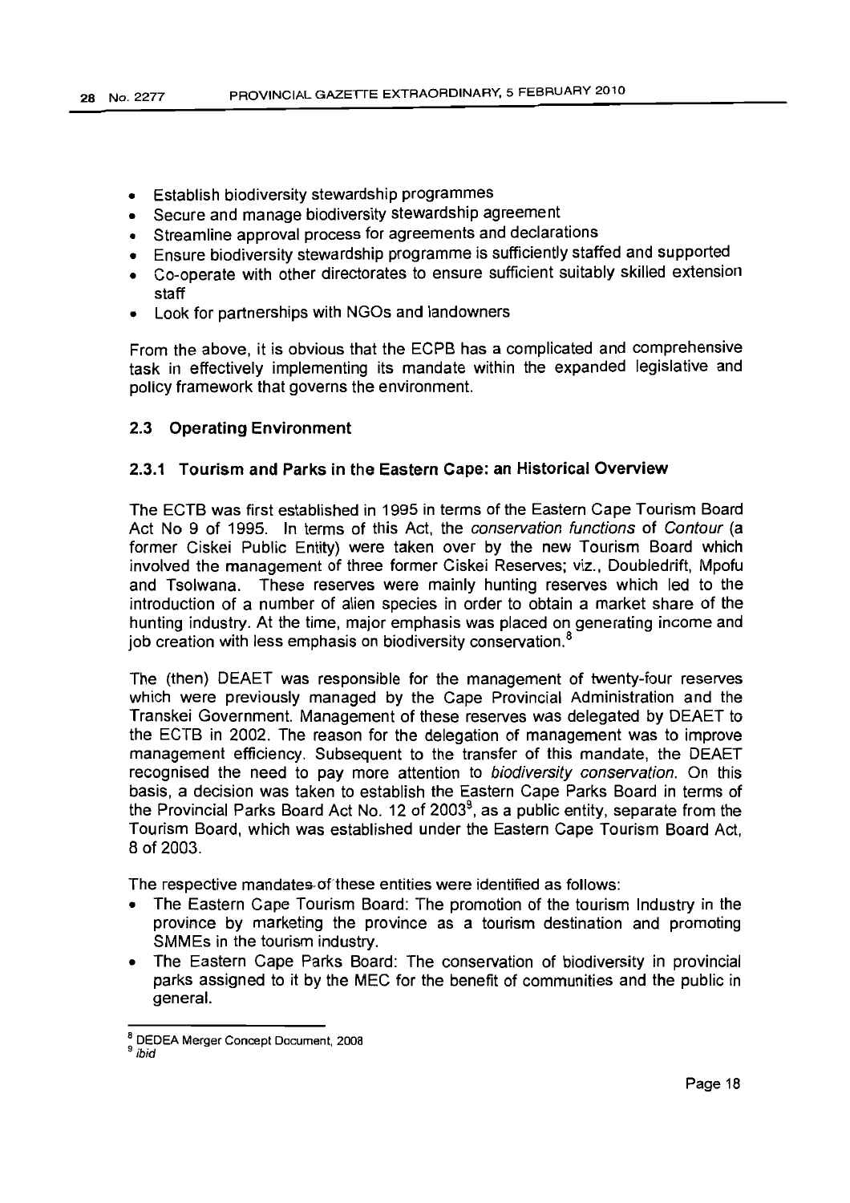- Establish biodiversity stewardship programmes
- Secure and manage biodiversity stewardship agreement
- Streamline approval process for agreements and declarations
- Ensure biodiversity stewardship programme is sufficiently staffed and supported
- Co-operate with other directorates to ensure sufficient suitably skilled extension staff
- Look for partnerships with NGOs and landowners

From the above, it is obvious that the ECPB has a complicated and comprehensive task in effectively implementing its mandate within the expanded legislative and policy framework that governs the environment.

### 2.3 Operating Environment

#### 2.3.1 Tourism and Parks in the Eastern Cape: an Historical Overview

The ECTB was first established in 1995 in terms of the Eastern Cape Tourism Board Act No 9 of 1995. In terms of this Act, the *conservation functions* of *Contour* (a former Ciskei Public Entity) were taken over by the new Tourism Board which involved the management of three former Ciskei Reserves; viz., Doubledrift, Mpofu and Tsolwana. These reserves were mainly hunting reserves which led to the introduction of a number of alien species in order to obtain a market share of the hunting industry. At the time, major emphasis was placed on generating income and job creation with less emphasis on biodiversity conservation.[8]

The (then) DEAET was responsible for the management of twenty-four reserves which were previously managed by the Cape Provincial Administration and the Transkei Government. Management of these reserves was delegated by DEAET to the ECTB in 2002. The reason for the delegation of management was to improve management efficiency. Subsequent to the transfer of this mandate, the DEAET recognised the need to pay more attention to *biodiversity conservation*. On this basis, a decision was taken to establish the Eastern Cape Parks Board in terms of the Provincial Parks Board Act No. 12 of 2003[9], as a public entity, separate from the Tourism Board, which was established under the Eastern Cape Tourism Board Act, 8 of 2003.

The respective mandates of these entities were identified as follows:

- The Eastern Cape Tourism Board: The promotion of the tourism Industry in the province by marketing the province as a tourism destination and promoting SMMEs in the tourism industry.
- The Eastern Cape Parks Board: The conservation of biodiversity in provincial parks assigned to it by the MEC for the benefit of communities and the public in general.

---

[8] DEDEA Merger Concept Document, 2008

[9] *ibid*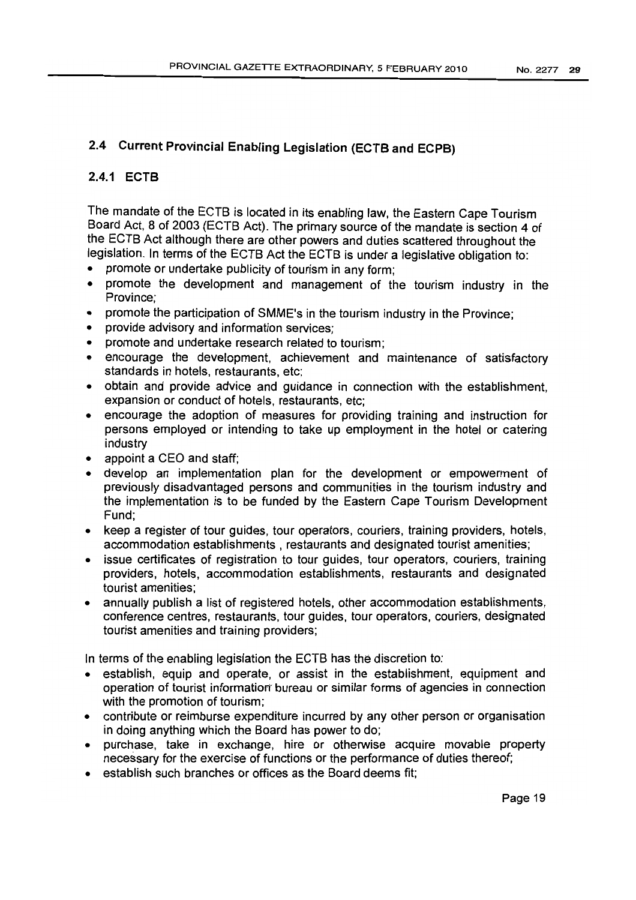## 2.4 Current Provincial Enabling Legislation (ECTB and ECPB)

### 2.4.1 ECTB

The mandate of the ECTB is located in its enabling law, the Eastern Cape Tourism Board Act, 8 of 2003 (ECTB Act). The primary source of the mandate is section 4 of the ECTB Act although there are other powers and duties scattered throughout the legislation. In terms of the ECTB Act the ECTB is under a legislative obligation to:

- promote or undertake publicity of tourism in any form;
- promote the development and management of the tourism industry in the Province;
- promote the participation of SMME's in the tourism industry in the Province;
- provide advisory and information services;
- promote and undertake research related to tourism;
- encourage the development, achievement and maintenance of satisfactory standards in hotels, restaurants, etc;
- obtain and provide advice and guidance in connection with the establishment, expansion or conduct of hotels, restaurants, etc;
- encourage the adoption of measures for providing training and instruction for persons employed or intending to take up employment in the hotel or catering industry
- appoint a CEO and staff;
- develop an implementation plan for the development or empowerment of previously disadvantaged persons and communities in the tourism industry and the implementation is to be funded by the Eastern Cape Tourism Development Fund;
- keep a register of tour guides, tour operators, couriers, training providers, hotels, accommodation establishments , restaurants and designated tourist amenities;
- issue certificates of registration to tour guides, tour operators, couriers, training providers, hotels, accommodation establishments, restaurants and designated tourist amenities;
- annually publish a list of registered hotels, other accommodation establishments, conference centres, restaurants, tour guides, tour operators, couriers, designated tourist amenities and training providers;

In terms of the enabling legislation the ECTB has the discretion to:

- establish, equip and operate, or assist in the establishment, equipment and operation of tourist information bureau or similar forms of agencies in connection with the promotion of tourism;
- contribute or reimburse expenditure incurred by any other person or organisation in doing anything which the Board has power to do;
- purchase, take in exchange, hire or otherwise acquire movable property necessary for the exercise of functions or the performance of duties thereof;
- establish such branches or offices as the Board deems fit;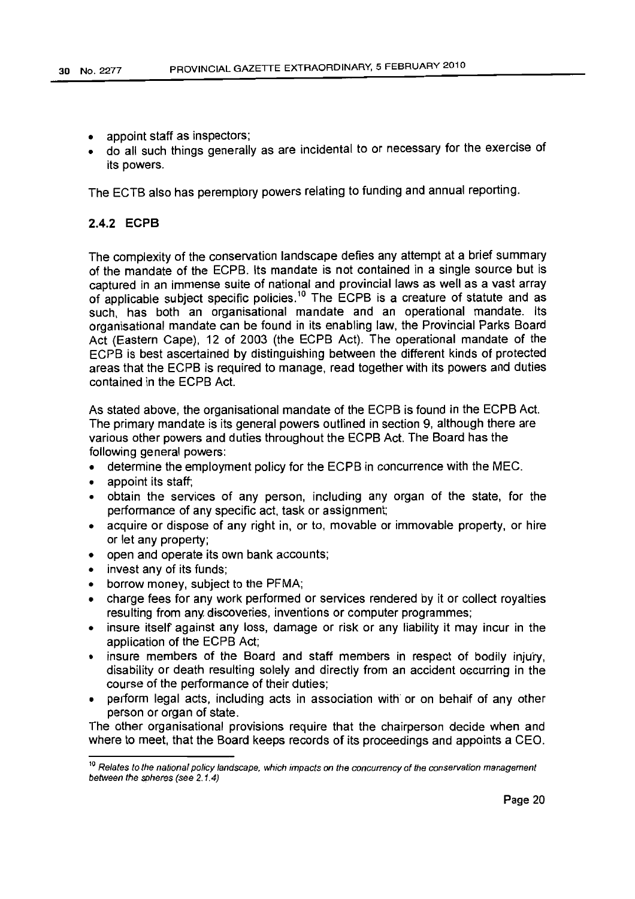- appoint staff as inspectors;
- do all such things generally as are incidental to or necessary for the exercise of its powers.

The ECTB also has peremptory powers relating to funding and annual reporting.

### 2.4.2 ECPB

The complexity of the conservation landscape defies any attempt at a brief summary of the mandate of the ECPB. Its mandate is not contained in a single source but is captured in an immense suite of national and provincial laws as well as a vast array of applicable subject specific policies.[10] The ECPB is a creature of statute and as such, has both an organisational mandate and an operational mandate. Its organisational mandate can be found in its enabling law, the Provincial Parks Board Act (Eastern Cape), 12 of 2003 (the ECPB Act). The operational mandate of the ECPB is best ascertained by distinguishing between the different kinds of protected areas that the ECPB is required to manage, read together with its powers and duties contained in the ECPB Act.

As stated above, the organisational mandate of the ECPB is found in the ECPB Act. The primary mandate is its general powers outlined in section 9, although there are various other powers and duties throughout the ECPB Act. The Board has the following general powers:

- determine the employment policy for the ECPB in concurrence with the MEC.
- appoint its staff;
- obtain the services of any person, including any organ of the state, for the performance of any specific act, task or assignment;
- acquire or dispose of any right in, or to, movable or immovable property, or hire or let any property;
- open and operate its own bank accounts;
- invest any of its funds;
- borrow money, subject to the PFMA;
- charge fees for any work performed or services rendered by it or collect royalties resulting from any discoveries, inventions or computer programmes;
- insure itself against any loss, damage or risk or any liability it may incur in the application of the ECPB Act;
- insure members of the Board and staff members in respect of bodily injury, disability or death resulting solely and directly from an accident occurring in the course of the performance of their duties;
- perform legal acts, including acts in association with or on behalf of any other person or organ of state.

The other organisational provisions require that the chairperson decide when and where to meet, that the Board keeps records of its proceedings and appoints a CEO.

---

[10] *Relates to the national policy landscape, which impacts on the concurrency of the conservation management between the spheres (see 2.1.4)*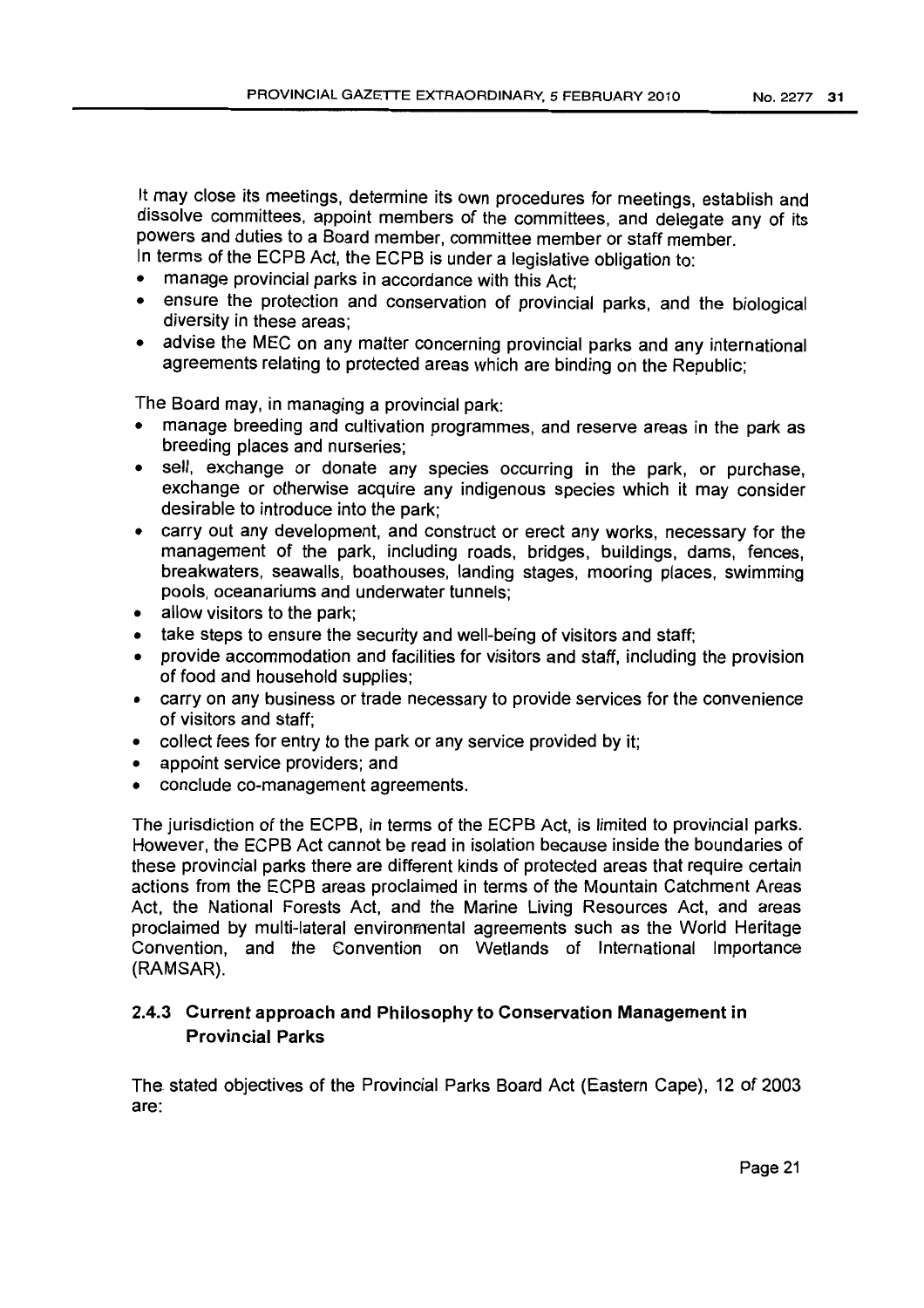It may close its meetings, determine its own procedures for meetings, establish and dissolve committees, appoint members of the committees, and delegate any of its powers and duties to a Board member, committee member or staff member.
In terms of the ECPB Act, the ECPB is under a legislative obligation to:

- manage provincial parks in accordance with this Act;
- ensure the protection and conservation of provincial parks, and the biological diversity in these areas;
- advise the MEC on any matter concerning provincial parks and any international agreements relating to protected areas which are binding on the Republic;

The Board may, in managing a provincial park:

- manage breeding and cultivation programmes, and reserve areas in the park as breeding places and nurseries;
- sell, exchange or donate any species occurring in the park, or purchase, exchange or otherwise acquire any indigenous species which it may consider desirable to introduce into the park;
- carry out any development, and construct or erect any works, necessary for the management of the park, including roads, bridges, buildings, dams, fences, breakwaters, seawalls, boathouses, landing stages, mooring places, swimming pools, oceanariums and underwater tunnels;
- allow visitors to the park;
- take steps to ensure the security and well-being of visitors and staff;
- provide accommodation and facilities for visitors and staff, including the provision of food and household supplies;
- carry on any business or trade necessary to provide services for the convenience of visitors and staff;
- collect fees for entry to the park or any service provided by it;
- appoint service providers; and
- conclude co-management agreements.

The jurisdiction of the ECPB, in terms of the ECPB Act, is limited to provincial parks. However, the ECPB Act cannot be read in isolation because inside the boundaries of these provincial parks there are different kinds of protected areas that require certain actions from the ECPB areas proclaimed in terms of the Mountain Catchment Areas Act, the National Forests Act, and the Marine Living Resources Act, and areas proclaimed by multi-lateral environmental agreements such as the World Heritage Convention, and the Convention on Wetlands of International Importance (RAMSAR).

### 2.4.3 Current approach and Philosophy to Conservation Management in Provincial Parks

The stated objectives of the Provincial Parks Board Act (Eastern Cape), 12 of 2003 are: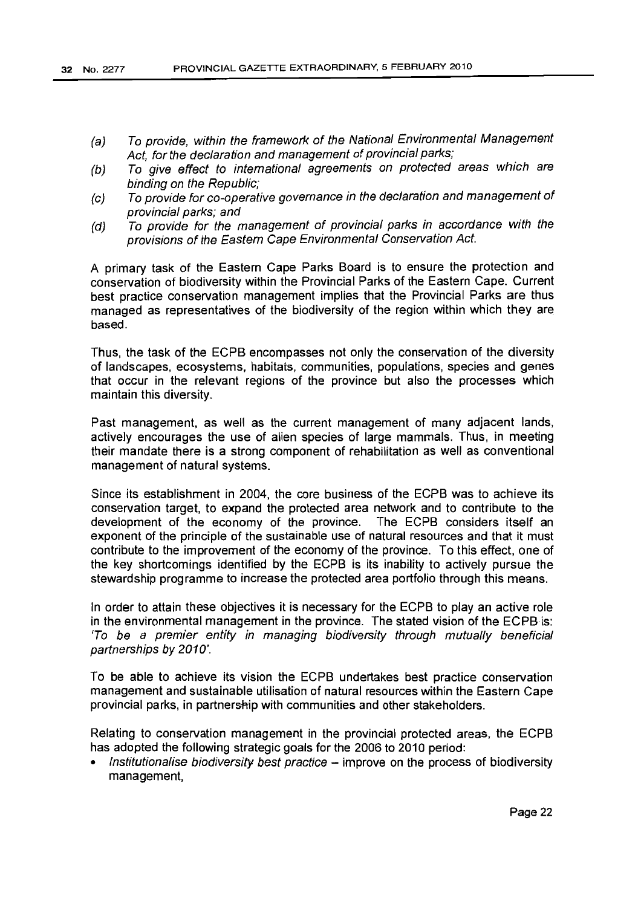- *(a) To provide, within the framework of the National Environmental Management Act, for the declaration and management of provincial parks;*
- *(b) To give effect to international agreements on protected areas which are binding on the Republic;*
- *(c) To provide for co-operative governance in the declaration and management of provincial parks; and*
- *(d) To provide for the management of provincial parks in accordance with the provisions of the Eastern Cape Environmental Conservation Act.*

A primary task of the Eastern Cape Parks Board is to ensure the protection and conservation of biodiversity within the Provincial Parks of the Eastern Cape. Current best practice conservation management implies that the Provincial Parks are thus managed as representatives of the biodiversity of the region within which they are based.

Thus, the task of the ECPB encompasses not only the conservation of the diversity of landscapes, ecosystems, habitats, communities, populations, species and genes that occur in the relevant regions of the province but also the processes which maintain this diversity.

Past management, as well as the current management of many adjacent lands, actively encourages the use of alien species of large mammals. Thus, in meeting their mandate there is a strong component of rehabilitation as well as conventional management of natural systems.

Since its establishment in 2004, the core business of the ECPB was to achieve its conservation target, to expand the protected area network and to contribute to the development of the economy of the province. The ECPB considers itself an exponent of the principle of the sustainable use of natural resources and that it must contribute to the improvement of the economy of the province. To this effect, one of the key shortcomings identified by the ECPB is its inability to actively pursue the stewardship programme to increase the protected area portfolio through this means.

In order to attain these objectives it is necessary for the ECPB to play an active role in the environmental management in the province. The stated vision of the ECPB is: *'To be a premier entity in managing biodiversity through mutually beneficial partnerships by 2010'.*

To be able to achieve its vision the ECPB undertakes best practice conservation management and sustainable utilisation of natural resources within the Eastern Cape provincial parks, in partnership with communities and other stakeholders.

Relating to conservation management in the provincial protected areas, the ECPB has adopted the following strategic goals for the 2006 to 2010 period:

- *Institutionalise biodiversity best practice* – improve on the process of biodiversity management,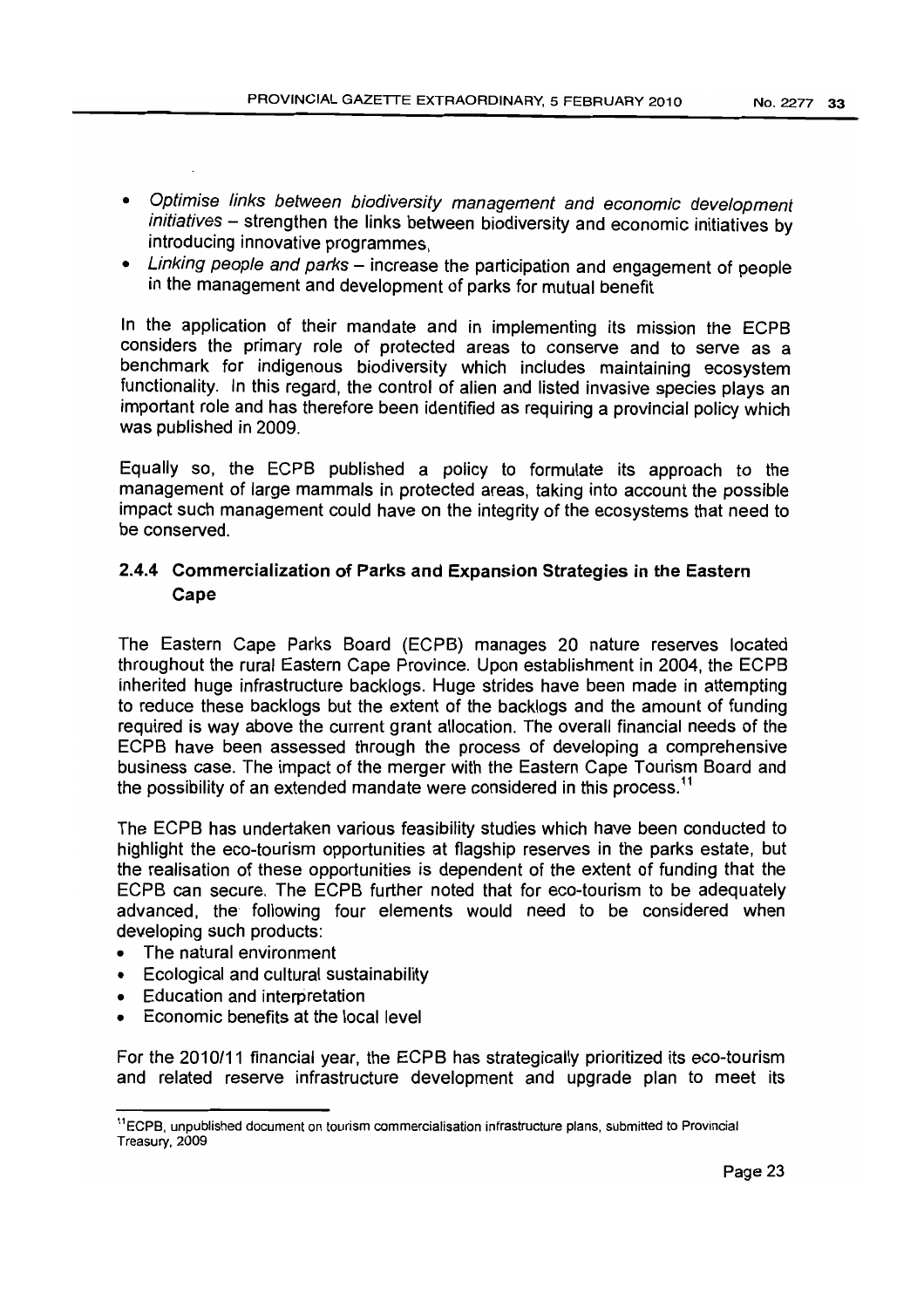- *Optimise links between biodiversity management and economic development initiatives* – strengthen the links between biodiversity and economic initiatives by introducing innovative programmes,
- *Linking people and parks* – increase the participation and engagement of people in the management and development of parks for mutual benefit

In the application of their mandate and in implementing its mission the ECPB considers the primary role of protected areas to conserve and to serve as a benchmark for indigenous biodiversity which includes maintaining ecosystem functionality. In this regard, the control of alien and listed invasive species plays an important role and has therefore been identified as requiring a provincial policy which was published in 2009.

Equally so, the ECPB published a policy to formulate its approach to the management of large mammals in protected areas, taking into account the possible impact such management could have on the integrity of the ecosystems that need to be conserved.

### 2.4.4 Commercialization of Parks and Expansion Strategies in the Eastern Cape

The Eastern Cape Parks Board (ECPB) manages 20 nature reserves located throughout the rural Eastern Cape Province. Upon establishment in 2004, the ECPB inherited huge infrastructure backlogs. Huge strides have been made in attempting to reduce these backlogs but the extent of the backlogs and the amount of funding required is way above the current grant allocation. The overall financial needs of the ECPB have been assessed through the process of developing a comprehensive business case. The impact of the merger with the Eastern Cape Tourism Board and the possibility of an extended mandate were considered in this process.[11]

The ECPB has undertaken various feasibility studies which have been conducted to highlight the eco-tourism opportunities at flagship reserves in the parks estate, but the realisation of these opportunities is dependent of the extent of funding that the ECPB can secure. The ECPB further noted that for eco-tourism to be adequately advanced, the following four elements would need to be considered when developing such products:

- The natural environment
- Ecological and cultural sustainability
- Education and interpretation
- Economic benefits at the local level

For the 2010/11 financial year, the ECPB has strategically prioritized its eco-tourism and related reserve infrastructure development and upgrade plan to meet its

[11] ECPB, unpublished document on tourism commercialisation infrastructure plans, submitted to Provincial Treasury, 2009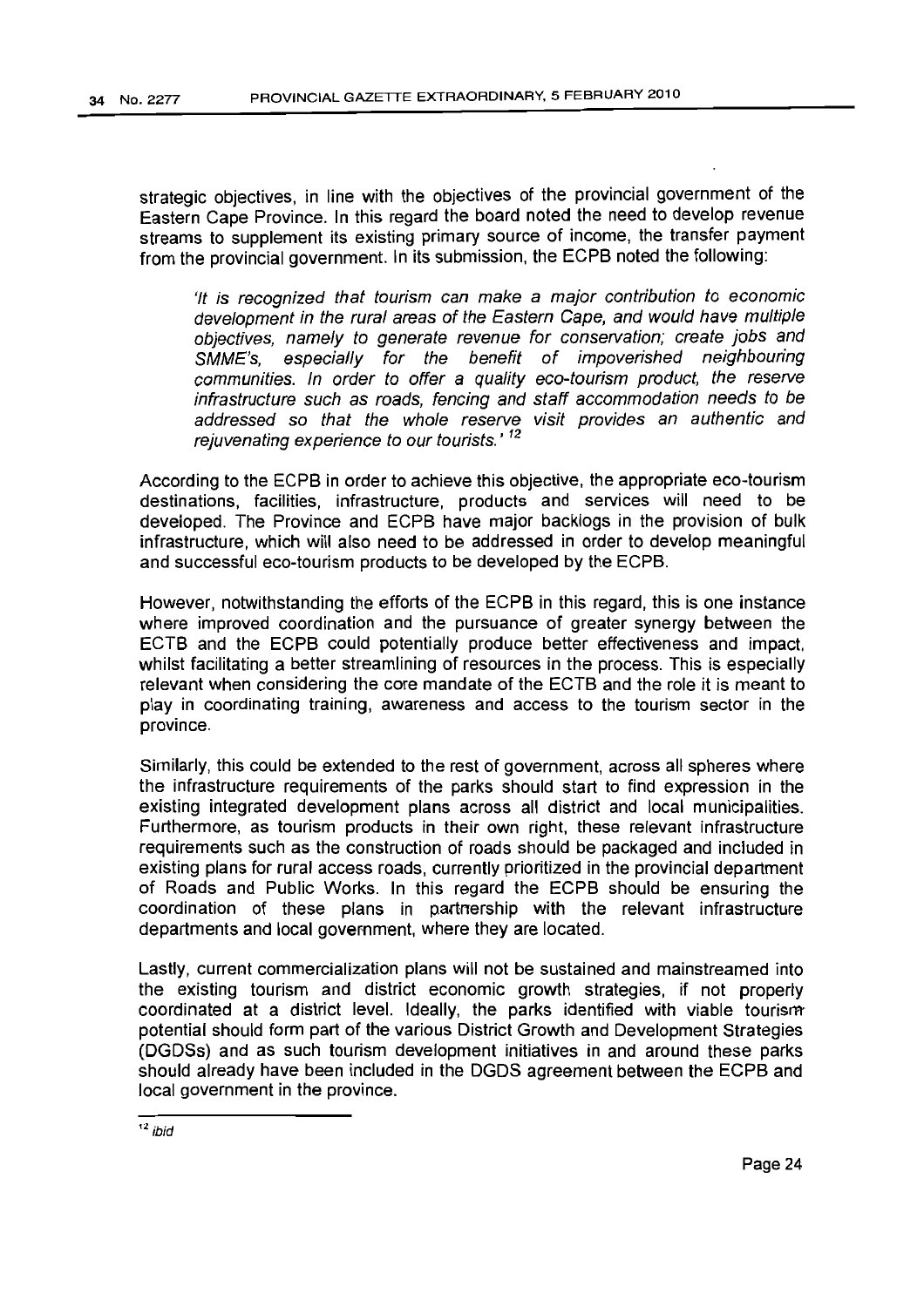strategic objectives, in line with the objectives of the provincial government of the Eastern Cape Province. In this regard the board noted the need to develop revenue streams to supplement its existing primary source of income, the transfer payment from the provincial government. In its submission, the ECPB noted the following:

> *'It is recognized that tourism can make a major contribution to economic development in the rural areas of the Eastern Cape, and would have multiple objectives, namely to generate revenue for conservation; create jobs and SMME's, especially for the benefit of impoverished neighbouring communities. In order to offer a quality eco-tourism product, the reserve infrastructure such as roads, fencing and staff accommodation needs to be addressed so that the whole reserve visit provides an authentic and rejuvenating experience to our tourists.'* [12]

According to the ECPB in order to achieve this objective, the appropriate eco-tourism destinations, facilities, infrastructure, products and services will need to be developed. The Province and ECPB have major backlogs in the provision of bulk infrastructure, which will also need to be addressed in order to develop meaningful and successful eco-tourism products to be developed by the ECPB.

However, notwithstanding the efforts of the ECPB in this regard, this is one instance where improved coordination and the pursuance of greater synergy between the ECTB and the ECPB could potentially produce better effectiveness and impact, whilst facilitating a better streamlining of resources in the process. This is especially relevant when considering the core mandate of the ECTB and the role it is meant to play in coordinating training, awareness and access to the tourism sector in the province.

Similarly, this could be extended to the rest of government, across all spheres where the infrastructure requirements of the parks should start to find expression in the existing integrated development plans across all district and local municipalities. Furthermore, as tourism products in their own right, these relevant infrastructure requirements such as the construction of roads should be packaged and included in existing plans for rural access roads, currently prioritized in the provincial department of Roads and Public Works. In this regard the ECPB should be ensuring the coordination of these plans in partnership with the relevant infrastructure departments and local government, where they are located.

Lastly, current commercialization plans will not be sustained and mainstreamed into the existing tourism and district economic growth strategies, if not properly coordinated at a district level. Ideally, the parks identified with viable tourism potential should form part of the various District Growth and Development Strategies (DGDSs) and as such tourism development initiatives in and around these parks should already have been included in the DGDS agreement between the ECPB and local government in the province.

---

[12] *ibid*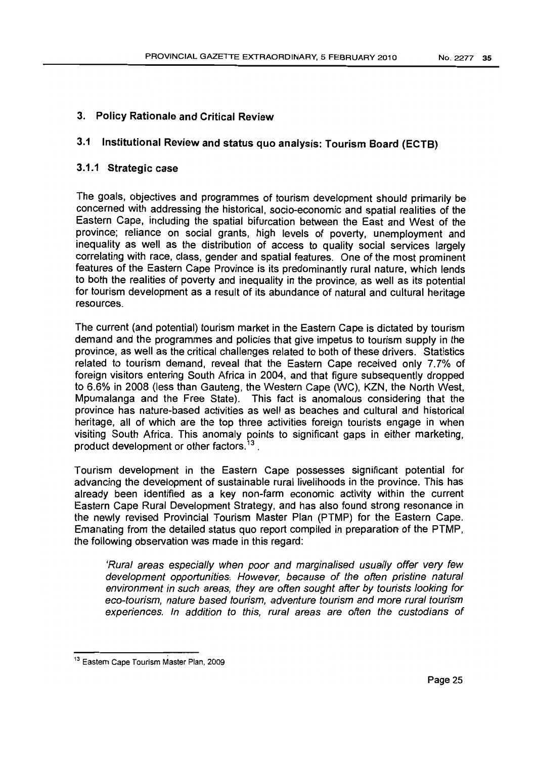## 3. Policy Rationale and Critical Review

### 3.1 Institutional Review and status quo analysis: Tourism Board (ECTB)

#### 3.1.1 Strategic case

The goals, objectives and programmes of tourism development should primarily be concerned with addressing the historical, socio-economic and spatial realities of the Eastern Cape, including the spatial bifurcation between the East and West of the province; reliance on social grants, high levels of poverty, unemployment and inequality as well as the distribution of access to quality social services largely correlating with race, class, gender and spatial features. One of the most prominent features of the Eastern Cape Province is its predominantly rural nature, which lends to both the realities of poverty and inequality in the province, as well as its potential for tourism development as a result of its abundance of natural and cultural heritage resources.

The current (and potential) tourism market in the Eastern Cape is dictated by tourism demand and the programmes and policies that give impetus to tourism supply in the province, as well as the critical challenges related to both of these drivers. Statistics related to tourism demand, reveal that the Eastern Cape received only 7.7% of foreign visitors entering South Africa in 2004, and that figure subsequently dropped to 6.6% in 2008 (less than Gauteng, the Western Cape (WC), KZN, the North West, Mpumalanga and the Free State). This fact is anomalous considering that the province has nature-based activities as well as beaches and cultural and historical heritage, all of which are the top three activities foreign tourists engage in when visiting South Africa. This anomaly points to significant gaps in either marketing, product development or other factors.[13].

Tourism development in the Eastern Cape possesses significant potential for advancing the development of sustainable rural livelihoods in the province. This has already been identified as a key non-farm economic activity within the current Eastern Cape Rural Development Strategy, and has also found strong resonance in the newly revised Provincial Tourism Master Plan (PTMP) for the Eastern Cape. Emanating from the detailed status quo report compiled in preparation of the PTMP, the following observation was made in this regard:

> *'Rural areas especially when poor and marginalised usually offer very few development opportunities. However, because of the often pristine natural environment in such areas, they are often sought after by tourists looking for eco-tourism, nature based tourism, adventure tourism and more rural tourism experiences. In addition to this, rural areas are often the custodians of*

---

[13] Eastern Cape Tourism Master Plan, 2009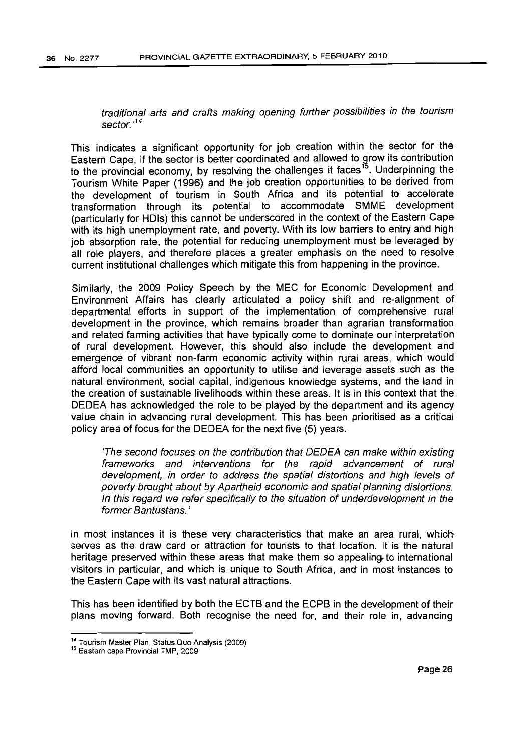*traditional arts and crafts making opening further possibilities in the tourism sector.'*[14]

This indicates a significant opportunity for job creation within the sector for the Eastern Cape, if the sector is better coordinated and allowed to grow its contribution to the provincial economy, by resolving the challenges it faces[15]. Underpinning the Tourism White Paper (1996) and the job creation opportunities to be derived from the development of tourism in South Africa and its potential to accelerate transformation through its potential to accommodate SMME development (particularly for HDIs) this cannot be underscored in the context of the Eastern Cape with its high unemployment rate, and poverty. With its low barriers to entry and high job absorption rate, the potential for reducing unemployment must be leveraged by all role players, and therefore places a greater emphasis on the need to resolve current institutional challenges which mitigate this from happening in the province.

Similarly, the 2009 Policy Speech by the MEC for Economic Development and Environment Affairs has clearly articulated a policy shift and re-alignment of departmental efforts in support of the implementation of comprehensive rural development in the province, which remains broader than agrarian transformation and related farming activities that have typically come to dominate our interpretation of rural development. However, this should also include the development and emergence of vibrant non-farm economic activity within rural areas, which would afford local communities an opportunity to utilise and leverage assets such as the natural environment, social capital, indigenous knowledge systems, and the land in the creation of sustainable livelihoods within these areas. It is in this context that the DEDEA has acknowledged the role to be played by the department and its agency value chain in advancing rural development. This has been prioritised as a critical policy area of focus for the DEDEA for the next five (5) years.

> *'The second focuses on the contribution that DEDEA can make within existing frameworks and interventions for the rapid advancement of rural development, in order to address the spatial distortions and high levels of poverty brought about by Apartheid economic and spatial planning distortions. In this regard we refer specifically to the situation of underdevelopment in the former Bantustans.'*

In most instances it is these very characteristics that make an area rural, which serves as the draw card or attraction for tourists to that location. It is the natural heritage preserved within these areas that make them so appealing to international visitors in particular, and which is unique to South Africa, and in most instances to the Eastern Cape with its vast natural attractions.

This has been identified by both the ECTB and the ECPB in the development of their plans moving forward. Both recognise the need for, and their role in, advancing

---

[14] Tourism Master Plan, Status Quo Analysis (2009)

[15] Eastern cape Provincial TMP, 2009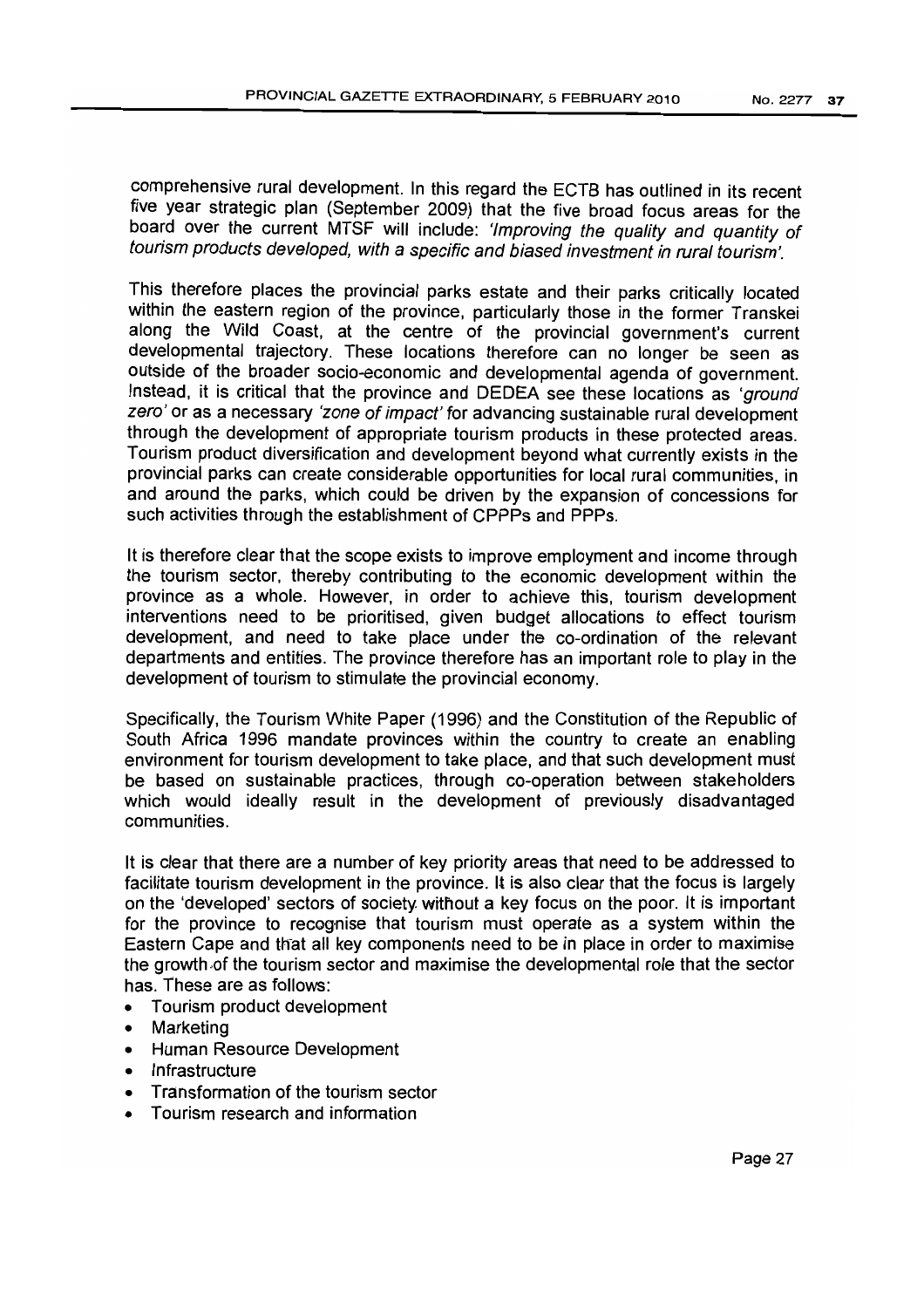comprehensive rural development. In this regard the ECTB has outlined in its recent five year strategic plan (September 2009) that the five broad focus areas for the board over the current MTSF will include: *'Improving the quality and quantity of tourism products developed, with a specific and biased investment in rural tourism'.*

This therefore places the provincial parks estate and their parks critically located within the eastern region of the province, particularly those in the former Transkei along the Wild Coast, at the centre of the provincial government's current developmental trajectory. These locations therefore can no longer be seen as outside of the broader socio-economic and developmental agenda of government. Instead, it is critical that the province and DEDEA see these locations as *'ground zero'* or as a necessary *'zone of impact'* for advancing sustainable rural development through the development of appropriate tourism products in these protected areas. Tourism product diversification and development beyond what currently exists in the provincial parks can create considerable opportunities for local rural communities, in and around the parks, which could be driven by the expansion of concessions for such activities through the establishment of CPPPs and PPPs.

It is therefore clear that the scope exists to improve employment and income through the tourism sector, thereby contributing to the economic development within the province as a whole. However, in order to achieve this, tourism development interventions need to be prioritised, given budget allocations to effect tourism development, and need to take place under the co-ordination of the relevant departments and entities. The province therefore has an important role to play in the development of tourism to stimulate the provincial economy.

Specifically, the Tourism White Paper (1996) and the Constitution of the Republic of South Africa 1996 mandate provinces within the country to create an enabling environment for tourism development to take place, and that such development must be based on sustainable practices, through co-operation between stakeholders which would ideally result in the development of previously disadvantaged communities.

It is clear that there are a number of key priority areas that need to be addressed to facilitate tourism development in the province. It is also clear that the focus is largely on the 'developed' sectors of society without a key focus on the poor. It is important for the province to recognise that tourism must operate as a system within the Eastern Cape and that all key components need to be in place in order to maximise the growth of the tourism sector and maximise the developmental role that the sector has. These are as follows:

- Tourism product development
- Marketing
- Human Resource Development
- Infrastructure
- Transformation of the tourism sector
- Tourism research and information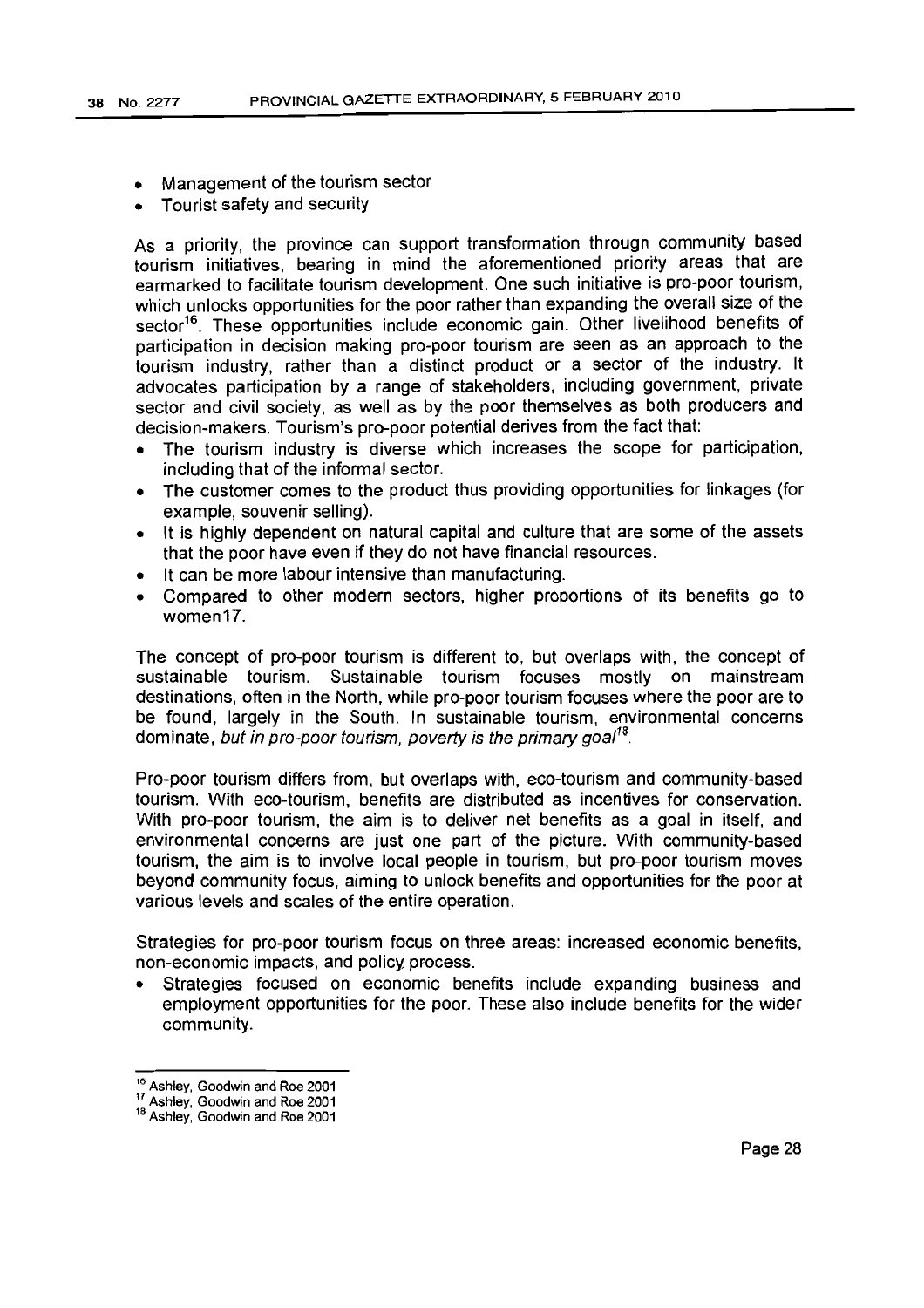- Management of the tourism sector
- Tourist safety and security

As a priority, the province can support transformation through community based tourism initiatives, bearing in mind the aforementioned priority areas that are earmarked to facilitate tourism development. One such initiative is pro-poor tourism, which unlocks opportunities for the poor rather than expanding the overall size of the sector[16]. These opportunities include economic gain. Other livelihood benefits of participation in decision making pro-poor tourism are seen as an approach to the tourism industry, rather than a distinct product or a sector of the industry. It advocates participation by a range of stakeholders, including government, private sector and civil society, as well as by the poor themselves as both producers and decision-makers. Tourism's pro-poor potential derives from the fact that:

- The tourism industry is diverse which increases the scope for participation, including that of the informal sector.
- The customer comes to the product thus providing opportunities for linkages (for example, souvenir selling).
- It is highly dependent on natural capital and culture that are some of the assets that the poor have even if they do not have financial resources.
- It can be more labour intensive than manufacturing.
- Compared to other modern sectors, higher proportions of its benefits go to women17.

The concept of pro-poor tourism is different to, but overlaps with, the concept of sustainable tourism. Sustainable tourism focuses mostly on mainstream destinations, often in the North, while pro-poor tourism focuses where the poor are to be found, largely in the South. In sustainable tourism, environmental concerns dominate, *but in pro-poor tourism, poverty is the primary goal*[18].

Pro-poor tourism differs from, but overlaps with, eco-tourism and community-based tourism. With eco-tourism, benefits are distributed as incentives for conservation. With pro-poor tourism, the aim is to deliver net benefits as a goal in itself, and environmental concerns are just one part of the picture. With community-based tourism, the aim is to involve local people in tourism, but pro-poor tourism moves beyond community focus, aiming to unlock benefits and opportunities for the poor at various levels and scales of the entire operation.

Strategies for pro-poor tourism focus on three areas: increased economic benefits, non-economic impacts, and policy process.

- Strategies focused on economic benefits include expanding business and employment opportunities for the poor. These also include benefits for the wider community.

---

[16] Ashley, Goodwin and Roe 2001
[17] Ashley, Goodwin and Roe 2001
[18] Ashley, Goodwin and Roe 2001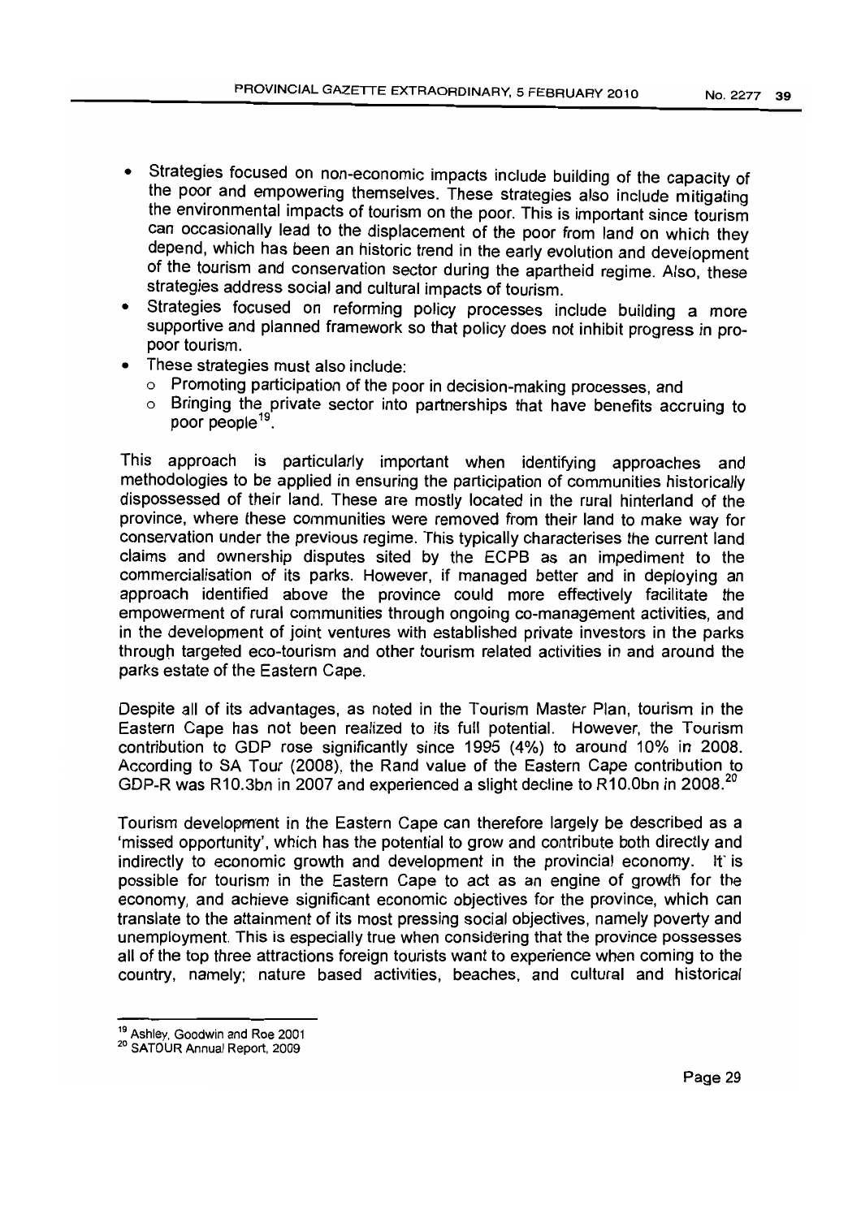- Strategies focused on non-economic impacts include building of the capacity of the poor and empowering themselves. These strategies also include mitigating the environmental impacts of tourism on the poor. This is important since tourism can occasionally lead to the displacement of the poor from land on which they depend, which has been an historic trend in the early evolution and development of the tourism and conservation sector during the apartheid regime. Also, these strategies address social and cultural impacts of tourism.
- Strategies focused on reforming policy processes include building a more supportive and planned framework so that policy does not inhibit progress in pro-poor tourism.
- These strategies must also include:
  - Promoting participation of the poor in decision-making processes, and
  - Bringing the private sector into partnerships that have benefits accruing to poor people[19].

This approach is particularly important when identifying approaches and methodologies to be applied in ensuring the participation of communities historically dispossessed of their land. These are mostly located in the rural hinterland of the province, where these communities were removed from their land to make way for conservation under the previous regime. This typically characterises the current land claims and ownership disputes sited by the ECPB as an impediment to the commercialisation of its parks. However, if managed better and in deploying an approach identified above the province could more effectively facilitate the empowerment of rural communities through ongoing co-management activities, and in the development of joint ventures with established private investors in the parks through targeted eco-tourism and other tourism related activities in and around the parks estate of the Eastern Cape.

Despite all of its advantages, as noted in the Tourism Master Plan, tourism in the Eastern Cape has not been realized to its full potential. However, the Tourism contribution to GDP rose significantly since 1995 (4%) to around 10% in 2008. According to SA Tour (2008), the Rand value of the Eastern Cape contribution to GDP-R was R10.3bn in 2007 and experienced a slight decline to R10.0bn in 2008.[20]

Tourism development in the Eastern Cape can therefore largely be described as a 'missed opportunity', which has the potential to grow and contribute both directly and indirectly to economic growth and development in the provincial economy. It is possible for tourism in the Eastern Cape to act as an engine of growth for the economy, and achieve significant economic objectives for the province, which can translate to the attainment of its most pressing social objectives, namely poverty and unemployment. This is especially true when considering that the province possesses all of the top three attractions foreign tourists want to experience when coming to the country, namely; nature based activities, beaches, and cultural and historical

---

[19] Ashley, Goodwin and Roe 2001

[20] SATOUR Annual Report, 2009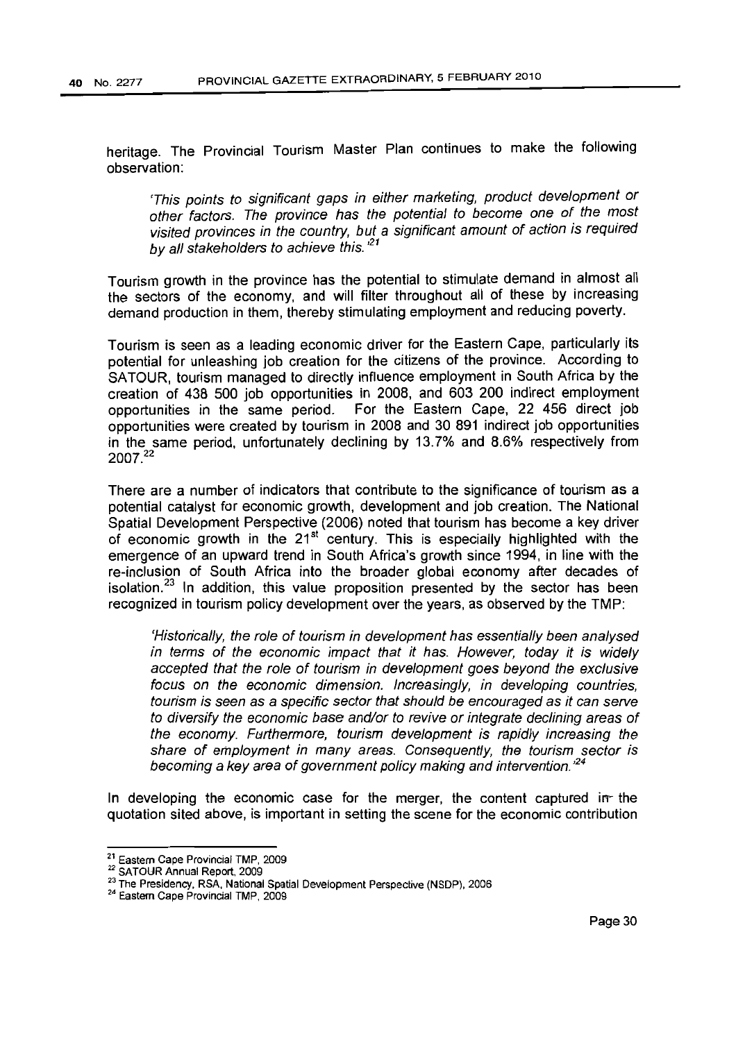heritage. The Provincial Tourism Master Plan continues to make the following observation:

> *'This points to significant gaps in either marketing, product development or other factors. The province has the potential to become one of the most visited provinces in the country, but a significant amount of action is required by all stakeholders to achieve this.'*[21]

Tourism growth in the province has the potential to stimulate demand in almost all the sectors of the economy, and will filter throughout all of these by increasing demand production in them, thereby stimulating employment and reducing poverty.

Tourism is seen as a leading economic driver for the Eastern Cape, particularly its potential for unleashing job creation for the citizens of the province. According to SATOUR, tourism managed to directly influence employment in South Africa by the creation of 438 500 job opportunities in 2008, and 603 200 indirect employment opportunities in the same period. For the Eastern Cape, 22 456 direct job opportunities were created by tourism in 2008 and 30 891 indirect job opportunities in the same period, unfortunately declining by 13.7% and 8.6% respectively from 2007.[22]

There are a number of indicators that contribute to the significance of tourism as a potential catalyst for economic growth, development and job creation. The National Spatial Development Perspective (2006) noted that tourism has become a key driver of economic growth in the 21st century. This is especially highlighted with the emergence of an upward trend in South Africa's growth since 1994, in line with the re-inclusion of South Africa into the broader global economy after decades of isolation.[23] In addition, this value proposition presented by the sector has been recognized in tourism policy development over the years, as observed by the TMP:

> *'Historically, the role of tourism in development has essentially been analysed in terms of the economic impact that it has. However, today it is widely accepted that the role of tourism in development goes beyond the exclusive focus on the economic dimension. Increasingly, in developing countries, tourism is seen as a specific sector that should be encouraged as it can serve to diversify the economic base and/or to revive or integrate declining areas of the economy. Furthermore, tourism development is rapidly increasing the share of employment in many areas. Consequently, the tourism sector is becoming a key area of government policy making and intervention.'*[24]

In developing the economic case for the merger, the content captured in the quotation sited above, is important in setting the scene for the economic contribution

---

[21] Eastern Cape Provincial TMP, 2009

[22] SATOUR Annual Report, 2009

[23] The Presidency, RSA, National Spatial Development Perspective (NSDP), 2006

[24] Eastern Cape Provincial TMP, 2009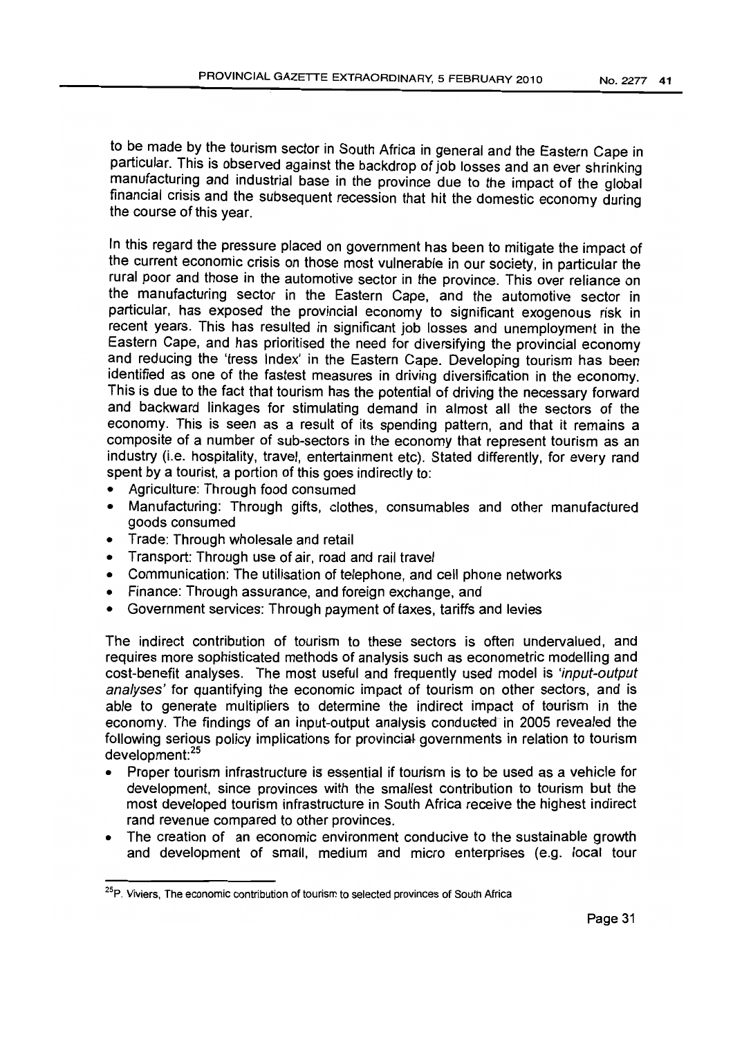to be made by the tourism sector in South Africa in general and the Eastern Cape in particular. This is observed against the backdrop of job losses and an ever shrinking manufacturing and industrial base in the province due to the impact of the global financial crisis and the subsequent recession that hit the domestic economy during the course of this year.

In this regard the pressure placed on government has been to mitigate the impact of the current economic crisis on those most vulnerable in our society, in particular the rural poor and those in the automotive sector in the province. This over reliance on the manufacturing sector in the Eastern Cape, and the automotive sector in particular, has exposed the provincial economy to significant exogenous risk in recent years. This has resulted in significant job losses and unemployment in the Eastern Cape, and has prioritised the need for diversifying the provincial economy and reducing the 'tress Index' in the Eastern Cape. Developing tourism has been identified as one of the fastest measures in driving diversification in the economy. This is due to the fact that tourism has the potential of driving the necessary forward and backward linkages for stimulating demand in almost all the sectors of the economy. This is seen as a result of its spending pattern, and that it remains a composite of a number of sub-sectors in the economy that represent tourism as an industry (i.e. hospitality, travel, entertainment etc). Stated differently, for every rand spent by a tourist, a portion of this goes indirectly to:

- Agriculture: Through food consumed
- Manufacturing: Through gifts, clothes, consumables and other manufactured goods consumed
- Trade: Through wholesale and retail
- Transport: Through use of air, road and rail travel
- Communication: The utilisation of telephone, and cell phone networks
- Finance: Through assurance, and foreign exchange, and
- Government services: Through payment of taxes, tariffs and levies

The indirect contribution of tourism to these sectors is often undervalued, and requires more sophisticated methods of analysis such as econometric modelling and cost-benefit analyses. The most useful and frequently used model is *'input-output analyses'* for quantifying the economic impact of tourism on other sectors, and is able to generate multipliers to determine the indirect impact of tourism in the economy. The findings of an input-output analysis conducted in 2005 revealed the following serious policy implications for provincial governments in relation to tourism development:[25]

- Proper tourism infrastructure is essential if tourism is to be used as a vehicle for development, since provinces with the smallest contribution to tourism but the most developed tourism infrastructure in South Africa receive the highest indirect rand revenue compared to other provinces.
- The creation of an economic environment conducive to the sustainable growth and development of small, medium and micro enterprises (e.g. local tour

[25] P. Viviers, The economic contribution of tourism to selected provinces of South Africa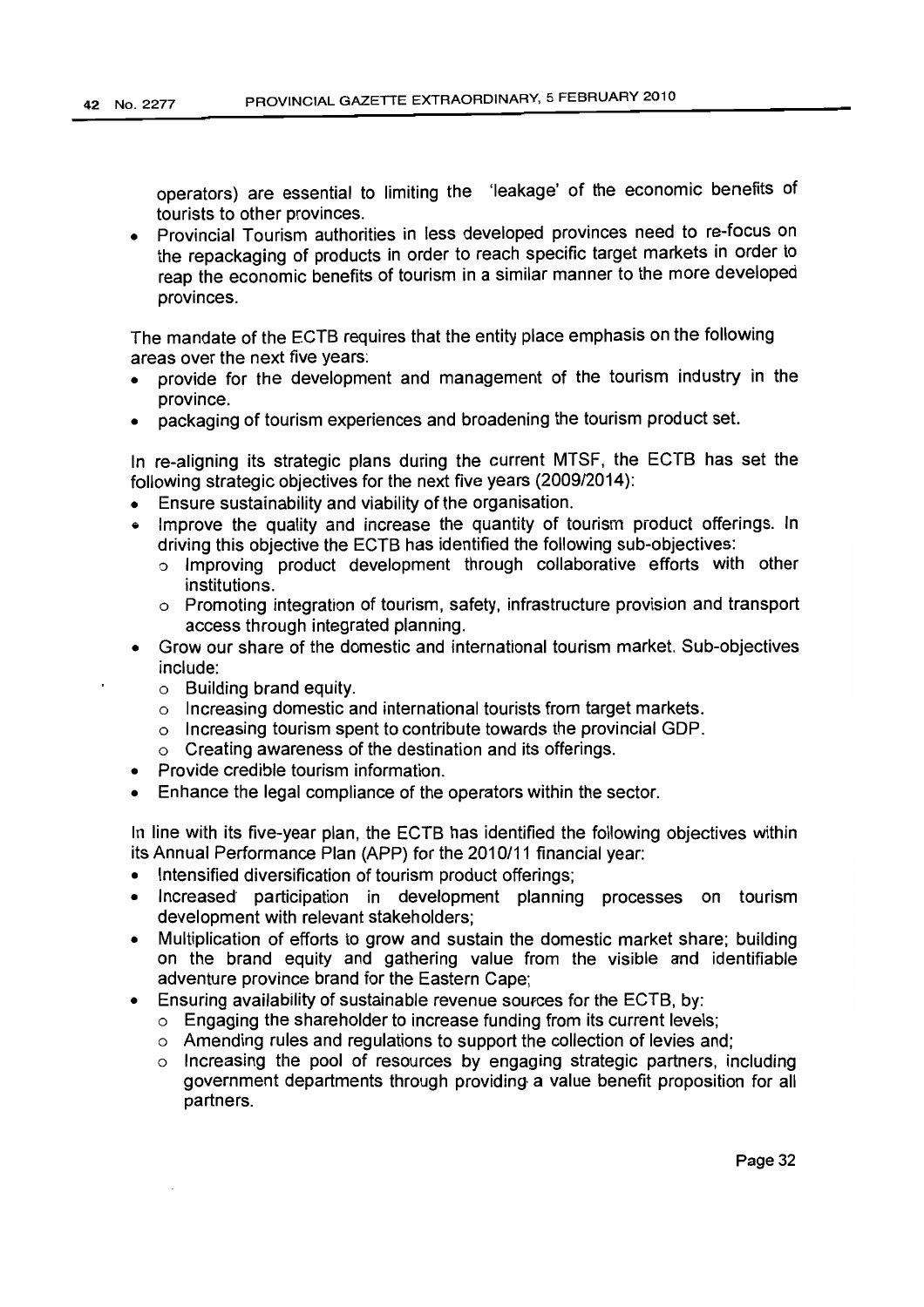operators) are essential to limiting the 'leakage' of the economic benefits of tourists to other provinces.

- Provincial Tourism authorities in less developed provinces need to re-focus on the repackaging of products in order to reach specific target markets in order to reap the economic benefits of tourism in a similar manner to the more developed provinces.

The mandate of the ECTB requires that the entity place emphasis on the following areas over the next five years:

- provide for the development and management of the tourism industry in the province.
- packaging of tourism experiences and broadening the tourism product set.

In re-aligning its strategic plans during the current MTSF, the ECTB has set the following strategic objectives for the next five years (2009/2014):

- Ensure sustainability and viability of the organisation.
- Improve the quality and increase the quantity of tourism product offerings. In driving this objective the ECTB has identified the following sub-objectives:
  - Improving product development through collaborative efforts with other institutions.
  - Promoting integration of tourism, safety, infrastructure provision and transport access through integrated planning.
- Grow our share of the domestic and international tourism market. Sub-objectives include:
  - Building brand equity.
  - Increasing domestic and international tourists from target markets.
  - Increasing tourism spent to contribute towards the provincial GDP.
  - Creating awareness of the destination and its offerings.
- Provide credible tourism information.
- Enhance the legal compliance of the operators within the sector.

In line with its five-year plan, the ECTB has identified the following objectives within its Annual Performance Plan (APP) for the 2010/11 financial year:

- Intensified diversification of tourism product offerings;
- Increased participation in development planning processes on tourism development with relevant stakeholders;
- Multiplication of efforts to grow and sustain the domestic market share; building on the brand equity and gathering value from the visible and identifiable adventure province brand for the Eastern Cape;
- Ensuring availability of sustainable revenue sources for the ECTB, by:
  - Engaging the shareholder to increase funding from its current levels;
  - Amending rules and regulations to support the collection of levies and;
  - Increasing the pool of resources by engaging strategic partners, including government departments through providing a value benefit proposition for all partners.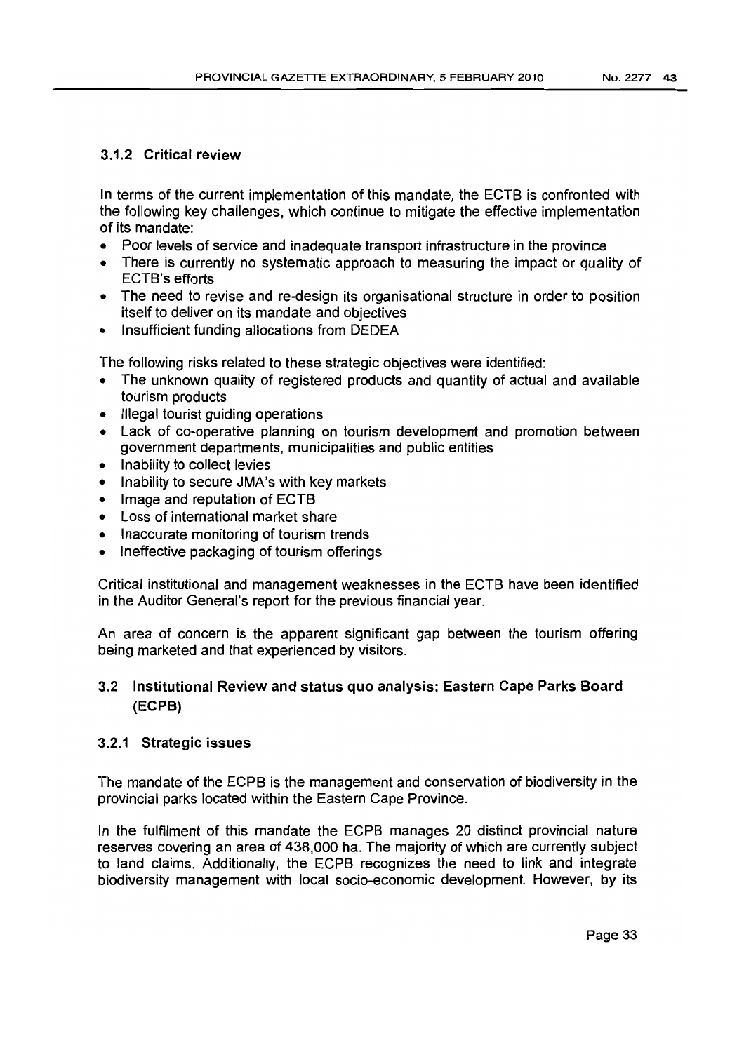### 3.1.2 Critical review

In terms of the current implementation of this mandate, the ECTB is confronted with the following key challenges, which continue to mitigate the effective implementation of its mandate:

- Poor levels of service and inadequate transport infrastructure in the province
- There is currently no systematic approach to measuring the impact or quality of ECTB's efforts
- The need to revise and re-design its organisational structure in order to position itself to deliver on its mandate and objectives
- Insufficient funding allocations from DEDEA

The following risks related to these strategic objectives were identified:

- The unknown quality of registered products and quantity of actual and available tourism products
- Illegal tourist guiding operations
- Lack of co-operative planning on tourism development and promotion between government departments, municipalities and public entities
- Inability to collect levies
- Inability to secure JMA's with key markets
- Image and reputation of ECTB
- Loss of international market share
- Inaccurate monitoring of tourism trends
- Ineffective packaging of tourism offerings

Critical institutional and management weaknesses in the ECTB have been identified in the Auditor General's report for the previous financial year.

An area of concern is the apparent significant gap between the tourism offering being marketed and that experienced by visitors.

## 3.2 Institutional Review and status quo analysis: Eastern Cape Parks Board (ECPB)

### 3.2.1 Strategic issues

The mandate of the ECPB is the management and conservation of biodiversity in the provincial parks located within the Eastern Cape Province.

In the fulfilment of this mandate the ECPB manages 20 distinct provincial nature reserves covering an area of 438,000 ha. The majority of which are currently subject to land claims. Additionally, the ECPB recognizes the need to link and integrate biodiversity management with local socio-economic development. However, by its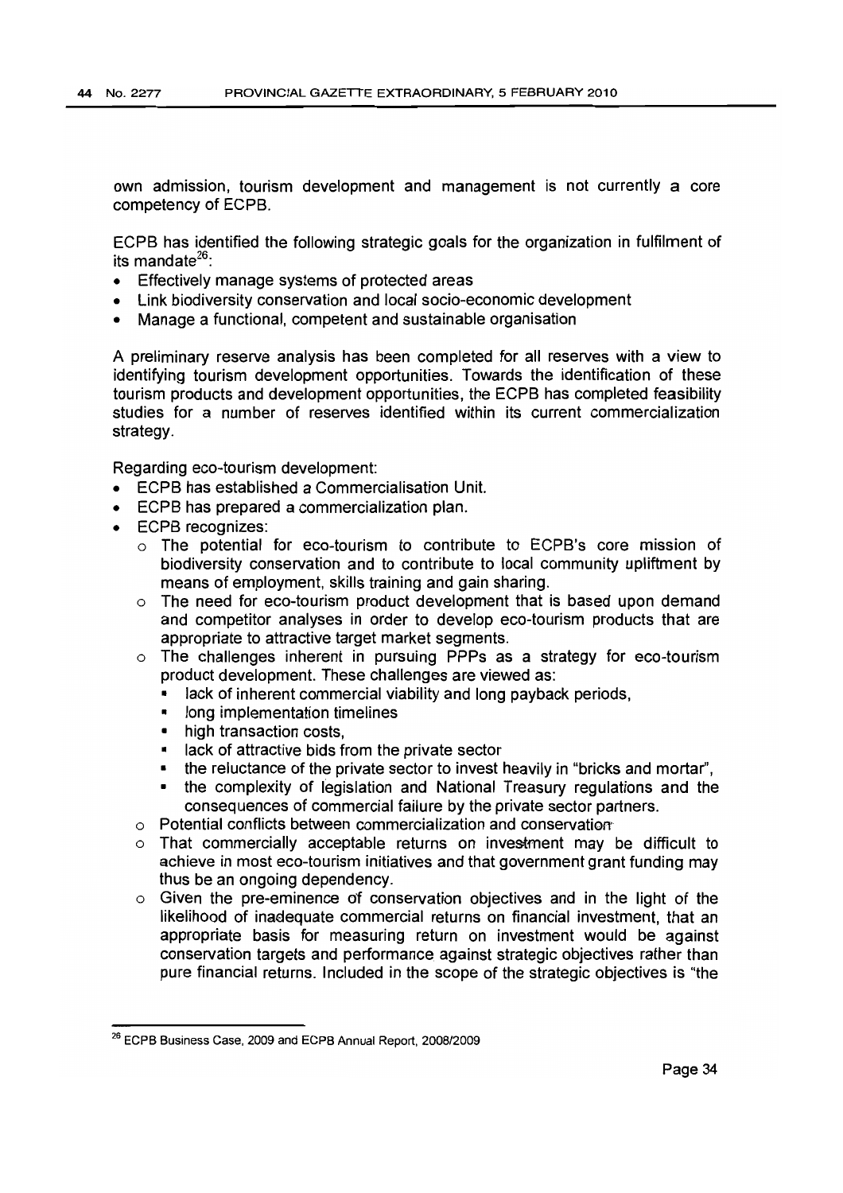own admission, tourism development and management is not currently a core competency of ECPB.

ECPB has identified the following strategic goals for the organization in fulfilment of its mandate[26]:

- Effectively manage systems of protected areas
- Link biodiversity conservation and local socio-economic development
- Manage a functional, competent and sustainable organisation

A preliminary reserve analysis has been completed for all reserves with a view to identifying tourism development opportunities. Towards the identification of these tourism products and development opportunities, the ECPB has completed feasibility studies for a number of reserves identified within its current commercialization strategy.

Regarding eco-tourism development:

- ECPB has established a Commercialisation Unit.
- ECPB has prepared a commercialization plan.
- ECPB recognizes:
  - The potential for eco-tourism to contribute to ECPB's core mission of biodiversity conservation and to contribute to local community upliftment by means of employment, skills training and gain sharing.
  - The need for eco-tourism product development that is based upon demand and competitor analyses in order to develop eco-tourism products that are appropriate to attractive target market segments.
  - The challenges inherent in pursuing PPPs as a strategy for eco-tourism product development. These challenges are viewed as:
    - lack of inherent commercial viability and long payback periods,
    - long implementation timelines
    - high transaction costs,
    - lack of attractive bids from the private sector
    - the reluctance of the private sector to invest heavily in "bricks and mortar",
    - the complexity of legislation and National Treasury regulations and the consequences of commercial failure by the private sector partners.
  - Potential conflicts between commercialization and conservation
  - That commercially acceptable returns on investment may be difficult to achieve in most eco-tourism initiatives and that government grant funding may thus be an ongoing dependency.
  - Given the pre-eminence of conservation objectives and in the light of the likelihood of inadequate commercial returns on financial investment, that an appropriate basis for measuring return on investment would be against conservation targets and performance against strategic objectives rather than pure financial returns. Included in the scope of the strategic objectives is "the

[26] ECPB Business Case, 2009 and ECPB Annual Report, 2008/2009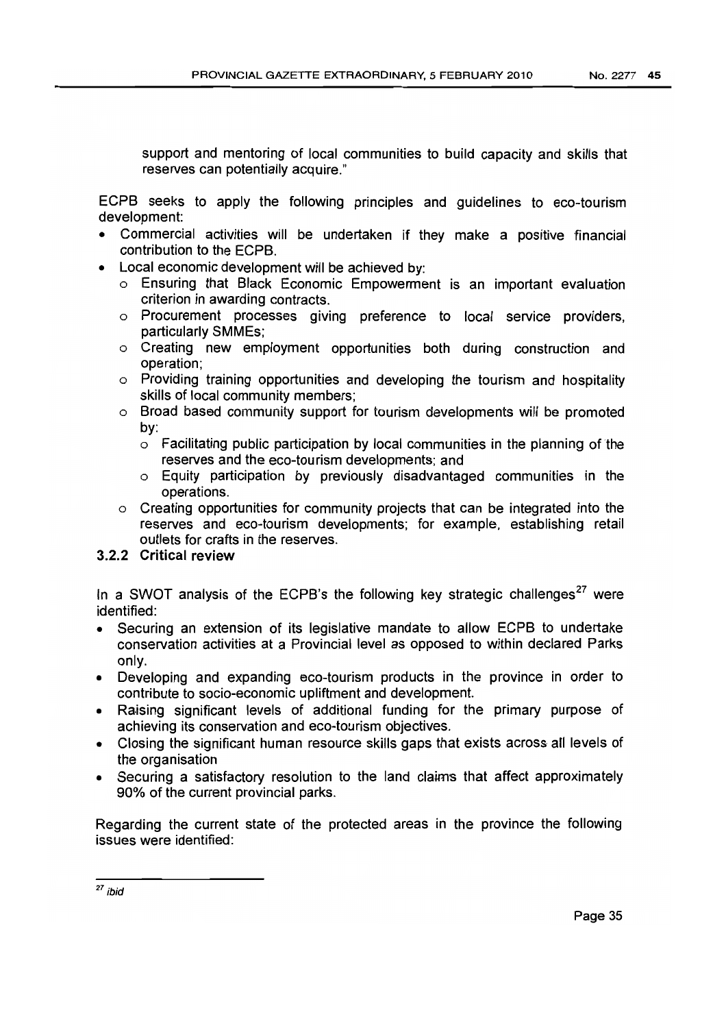support and mentoring of local communities to build capacity and skills that reserves can potentially acquire."

ECPB seeks to apply the following principles and guidelines to eco-tourism development:

- Commercial activities will be undertaken if they make a positive financial contribution to the ECPB.
- Local economic development will be achieved by:
  - Ensuring that Black Economic Empowerment is an important evaluation criterion in awarding contracts.
  - Procurement processes giving preference to local service providers, particularly SMMEs;
  - Creating new employment opportunities both during construction and operation;
  - Providing training opportunities and developing the tourism and hospitality skills of local community members;
  - Broad based community support for tourism developments will be promoted by:
    - Facilitating public participation by local communities in the planning of the reserves and the eco-tourism developments; and
    - Equity participation by previously disadvantaged communities in the operations.
  - Creating opportunities for community projects that can be integrated into the reserves and eco-tourism developments; for example, establishing retail outlets for crafts in the reserves.

### 3.2.2 Critical review

In a SWOT analysis of the ECPB's the following key strategic challenges[27] were identified:

- Securing an extension of its legislative mandate to allow ECPB to undertake conservation activities at a Provincial level as opposed to within declared Parks only.
- Developing and expanding eco-tourism products in the province in order to contribute to socio-economic upliftment and development.
- Raising significant levels of additional funding for the primary purpose of achieving its conservation and eco-tourism objectives.
- Closing the significant human resource skills gaps that exists across all levels of the organisation
- Securing a satisfactory resolution to the land claims that affect approximately 90% of the current provincial parks.

Regarding the current state of the protected areas in the province the following issues were identified:

[27] *ibid*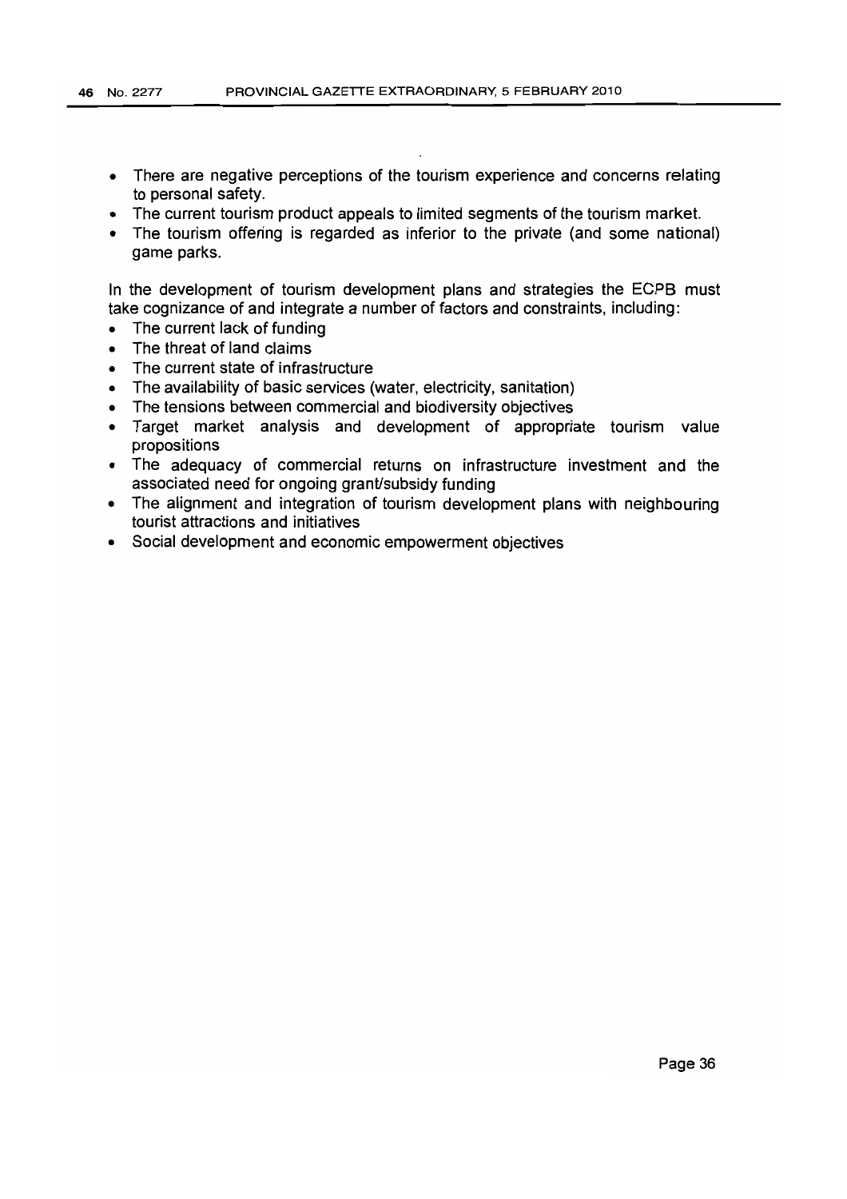- There are negative perceptions of the tourism experience and concerns relating to personal safety.
- The current tourism product appeals to limited segments of the tourism market.
- The tourism offering is regarded as inferior to the private (and some national) game parks.

In the development of tourism development plans and strategies the ECPB must take cognizance of and integrate a number of factors and constraints, including:

- The current lack of funding
- The threat of land claims
- The current state of infrastructure
- The availability of basic services (water, electricity, sanitation)
- The tensions between commercial and biodiversity objectives
- Target market analysis and development of appropriate tourism value propositions
- The adequacy of commercial returns on infrastructure investment and the associated need for ongoing grant/subsidy funding
- The alignment and integration of tourism development plans with neighbouring tourist attractions and initiatives
- Social development and economic empowerment objectives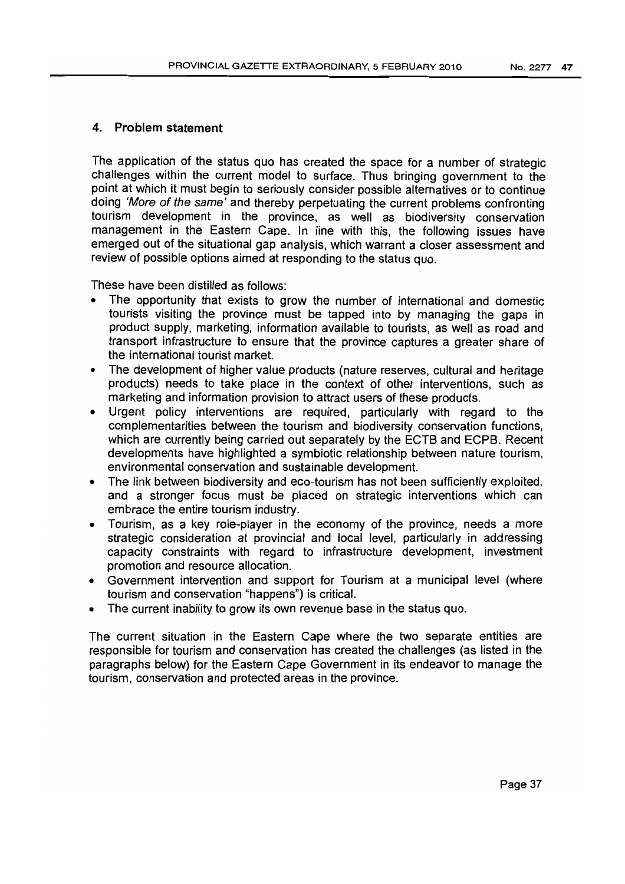## 4. Problem statement

The application of the status quo has created the space for a number of strategic challenges within the current model to surface. Thus bringing government to the point at which it must begin to seriously consider possible alternatives or to continue doing *'More of the same'* and thereby perpetuating the current problems confronting tourism development in the province, as well as biodiversity conservation management in the Eastern Cape. In line with this, the following issues have emerged out of the situational gap analysis, which warrant a closer assessment and review of possible options aimed at responding to the status quo.

These have been distilled as follows:

- The opportunity that exists to grow the number of international and domestic tourists visiting the province must be tapped into by managing the gaps in product supply, marketing, information available to tourists, as well as road and transport infrastructure to ensure that the province captures a greater share of the international tourist market.
- The development of higher value products (nature reserves, cultural and heritage products) needs to take place in the context of other interventions, such as marketing and information provision to attract users of these products.
- Urgent policy interventions are required, particularly with regard to the complementarities between the tourism and biodiversity conservation functions, which are currently being carried out separately by the ECTB and ECPB. Recent developments have highlighted a symbiotic relationship between nature tourism, environmental conservation and sustainable development.
- The link between biodiversity and eco-tourism has not been sufficiently exploited, and a stronger focus must be placed on strategic interventions which can embrace the entire tourism industry.
- Tourism, as a key role-player in the economy of the province, needs a more strategic consideration at provincial and local level, particularly in addressing capacity constraints with regard to infrastructure development, investment promotion and resource allocation.
- Government intervention and support for Tourism at a municipal level (where tourism and conservation "happens") is critical.
- The current inability to grow its own revenue base in the status quo.

The current situation in the Eastern Cape where the two separate entities are responsible for tourism and conservation has created the challenges (as listed in the paragraphs below) for the Eastern Cape Government in its endeavor to manage the tourism, conservation and protected areas in the province.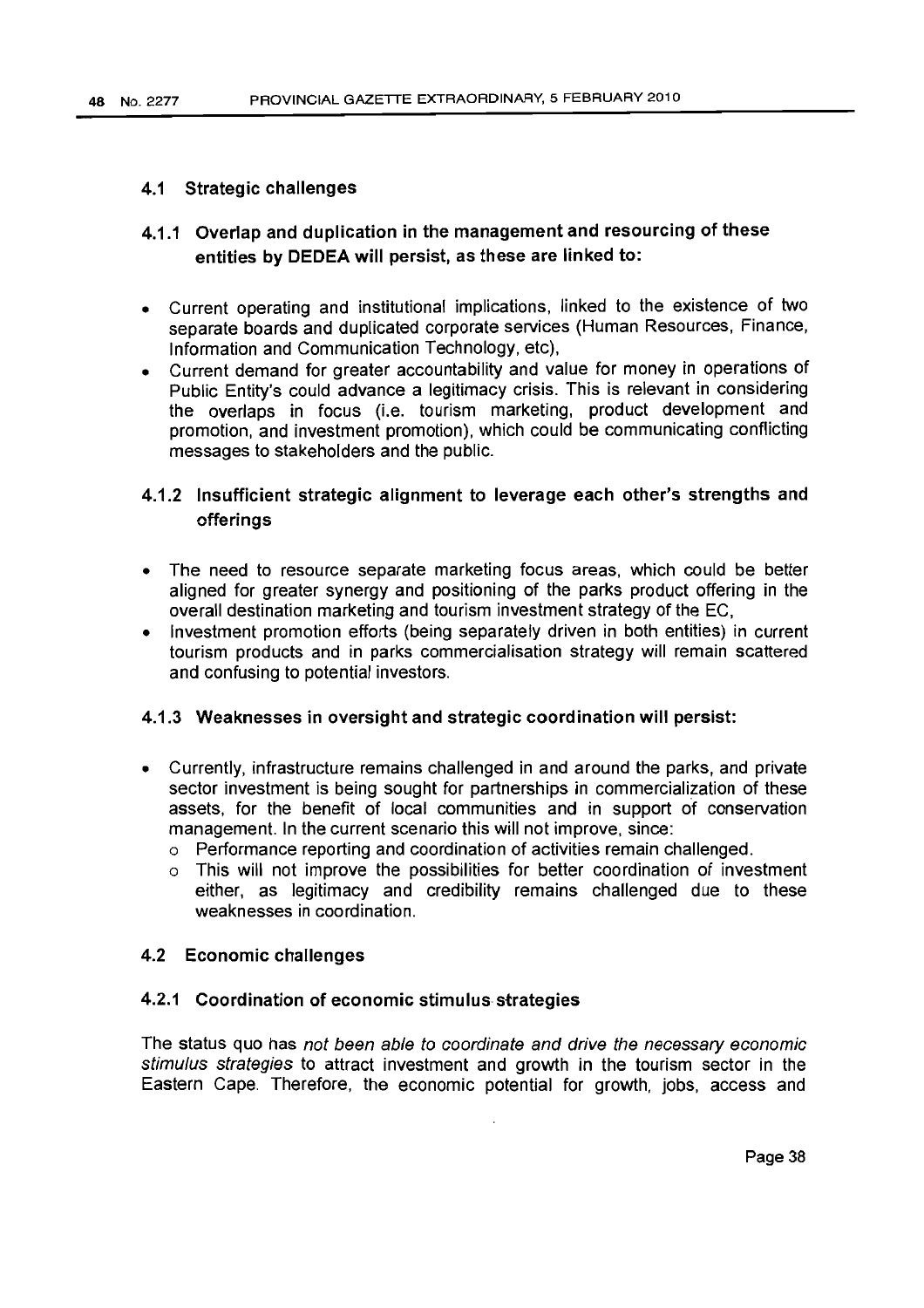## 4.1 Strategic challenges

### 4.1.1 Overlap and duplication in the management and resourcing of these entities by DEDEA will persist, as these are linked to:

- Current operating and institutional implications, linked to the existence of two separate boards and duplicated corporate services (Human Resources, Finance, Information and Communication Technology, etc),
- Current demand for greater accountability and value for money in operations of Public Entity's could advance a legitimacy crisis. This is relevant in considering the overlaps in focus (i.e. tourism marketing, product development and promotion, and investment promotion), which could be communicating conflicting messages to stakeholders and the public.

### 4.1.2 Insufficient strategic alignment to leverage each other's strengths and offerings

- The need to resource separate marketing focus areas, which could be better aligned for greater synergy and positioning of the parks product offering in the overall destination marketing and tourism investment strategy of the EC,
- Investment promotion efforts (being separately driven in both entities) in current tourism products and in parks commercialisation strategy will remain scattered and confusing to potential investors.

### 4.1.3 Weaknesses in oversight and strategic coordination will persist:

- Currently, infrastructure remains challenged in and around the parks, and private sector investment is being sought for partnerships in commercialization of these assets, for the benefit of local communities and in support of conservation management. In the current scenario this will not improve, since:
  - Performance reporting and coordination of activities remain challenged.
  - This will not improve the possibilities for better coordination of investment either, as legitimacy and credibility remains challenged due to these weaknesses in coordination.

## 4.2 Economic challenges

### 4.2.1 Coordination of economic stimulus strategies

The status quo has *not been able to coordinate and drive the necessary economic stimulus strategies* to attract investment and growth in the tourism sector in the Eastern Cape. Therefore, the economic potential for growth, jobs, access and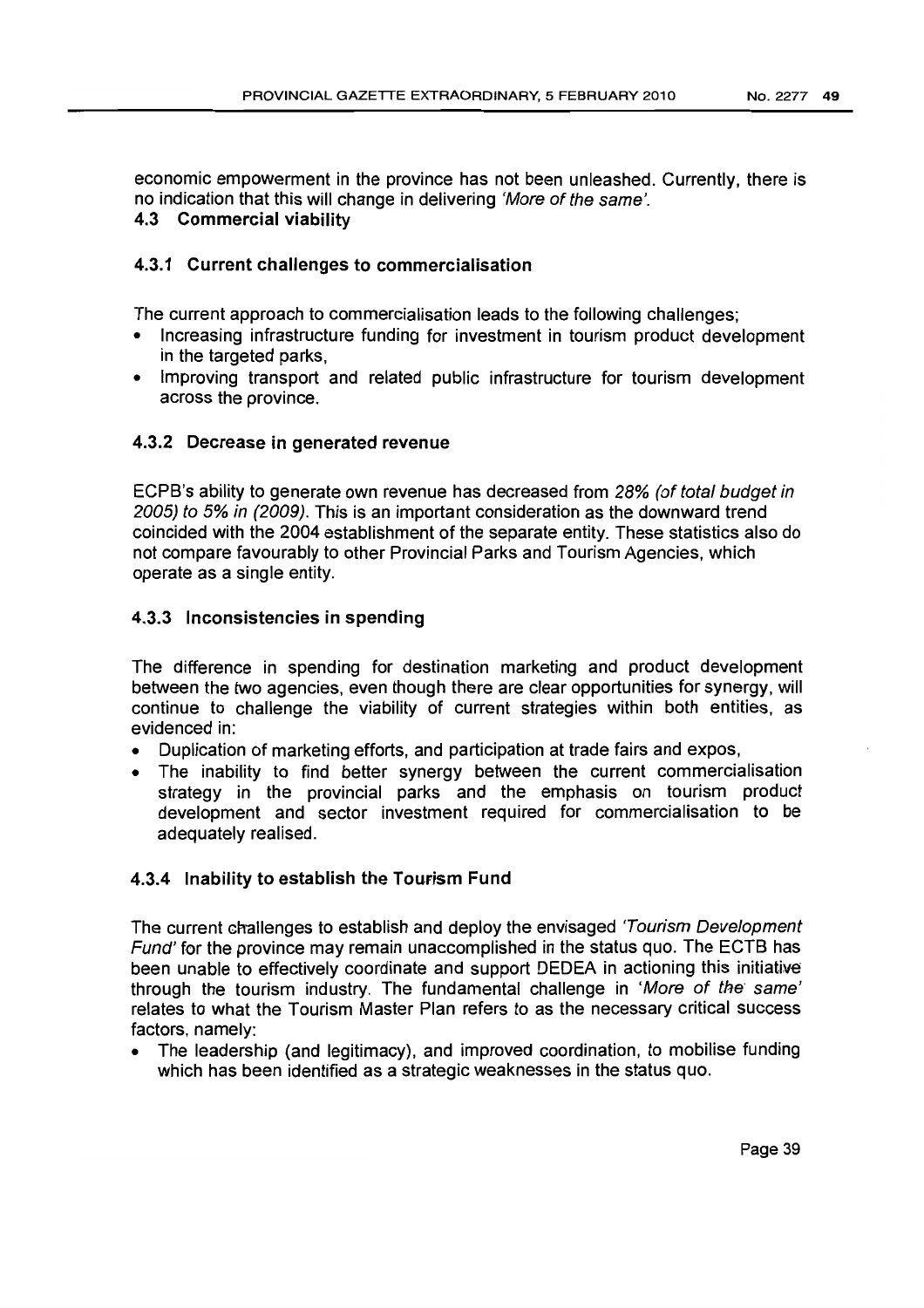economic empowerment in the province has not been unleashed. Currently, there is no indication that this will change in delivering *'More of the same'*.

### 4.3 Commercial viability

#### 4.3.1 Current challenges to commercialisation

The current approach to commercialisation leads to the following challenges;

- Increasing infrastructure funding for investment in tourism product development in the targeted parks,
- Improving transport and related public infrastructure for tourism development across the province.

#### 4.3.2 Decrease in generated revenue

ECPB's ability to generate own revenue has decreased from *28% (of total budget in 2005) to 5% in (2009)*. This is an important consideration as the downward trend coincided with the 2004 establishment of the separate entity. These statistics also do not compare favourably to other Provincial Parks and Tourism Agencies, which operate as a single entity.

#### 4.3.3 Inconsistencies in spending

The difference in spending for destination marketing and product development between the two agencies, even though there are clear opportunities for synergy, will continue to challenge the viability of current strategies within both entities, as evidenced in:

- Duplication of marketing efforts, and participation at trade fairs and expos,
- The inability to find better synergy between the current commercialisation strategy in the provincial parks and the emphasis on tourism product development and sector investment required for commercialisation to be adequately realised.

#### 4.3.4 Inability to establish the Tourism Fund

The current challenges to establish and deploy the envisaged *'Tourism Development Fund'* for the province may remain unaccomplished in the status quo. The ECTB has been unable to effectively coordinate and support DEDEA in actioning this initiative through the tourism industry. The fundamental challenge in *'More of the same'* relates to what the Tourism Master Plan refers to as the necessary critical success factors, namely:

- The leadership (and legitimacy), and improved coordination, to mobilise funding which has been identified as a strategic weaknesses in the status quo.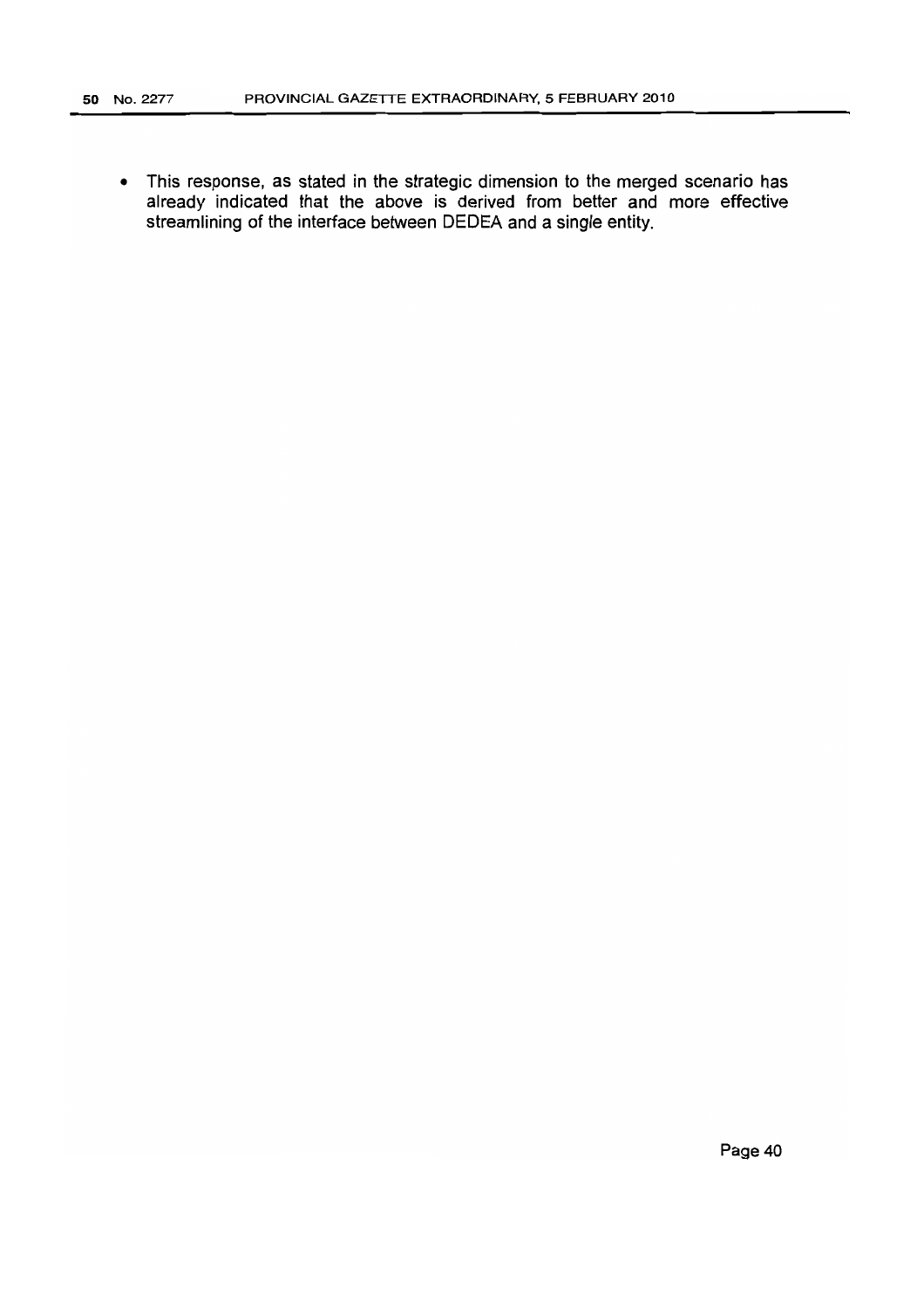- This response, as stated in the strategic dimension to the merged scenario has already indicated that the above is derived from better and more effective streamlining of the interface between DEDEA and a single entity.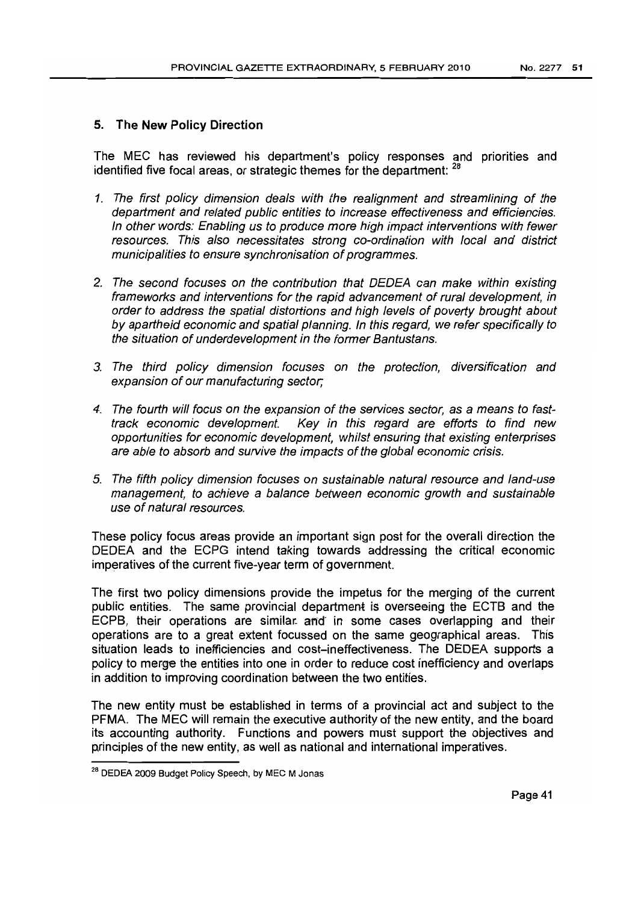## 5. The New Policy Direction

The MEC has reviewed his department's policy responses and priorities and identified five focal areas, or strategic themes for the department: [28]

1. *The first policy dimension deals with the realignment and streamlining of the department and related public entities to increase effectiveness and efficiencies. In other words: Enabling us to produce more high impact interventions with fewer resources. This also necessitates strong co-ordination with local and district municipalities to ensure synchronisation of programmes.*

2. *The second focuses on the contribution that DEDEA can make within existing frameworks and interventions for the rapid advancement of rural development, in order to address the spatial distortions and high levels of poverty brought about by apartheid economic and spatial planning. In this regard, we refer specifically to the situation of underdevelopment in the former Bantustans.*

3. *The third policy dimension focuses on the protection, diversification and expansion of our manufacturing sector;*

4. *The fourth will focus on the expansion of the services sector, as a means to fast-track economic development. Key in this regard are efforts to find new opportunities for economic development, whilst ensuring that existing enterprises are able to absorb and survive the impacts of the global economic crisis.*

5. *The fifth policy dimension focuses on sustainable natural resource and land-use management, to achieve a balance between economic growth and sustainable use of natural resources.*

These policy focus areas provide an important sign post for the overall direction the DEDEA and the ECPG intend taking towards addressing the critical economic imperatives of the current five-year term of government.

The first two policy dimensions provide the impetus for the merging of the current public entities. The same provincial department is overseeing the ECTB and the ECPB, their operations are similar and in some cases overlapping and their operations are to a great extent focussed on the same geographical areas. This situation leads to inefficiencies and cost–ineffectiveness. The DEDEA supports a policy to merge the entities into one in order to reduce cost inefficiency and overlaps in addition to improving coordination between the two entities.

The new entity must be established in terms of a provincial act and subject to the PFMA. The MEC will remain the executive authority of the new entity, and the board its accounting authority. Functions and powers must support the objectives and principles of the new entity, as well as national and international imperatives.

---

[28] DEDEA 2009 Budget Policy Speech, by MEC M Jonas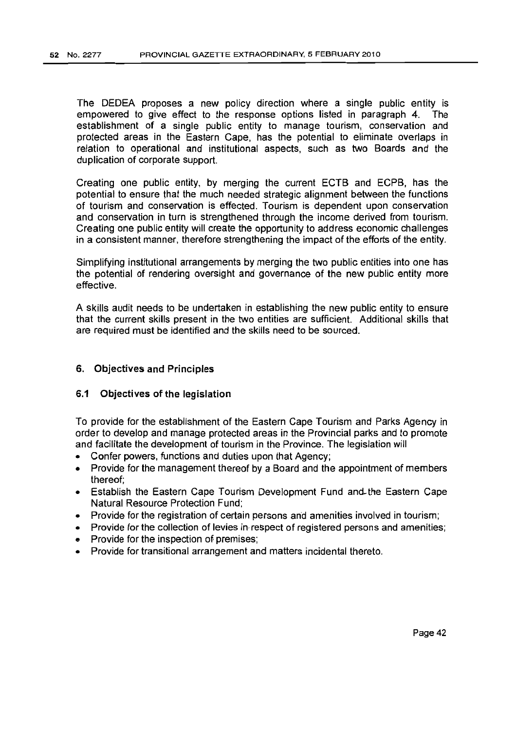The DEDEA proposes a new policy direction where a single public entity is empowered to give effect to the response options listed in paragraph 4. The establishment of a single public entity to manage tourism, conservation and protected areas in the Eastern Cape, has the potential to eliminate overlaps in relation to operational and institutional aspects, such as two Boards and the duplication of corporate support.

Creating one public entity, by merging the current ECTB and ECPB, has the potential to ensure that the much needed strategic alignment between the functions of tourism and conservation is effected. Tourism is dependent upon conservation and conservation in turn is strengthened through the income derived from tourism. Creating one public entity will create the opportunity to address economic challenges in a consistent manner, therefore strengthening the impact of the efforts of the entity.

Simplifying institutional arrangements by merging the two public entities into one has the potential of rendering oversight and governance of the new public entity more effective.

A skills audit needs to be undertaken in establishing the new public entity to ensure that the current skills present in the two entities are sufficient. Additional skills that are required must be identified and the skills need to be sourced.

## 6. Objectives and Principles

### 6.1 Objectives of the legislation

To provide for the establishment of the Eastern Cape Tourism and Parks Agency in order to develop and manage protected areas in the Provincial parks and to promote and facilitate the development of tourism in the Province. The legislation will

- Confer powers, functions and duties upon that Agency;
- Provide for the management thereof by a Board and the appointment of members thereof;
- Establish the Eastern Cape Tourism Development Fund and the Eastern Cape Natural Resource Protection Fund;
- Provide for the registration of certain persons and amenities involved in tourism;
- Provide for the collection of levies in respect of registered persons and amenities;
- Provide for the inspection of premises;
- Provide for transitional arrangement and matters incidental thereto.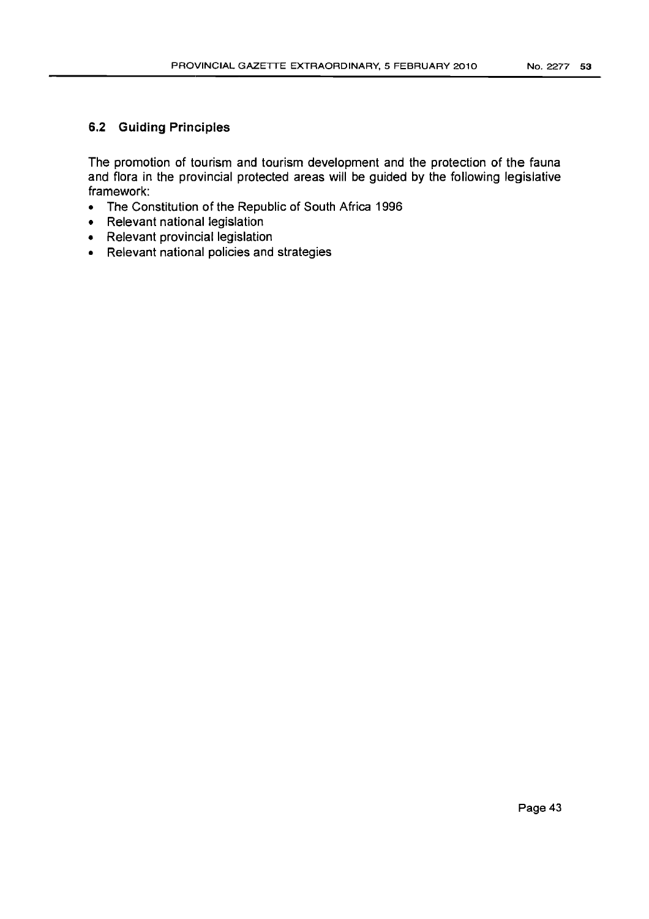## 6.2 Guiding Principles

The promotion of tourism and tourism development and the protection of the fauna and flora in the provincial protected areas will be guided by the following legislative framework:

- The Constitution of the Republic of South Africa 1996
- Relevant national legislation
- Relevant provincial legislation
- Relevant national policies and strategies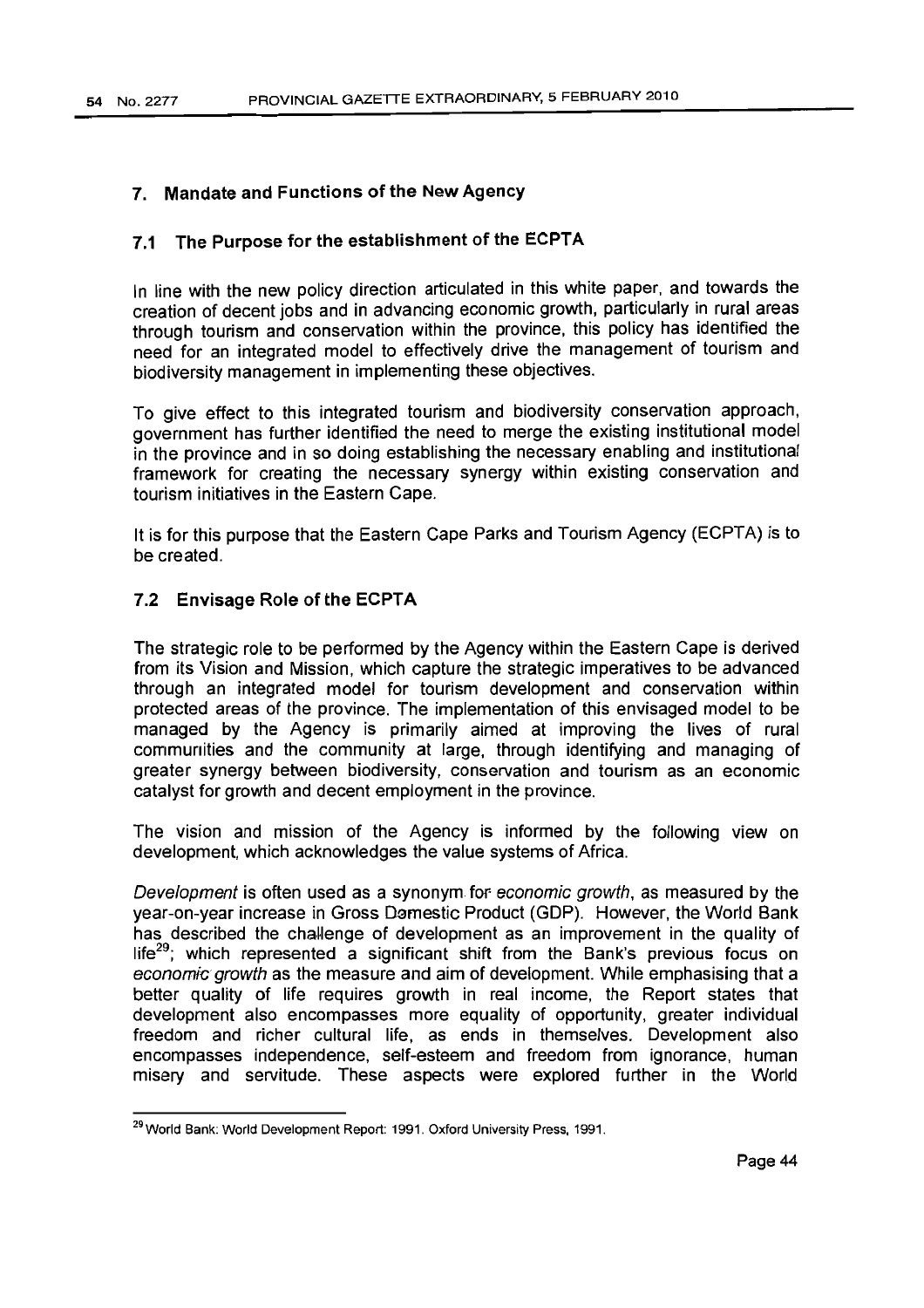## 7. Mandate and Functions of the New Agency

### 7.1 The Purpose for the establishment of the ECPTA

In line with the new policy direction articulated in this white paper, and towards the creation of decent jobs and in advancing economic growth, particularly in rural areas through tourism and conservation within the province, this policy has identified the need for an integrated model to effectively drive the management of tourism and biodiversity management in implementing these objectives.

To give effect to this integrated tourism and biodiversity conservation approach, government has further identified the need to merge the existing institutional model in the province and in so doing establishing the necessary enabling and institutional framework for creating the necessary synergy within existing conservation and tourism initiatives in the Eastern Cape.

It is for this purpose that the Eastern Cape Parks and Tourism Agency (ECPTA) is to be created.

### 7.2 Envisage Role of the ECPTA

The strategic role to be performed by the Agency within the Eastern Cape is derived from its Vision and Mission, which capture the strategic imperatives to be advanced through an integrated model for tourism development and conservation within protected areas of the province. The implementation of this envisaged model to be managed by the Agency is primarily aimed at improving the lives of rural communities and the community at large, through identifying and managing of greater synergy between biodiversity, conservation and tourism as an economic catalyst for growth and decent employment in the province.

The vision and mission of the Agency is informed by the following view on development, which acknowledges the value systems of Africa.

*Development* is often used as a synonym for *economic growth*, as measured by the year-on-year increase in Gross Domestic Product (GDP). However, the World Bank has described the challenge of development as an improvement in the quality of life[29]; which represented a significant shift from the Bank's previous focus on *economic growth* as the measure and aim of development. While emphasising that a better quality of life requires growth in real income, the Report states that development also encompasses more equality of opportunity, greater individual freedom and richer cultural life, as ends in themselves. Development also encompasses independence, self-esteem and freedom from ignorance, human misery and servitude. These aspects were explored further in the World

---

[29] World Bank: World Development Report: 1991. Oxford University Press, 1991.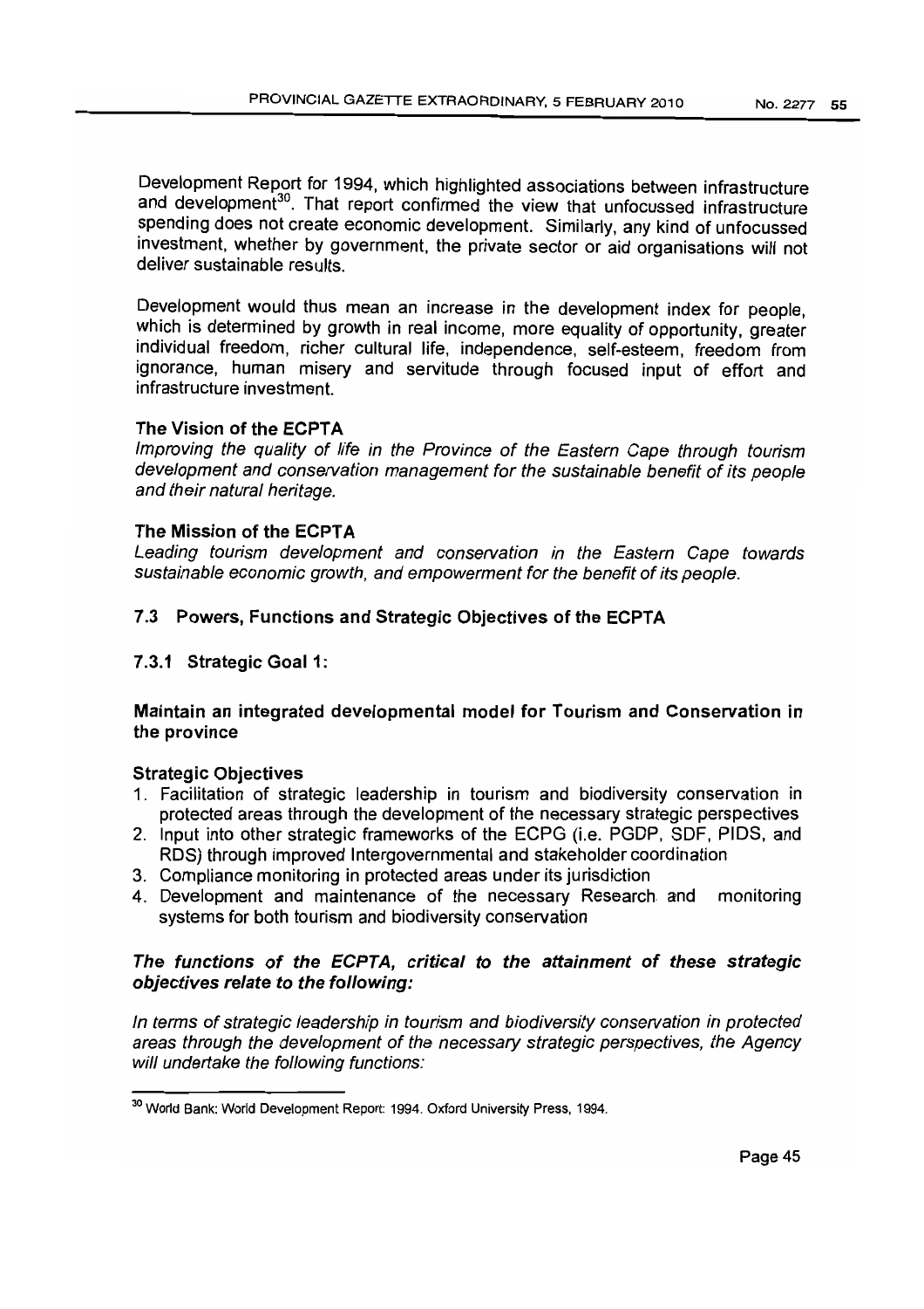Development Report for 1994, which highlighted associations between infrastructure and development[30]. That report confirmed the view that unfocussed infrastructure spending does not create economic development. Similarly, any kind of unfocussed investment, whether by government, the private sector or aid organisations will not deliver sustainable results.

Development would thus mean an increase in the development index for people, which is determined by growth in real income, more equality of opportunity, greater individual freedom, richer cultural life, independence, self-esteem, freedom from ignorance, human misery and servitude through focused input of effort and infrastructure investment.

**The Vision of the ECPTA**

*Improving the quality of life in the Province of the Eastern Cape through tourism development and conservation management for the sustainable benefit of its people and their natural heritage.*

**The Mission of the ECPTA**

*Leading tourism development and conservation in the Eastern Cape towards sustainable economic growth, and empowerment for the benefit of its people.*

## 7.3 Powers, Functions and Strategic Objectives of the ECPTA

### 7.3.1 Strategic Goal 1:

**Maintain an integrated developmental model for Tourism and Conservation in the province**

**Strategic Objectives**

1. Facilitation of strategic leadership in tourism and biodiversity conservation in protected areas through the development of the necessary strategic perspectives
2. Input into other strategic frameworks of the ECPG (i.e. PGDP, SDF, PIDS, and RDS) through improved Intergovernmental and stakeholder coordination
3. Compliance monitoring in protected areas under its jurisdiction
4. Development and maintenance of the necessary Research and monitoring systems for both tourism and biodiversity conservation

***The functions of the ECPTA, critical to the attainment of these strategic objectives relate to the following:***

*In terms of strategic leadership in tourism and biodiversity conservation in protected areas through the development of the necessary strategic perspectives, the Agency will undertake the following functions:*

[30] World Bank: World Development Report: 1994. Oxford University Press, 1994.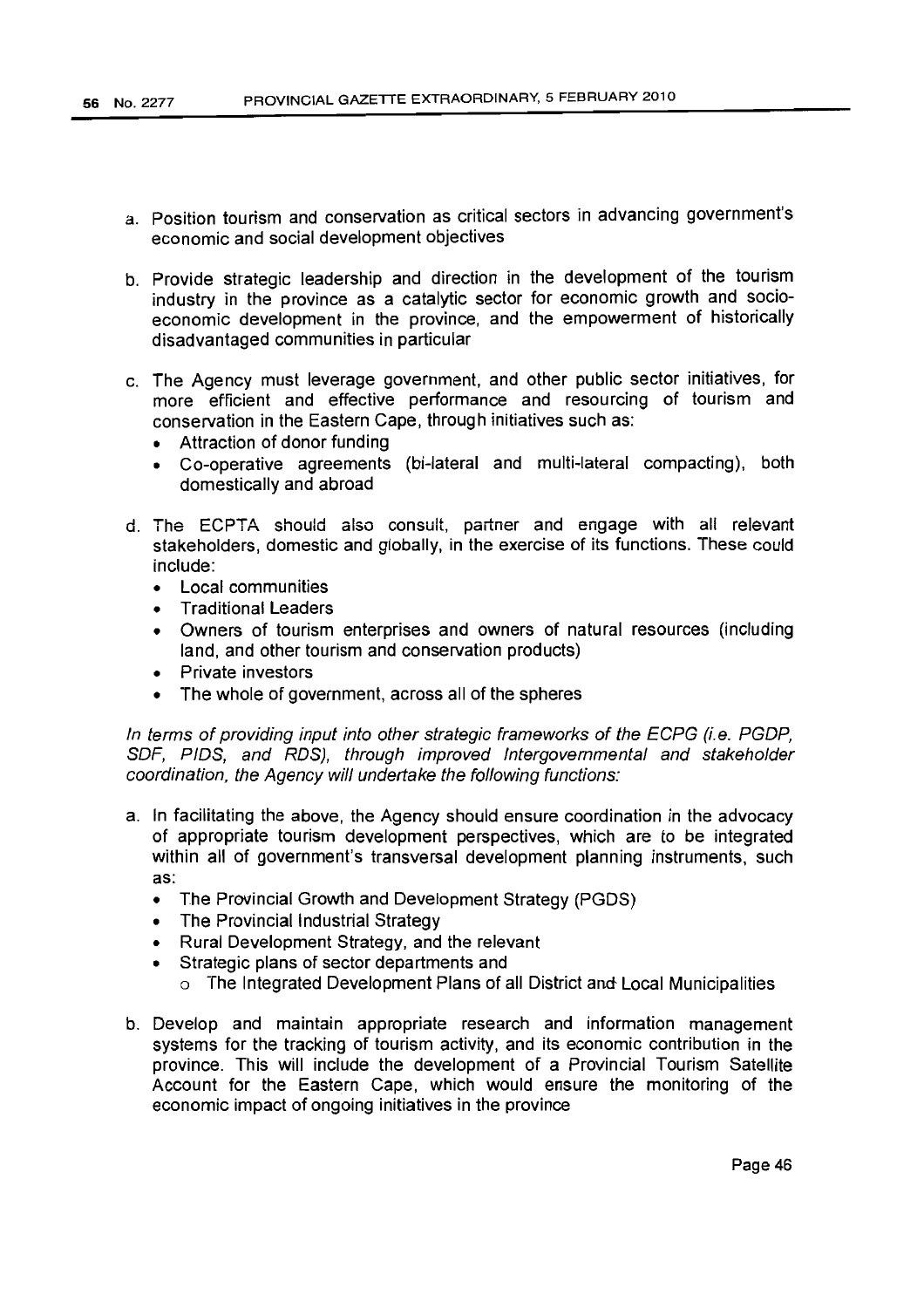a. Position tourism and conservation as critical sectors in advancing government's economic and social development objectives

b. Provide strategic leadership and direction in the development of the tourism industry in the province as a catalytic sector for economic growth and socio-economic development in the province, and the empowerment of historically disadvantaged communities in particular

c. The Agency must leverage government, and other public sector initiatives, for more efficient and effective performance and resourcing of tourism and conservation in the Eastern Cape, through initiatives such as:
   - Attraction of donor funding
   - Co-operative agreements (bi-lateral and multi-lateral compacting), both domestically and abroad

d. The ECPTA should also consult, partner and engage with all relevant stakeholders, domestic and globally, in the exercise of its functions. These could include:
   - Local communities
   - Traditional Leaders
   - Owners of tourism enterprises and owners of natural resources (including land, and other tourism and conservation products)
   - Private investors
   - The whole of government, across all of the spheres

*In terms of providing input into other strategic frameworks of the ECPG (i.e. PGDP, SDF, PIDS, and RDS), through improved Intergovernmental and stakeholder coordination, the Agency will undertake the following functions:*

a. In facilitating the above, the Agency should ensure coordination in the advocacy of appropriate tourism development perspectives, which are to be integrated within all of government's transversal development planning instruments, such as:
   - The Provincial Growth and Development Strategy (PGDS)
   - The Provincial Industrial Strategy
   - Rural Development Strategy, and the relevant
   - Strategic plans of sector departments and
     - The Integrated Development Plans of all District and Local Municipalities

b. Develop and maintain appropriate research and information management systems for the tracking of tourism activity, and its economic contribution in the province. This will include the development of a Provincial Tourism Satellite Account for the Eastern Cape, which would ensure the monitoring of the economic impact of ongoing initiatives in the province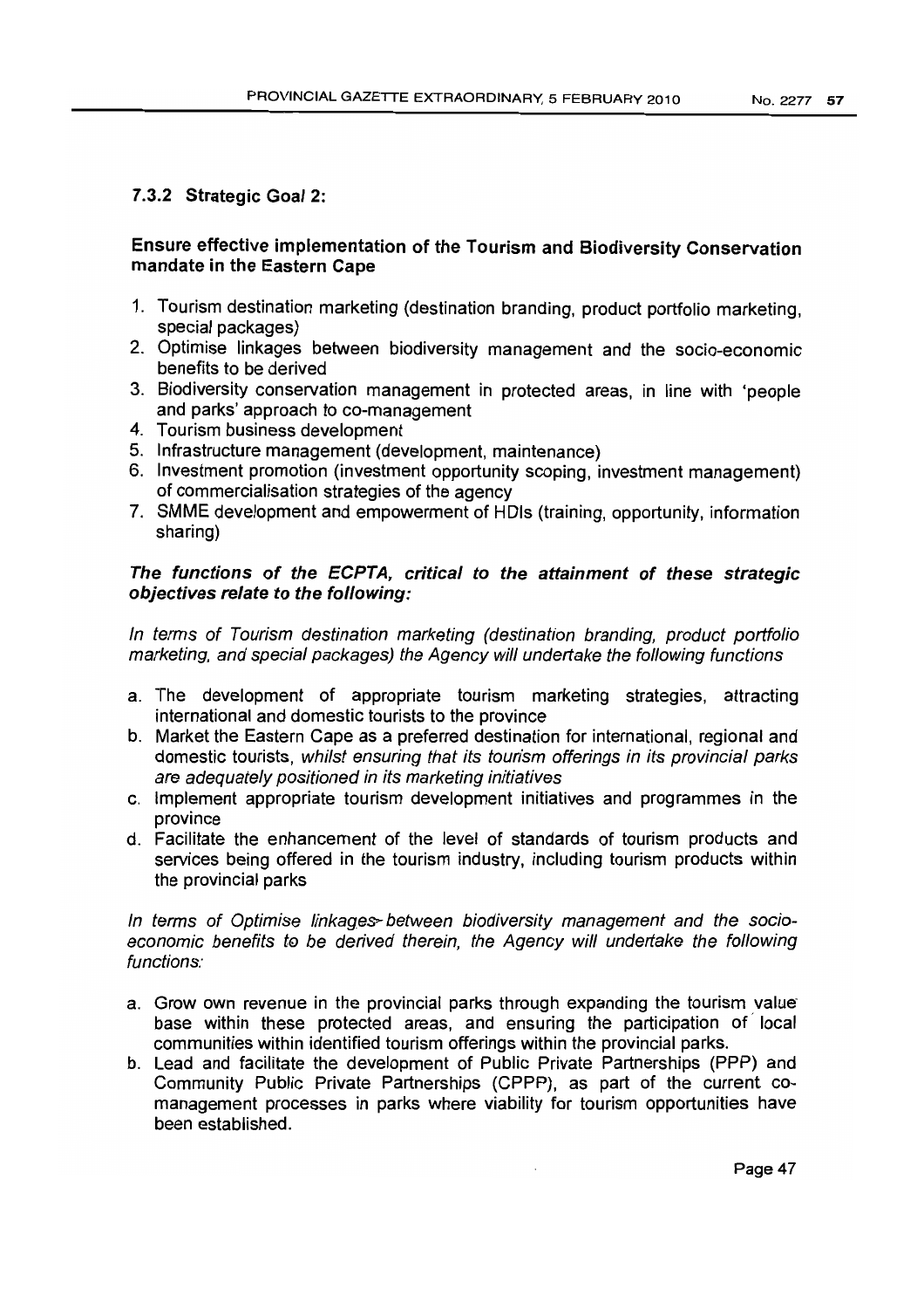### 7.3.2 Strategic Goal 2:

**Ensure effective implementation of the Tourism and Biodiversity Conservation mandate in the Eastern Cape**

1. Tourism destination marketing (destination branding, product portfolio marketing, special packages)
2. Optimise linkages between biodiversity management and the socio-economic benefits to be derived
3. Biodiversity conservation management in protected areas, in line with 'people and parks' approach to co-management
4. Tourism business development
5. Infrastructure management (development, maintenance)
6. Investment promotion (investment opportunity scoping, investment management) of commercialisation strategies of the agency
7. SMME development and empowerment of HDIs (training, opportunity, information sharing)

***The functions of the ECPTA, critical to the attainment of these strategic objectives relate to the following:***

*In terms of Tourism destination marketing (destination branding, product portfolio marketing, and special packages) the Agency will undertake the following functions*

a. The development of appropriate tourism marketing strategies, attracting international and domestic tourists to the province
b. Market the Eastern Cape as a preferred destination for international, regional and domestic tourists, *whilst ensuring that its tourism offerings in its provincial parks are adequately positioned in its marketing initiatives*
c. Implement appropriate tourism development initiatives and programmes in the province
d. Facilitate the enhancement of the level of standards of tourism products and services being offered in the tourism industry, including tourism products within the provincial parks

*In terms of Optimise linkages between biodiversity management and the socio-economic benefits to be derived therein, the Agency will undertake the following functions:*

a. Grow own revenue in the provincial parks through expanding the tourism value base within these protected areas, and ensuring the participation of local communities within identified tourism offerings within the provincial parks.
b. Lead and facilitate the development of Public Private Partnerships (PPP) and Community Public Private Partnerships (CPPP), as part of the current co-management processes in parks where viability for tourism opportunities have been established.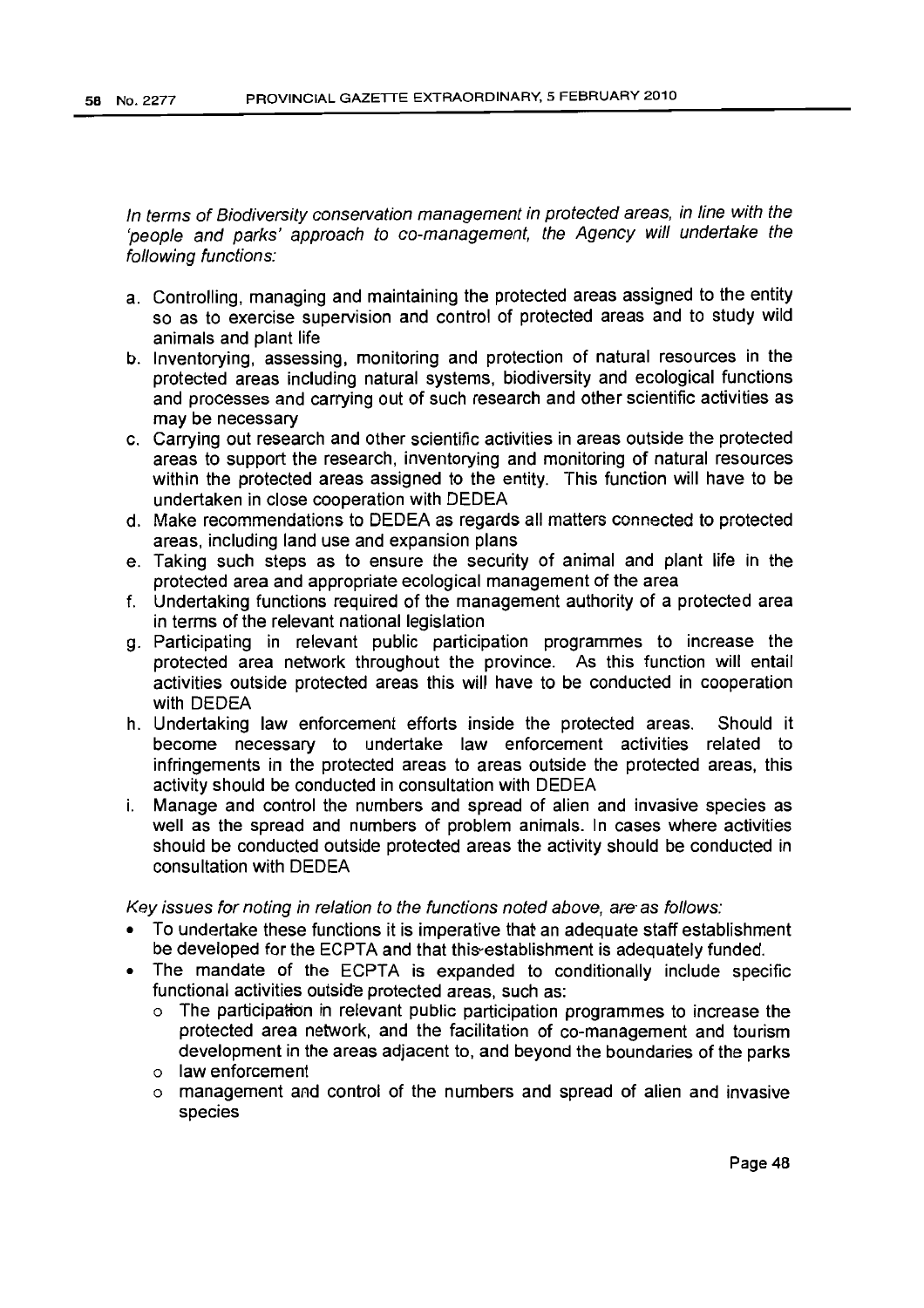*In terms of Biodiversity conservation management in protected areas, in line with the 'people and parks' approach to co-management, the Agency will undertake the following functions:*

a. Controlling, managing and maintaining the protected areas assigned to the entity so as to exercise supervision and control of protected areas and to study wild animals and plant life
b. Inventorying, assessing, monitoring and protection of natural resources in the protected areas including natural systems, biodiversity and ecological functions and processes and carrying out of such research and other scientific activities as may be necessary
c. Carrying out research and other scientific activities in areas outside the protected areas to support the research, inventorying and monitoring of natural resources within the protected areas assigned to the entity. This function will have to be undertaken in close cooperation with DEDEA
d. Make recommendations to DEDEA as regards all matters connected to protected areas, including land use and expansion plans
e. Taking such steps as to ensure the security of animal and plant life in the protected area and appropriate ecological management of the area
f. Undertaking functions required of the management authority of a protected area in terms of the relevant national legislation
g. Participating in relevant public participation programmes to increase the protected area network throughout the province. As this function will entail activities outside protected areas this will have to be conducted in cooperation with DEDEA
h. Undertaking law enforcement efforts inside the protected areas. Should it become necessary to undertake law enforcement activities related to infringements in the protected areas to areas outside the protected areas, this activity should be conducted in consultation with DEDEA
i. Manage and control the numbers and spread of alien and invasive species as well as the spread and numbers of problem animals. In cases where activities should be conducted outside protected areas the activity should be conducted in consultation with DEDEA

*Key issues for noting in relation to the functions noted above, are as follows:*

- To undertake these functions it is imperative that an adequate staff establishment be developed for the ECPTA and that this establishment is adequately funded.
- The mandate of the ECPTA is expanded to conditionally include specific functional activities outside protected areas, such as:
  - The participation in relevant public participation programmes to increase the protected area network, and the facilitation of co-management and tourism development in the areas adjacent to, and beyond the boundaries of the parks
  - law enforcement
  - management and control of the numbers and spread of alien and invasive species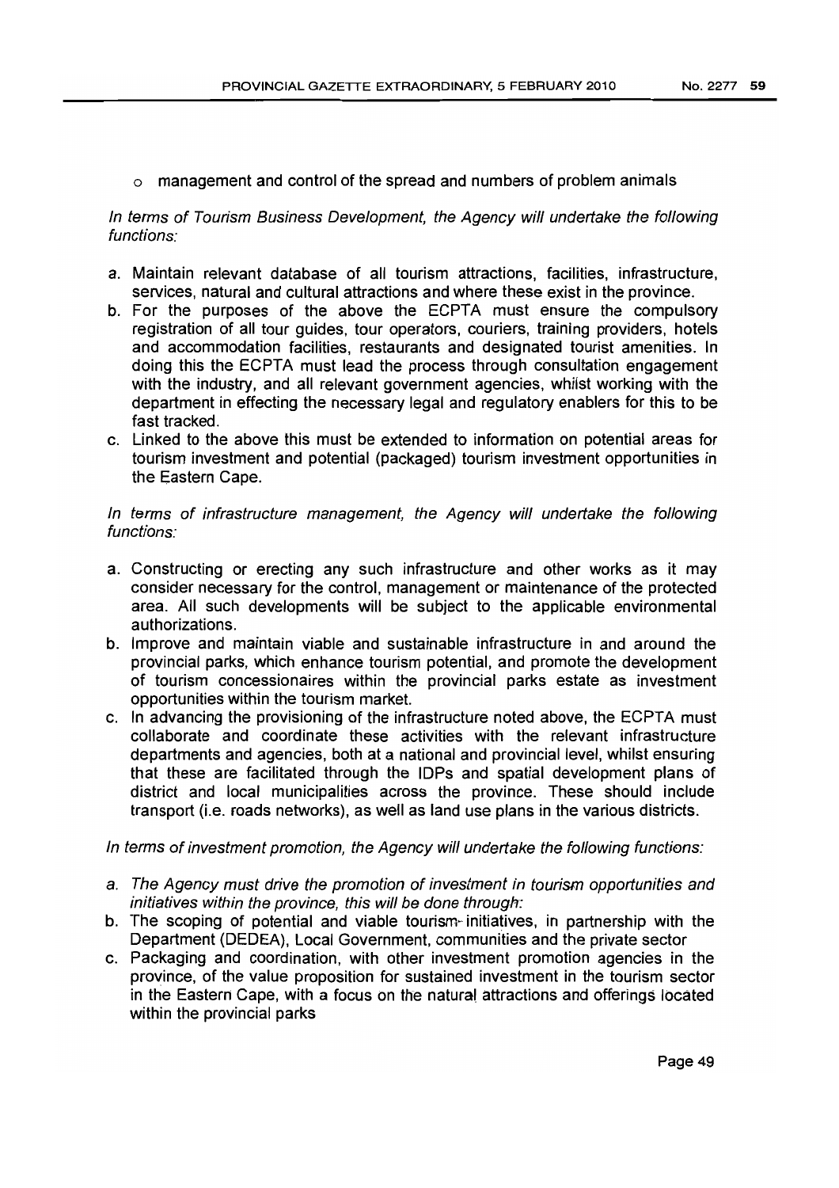- management and control of the spread and numbers of problem animals

*In terms of Tourism Business Development, the Agency will undertake the following functions:*

a. Maintain relevant database of all tourism attractions, facilities, infrastructure, services, natural and cultural attractions and where these exist in the province.
b. For the purposes of the above the ECPTA must ensure the compulsory registration of all tour guides, tour operators, couriers, training providers, hotels and accommodation facilities, restaurants and designated tourist amenities. In doing this the ECPTA must lead the process through consultation engagement with the industry, and all relevant government agencies, whilst working with the department in effecting the necessary legal and regulatory enablers for this to be fast tracked.
c. Linked to the above this must be extended to information on potential areas for tourism investment and potential (packaged) tourism investment opportunities in the Eastern Cape.

*In terms of infrastructure management, the Agency will undertake the following functions:*

a. Constructing or erecting any such infrastructure and other works as it may consider necessary for the control, management or maintenance of the protected area. All such developments will be subject to the applicable environmental authorizations.
b. Improve and maintain viable and sustainable infrastructure in and around the provincial parks, which enhance tourism potential, and promote the development of tourism concessionaires within the provincial parks estate as investment opportunities within the tourism market.
c. In advancing the provisioning of the infrastructure noted above, the ECPTA must collaborate and coordinate these activities with the relevant infrastructure departments and agencies, both at a national and provincial level, whilst ensuring that these are facilitated through the IDPs and spatial development plans of district and local municipalities across the province. These should include transport (i.e. roads networks), as well as land use plans in the various districts.

*In terms of investment promotion, the Agency will undertake the following functions:*

a. *The Agency must drive the promotion of investment in tourism opportunities and initiatives within the province, this will be done through:*
b. The scoping of potential and viable tourism initiatives, in partnership with the Department (DEDEA), Local Government, communities and the private sector
c. Packaging and coordination, with other investment promotion agencies in the province, of the value proposition for sustained investment in the tourism sector in the Eastern Cape, with a focus on the natural attractions and offerings located within the provincial parks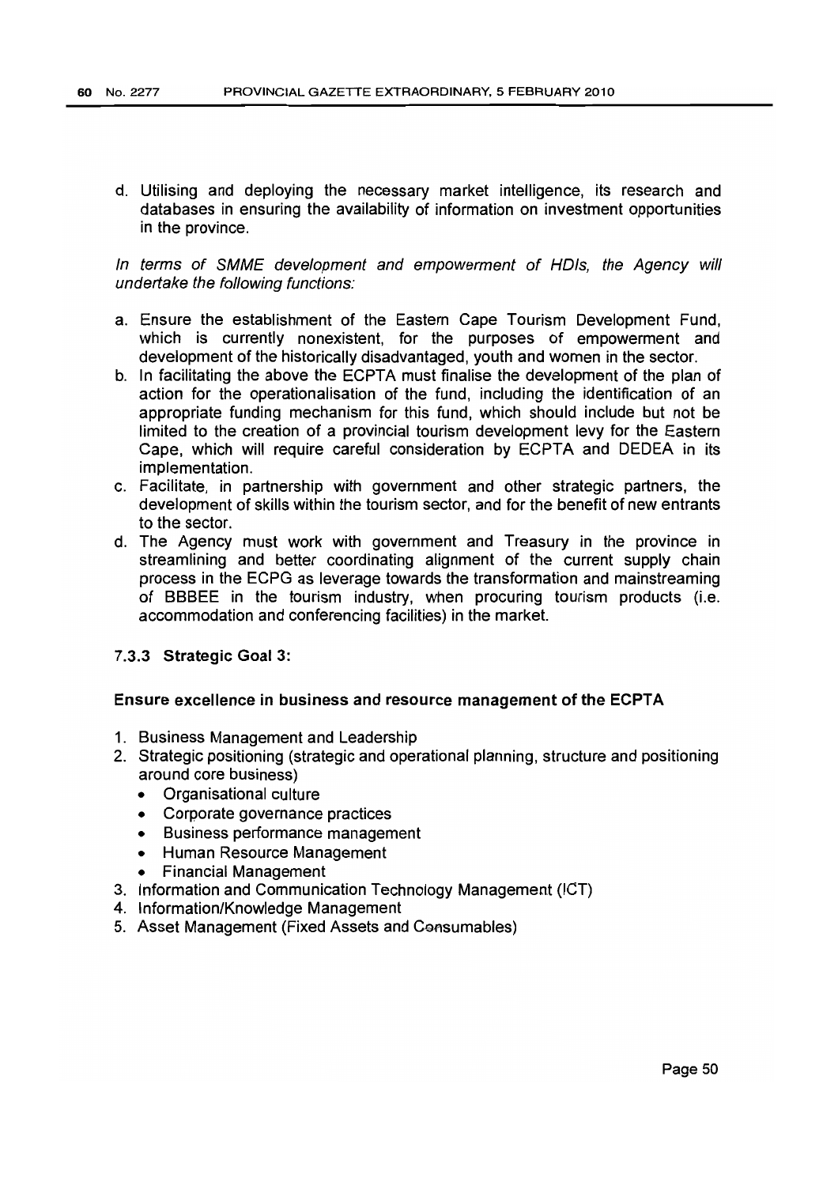d. Utilising and deploying the necessary market intelligence, its research and databases in ensuring the availability of information on investment opportunities in the province.

*In terms of SMME development and empowerment of HDIs, the Agency will undertake the following functions:*

a. Ensure the establishment of the Eastern Cape Tourism Development Fund, which is currently nonexistent, for the purposes of empowerment and development of the historically disadvantaged, youth and women in the sector.
b. In facilitating the above the ECPTA must finalise the development of the plan of action for the operationalisation of the fund, including the identification of an appropriate funding mechanism for this fund, which should include but not be limited to the creation of a provincial tourism development levy for the Eastern Cape, which will require careful consideration by ECPTA and DEDEA in its implementation.
c. Facilitate, in partnership with government and other strategic partners, the development of skills within the tourism sector, and for the benefit of new entrants to the sector.
d. The Agency must work with government and Treasury in the province in streamlining and better coordinating alignment of the current supply chain process in the ECPG as leverage towards the transformation and mainstreaming of BBBEE in the tourism industry, when procuring tourism products (i.e. accommodation and conferencing facilities) in the market.

### 7.3.3 Strategic Goal 3:

**Ensure excellence in business and resource management of the ECPTA**

1. Business Management and Leadership
2. Strategic positioning (strategic and operational planning, structure and positioning around core business)
   - Organisational culture
   - Corporate governance practices
   - Business performance management
   - Human Resource Management
   - Financial Management
3. Information and Communication Technology Management (ICT)
4. Information/Knowledge Management
5. Asset Management (Fixed Assets and Consumables)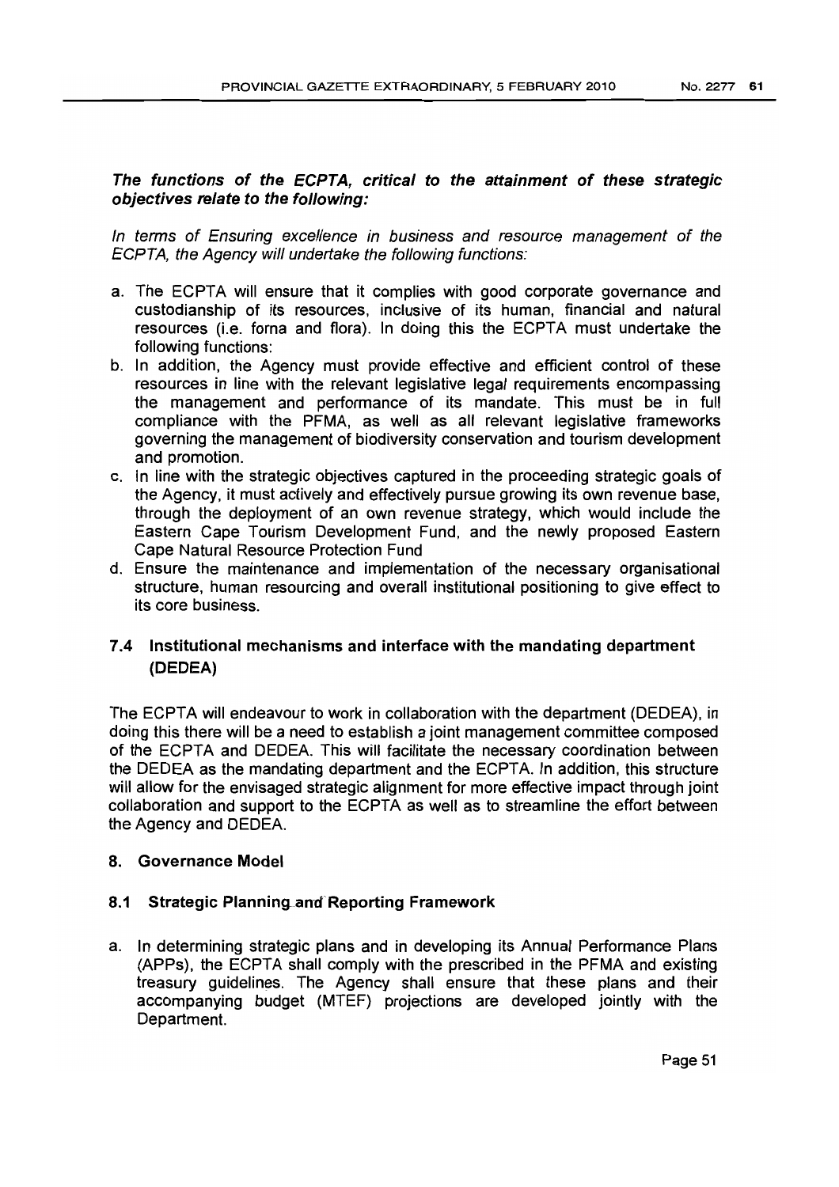***The functions of the ECPTA, critical to the attainment of these strategic objectives relate to the following:***

*In terms of Ensuring excellence in business and resource management of the ECPTA, the Agency will undertake the following functions:*

a. The ECPTA will ensure that it complies with good corporate governance and custodianship of its resources, inclusive of its human, financial and natural resources (i.e. forna and flora). In doing this the ECPTA must undertake the following functions:
b. In addition, the Agency must provide effective and efficient control of these resources in line with the relevant legislative legal requirements encompassing the management and performance of its mandate. This must be in full compliance with the PFMA, as well as all relevant legislative frameworks governing the management of biodiversity conservation and tourism development and promotion.
c. In line with the strategic objectives captured in the proceeding strategic goals of the Agency, it must actively and effectively pursue growing its own revenue base, through the deployment of an own revenue strategy, which would include the Eastern Cape Tourism Development Fund, and the newly proposed Eastern Cape Natural Resource Protection Fund
d. Ensure the maintenance and implementation of the necessary organisational structure, human resourcing and overall institutional positioning to give effect to its core business.

### 7.4 Institutional mechanisms and interface with the mandating department (DEDEA)

The ECPTA will endeavour to work in collaboration with the department (DEDEA), in doing this there will be a need to establish a joint management committee composed of the ECPTA and DEDEA. This will facilitate the necessary coordination between the DEDEA as the mandating department and the ECPTA. In addition, this structure will allow for the envisaged strategic alignment for more effective impact through joint collaboration and support to the ECPTA as well as to streamline the effort between the Agency and DEDEA.

## 8. Governance Model

### 8.1 Strategic Planning and Reporting Framework

a. In determining strategic plans and in developing its Annual Performance Plans (APPs), the ECPTA shall comply with the prescribed in the PFMA and existing treasury guidelines. The Agency shall ensure that these plans and their accompanying budget (MTEF) projections are developed jointly with the Department.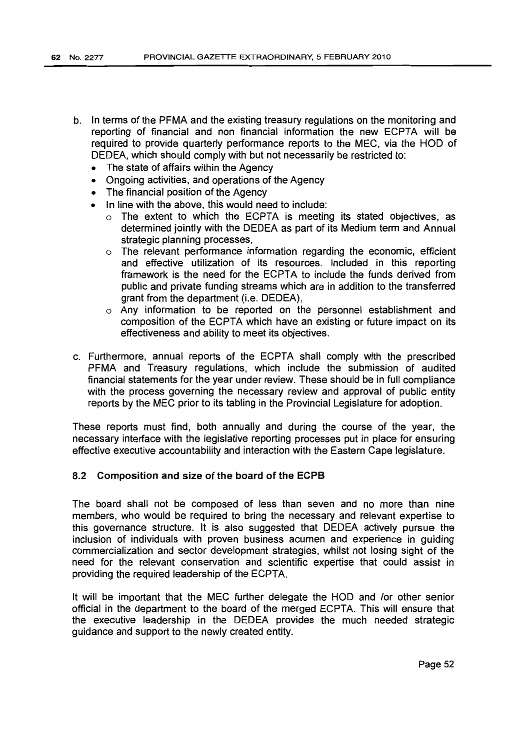b. In terms of the PFMA and the existing treasury regulations on the monitoring and reporting of financial and non financial information the new ECPTA will be required to provide quarterly performance reports to the MEC, via the HOD of DEDEA, which should comply with but not necessarily be restricted to:
   - The state of affairs within the Agency
   - Ongoing activities, and operations of the Agency
   - The financial position of the Agency
   - In line with the above, this would need to include:
     - The extent to which the ECPTA is meeting its stated objectives, as determined jointly with the DEDEA as part of its Medium term and Annual strategic planning processes,
     - The relevant performance information regarding the economic, efficient and effective utilization of its resources. Included in this reporting framework is the need for the ECPTA to include the funds derived from public and private funding streams which are in addition to the transferred grant from the department (i.e. DEDEA),
     - Any information to be reported on the personnel establishment and composition of the ECPTA which have an existing or future impact on its effectiveness and ability to meet its objectives.

c. Furthermore, annual reports of the ECPTA shall comply with the prescribed PFMA and Treasury regulations, which include the submission of audited financial statements for the year under review. These should be in full compliance with the process governing the necessary review and approval of public entity reports by the MEC prior to its tabling in the Provincial Legislature for adoption.

These reports must find, both annually and during the course of the year, the necessary interface with the legislative reporting processes put in place for ensuring effective executive accountability and interaction with the Eastern Cape legislature.

### 8.2 Composition and size of the board of the ECPB

The board shall not be composed of less than seven and no more than nine members, who would be required to bring the necessary and relevant expertise to this governance structure. It is also suggested that DEDEA actively pursue the inclusion of individuals with proven business acumen and experience in guiding commercialization and sector development strategies, whilst not losing sight of the need for the relevant conservation and scientific expertise that could assist in providing the required leadership of the ECPTA.

It will be important that the MEC further delegate the HOD and /or other senior official in the department to the board of the merged ECPTA. This will ensure that the executive leadership in the DEDEA provides the much needed strategic guidance and support to the newly created entity.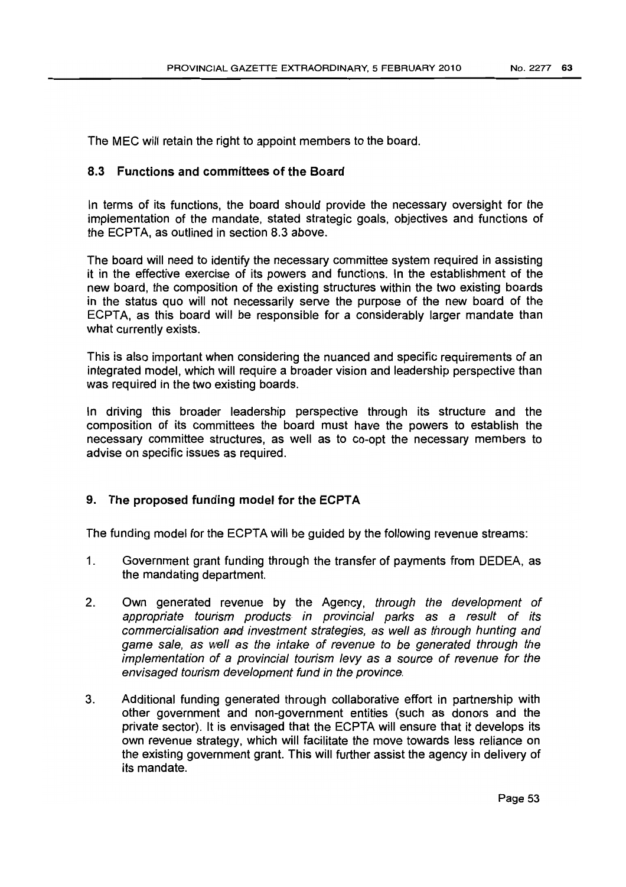The MEC will retain the right to appoint members to the board.

### 8.3 Functions and committees of the Board

In terms of its functions, the board should provide the necessary oversight for the implementation of the mandate, stated strategic goals, objectives and functions of the ECPTA, as outlined in section 8.3 above.

The board will need to identify the necessary committee system required in assisting it in the effective exercise of its powers and functions. In the establishment of the new board, the composition of the existing structures within the two existing boards in the status quo will not necessarily serve the purpose of the new board of the ECPTA, as this board will be responsible for a considerably larger mandate than what currently exists.

This is also important when considering the nuanced and specific requirements of an integrated model, which will require a broader vision and leadership perspective than was required in the two existing boards.

In driving this broader leadership perspective through its structure and the composition of its committees the board must have the powers to establish the necessary committee structures, as well as to co-opt the necessary members to advise on specific issues as required.

## 9. The proposed funding model for the ECPTA

The funding model for the ECPTA will be guided by the following revenue streams:

1. Government grant funding through the transfer of payments from DEDEA, as the mandating department.

2. Own generated revenue by the Agency, *through the development of appropriate tourism products in provincial parks as a result of its commercialisation and investment strategies, as well as through hunting and game sale, as well as the intake of revenue to be generated through the implementation of a provincial tourism levy as a source of revenue for the envisaged tourism development fund in the province.*

3. Additional funding generated through collaborative effort in partnership with other government and non-government entities (such as donors and the private sector). It is envisaged that the ECPTA will ensure that it develops its own revenue strategy, which will facilitate the move towards less reliance on the existing government grant. This will further assist the agency in delivery of its mandate.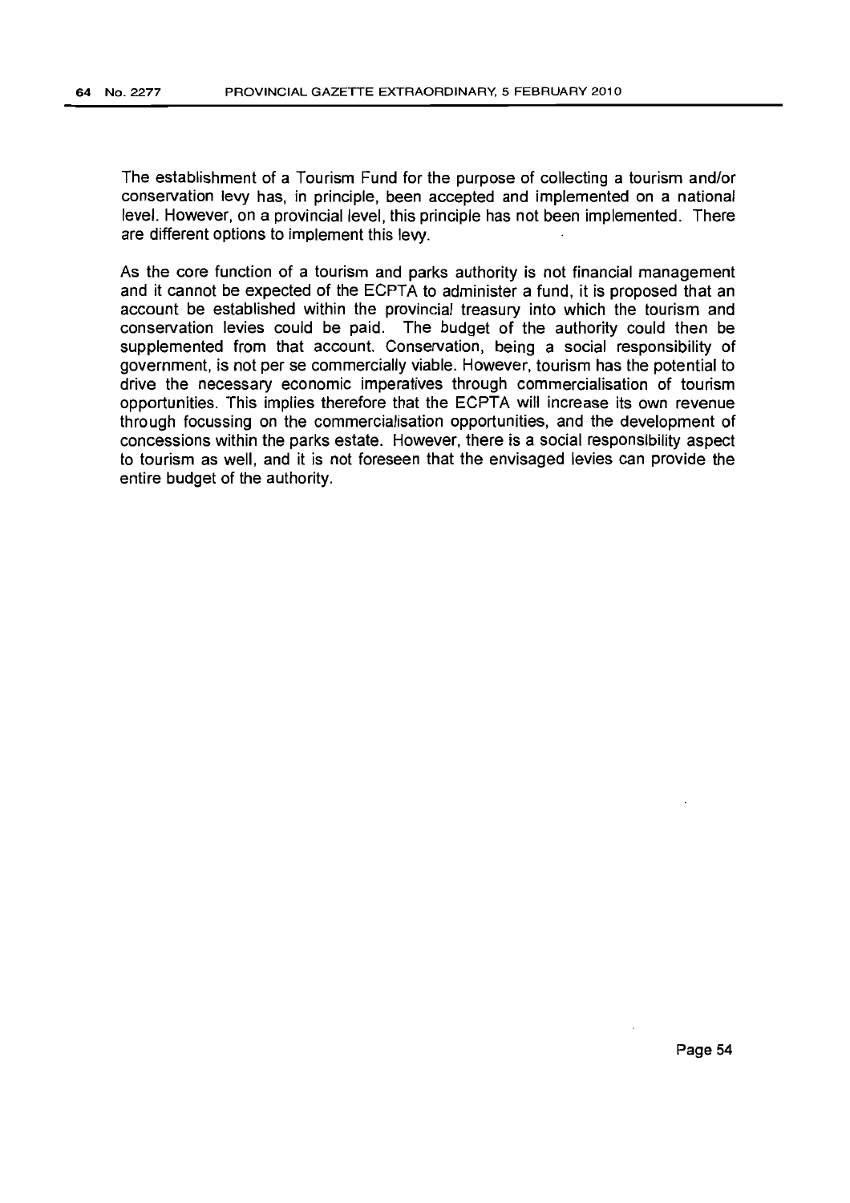The establishment of a Tourism Fund for the purpose of collecting a tourism and/or conservation levy has, in principle, been accepted and implemented on a national level. However, on a provincial level, this principle has not been implemented. There are different options to implement this levy.

As the core function of a tourism and parks authority is not financial management and it cannot be expected of the ECPTA to administer a fund, it is proposed that an account be established within the provincial treasury into which the tourism and conservation levies could be paid. The budget of the authority could then be supplemented from that account. Conservation, being a social responsibility of government, is not per se commercially viable. However, tourism has the potential to drive the necessary economic imperatives through commercialisation of tourism opportunities. This implies therefore that the ECPTA will increase its own revenue through focussing on the commercialisation opportunities, and the development of concessions within the parks estate. However, there is a social responsibility aspect to tourism as well, and it is not foreseen that the envisaged levies can provide the entire budget of the authority.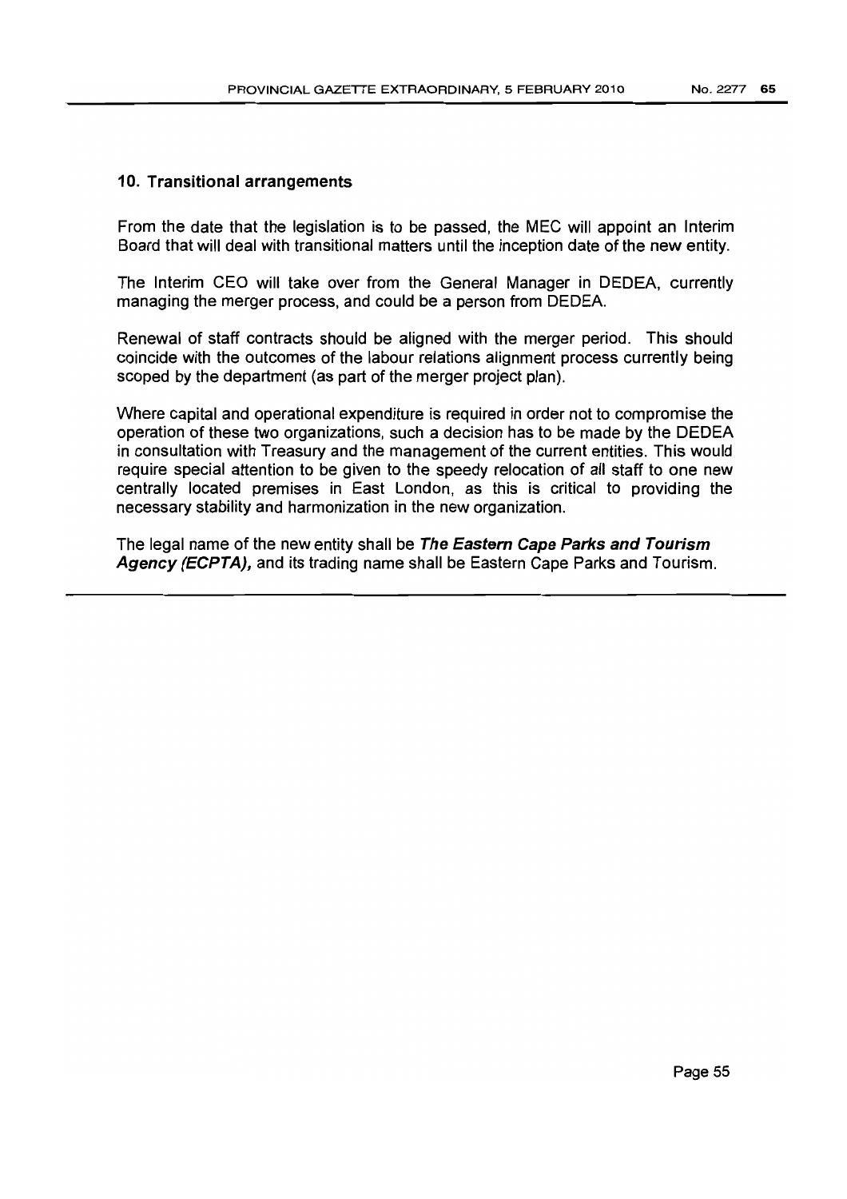## 10. Transitional arrangements

From the date that the legislation is to be passed, the MEC will appoint an Interim Board that will deal with transitional matters until the inception date of the new entity.

The Interim CEO will take over from the General Manager in DEDEA, currently managing the merger process, and could be a person from DEDEA.

Renewal of staff contracts should be aligned with the merger period. This should coincide with the outcomes of the labour relations alignment process currently being scoped by the department (as part of the merger project plan).

Where capital and operational expenditure is required in order not to compromise the operation of these two organizations, such a decision has to be made by the DEDEA in consultation with Treasury and the management of the current entities. This would require special attention to be given to the speedy relocation of all staff to one new centrally located premises in East London, as this is critical to providing the necessary stability and harmonization in the new organization.

The legal name of the new entity shall be ***The Eastern Cape Parks and Tourism Agency (ECPTA),*** and its trading name shall be Eastern Cape Parks and Tourism.